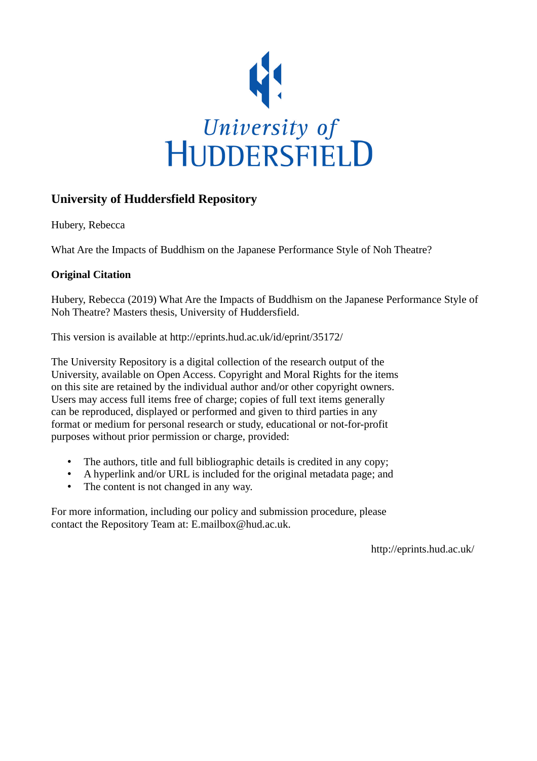University of
HUDDERSFIELD

## University of Huddersfield Repository

Hubery, Rebecca

What Are the Impacts of Buddhism on the Japanese Performance Style of Noh Theatre?

### Original Citation

Hubery, Rebecca (2019) What Are the Impacts of Buddhism on the Japanese Performance Style of Noh Theatre? Masters thesis, University of Huddersfield.

This version is available at http://eprints.hud.ac.uk/id/eprint/35172/

The University Repository is a digital collection of the research output of the University, available on Open Access. Copyright and Moral Rights for the items on this site are retained by the individual author and/or other copyright owners. Users may access full items free of charge; copies of full text items generally can be reproduced, displayed or performed and given to third parties in any format or medium for personal research or study, educational or not-for-profit purposes without prior permission or charge, provided:

- The authors, title and full bibliographic details is credited in any copy;
- A hyperlink and/or URL is included for the original metadata page; and
- The content is not changed in any way.

For more information, including our policy and submission procedure, please contact the Repository Team at: E.mailbox@hud.ac.uk.

http://eprints.hud.ac.uk/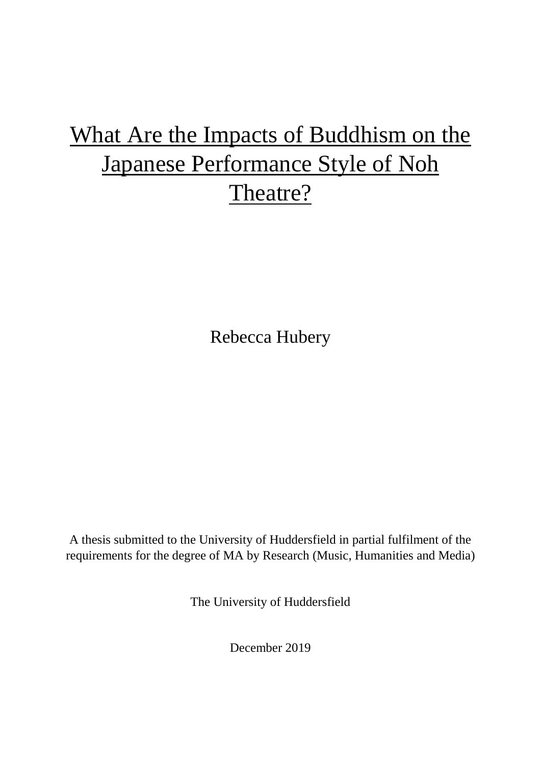# What Are the Impacts of Buddhism on the Japanese Performance Style of Noh Theatre?

Rebecca Hubery

A thesis submitted to the University of Huddersfield in partial fulfilment of the requirements for the degree of MA by Research (Music, Humanities and Media)

The University of Huddersfield

December 2019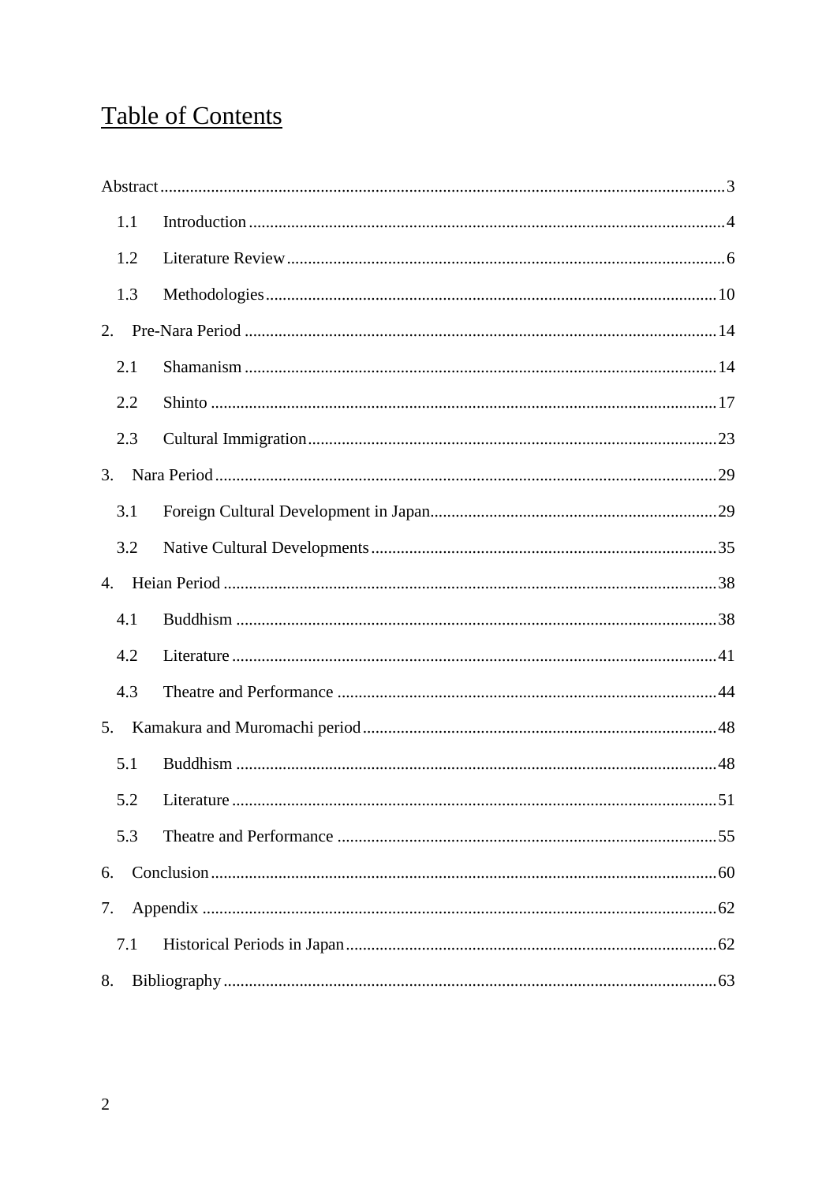# Table of Contents

Abstract ..... 3

- 1.1 Introduction ..... 4
- 1.2 Literature Review ..... 6
- 1.3 Methodologies ..... 10

2. Pre-Nara Period ..... 14
   - 2.1 Shamanism ..... 14
   - 2.2 Shinto ..... 17
   - 2.3 Cultural Immigration ..... 23
3. Nara Period ..... 29
   - 3.1 Foreign Cultural Development in Japan ..... 29
   - 3.2 Native Cultural Developments ..... 35
4. Heian Period ..... 38
   - 4.1 Buddhism ..... 38
   - 4.2 Literature ..... 41
   - 4.3 Theatre and Performance ..... 44
5. Kamakura and Muromachi period ..... 48
   - 5.1 Buddhism ..... 48
   - 5.2 Literature ..... 51
   - 5.3 Theatre and Performance ..... 55
6. Conclusion ..... 60
7. Appendix ..... 62
   - 7.1 Historical Periods in Japan ..... 62
8. Bibliography ..... 63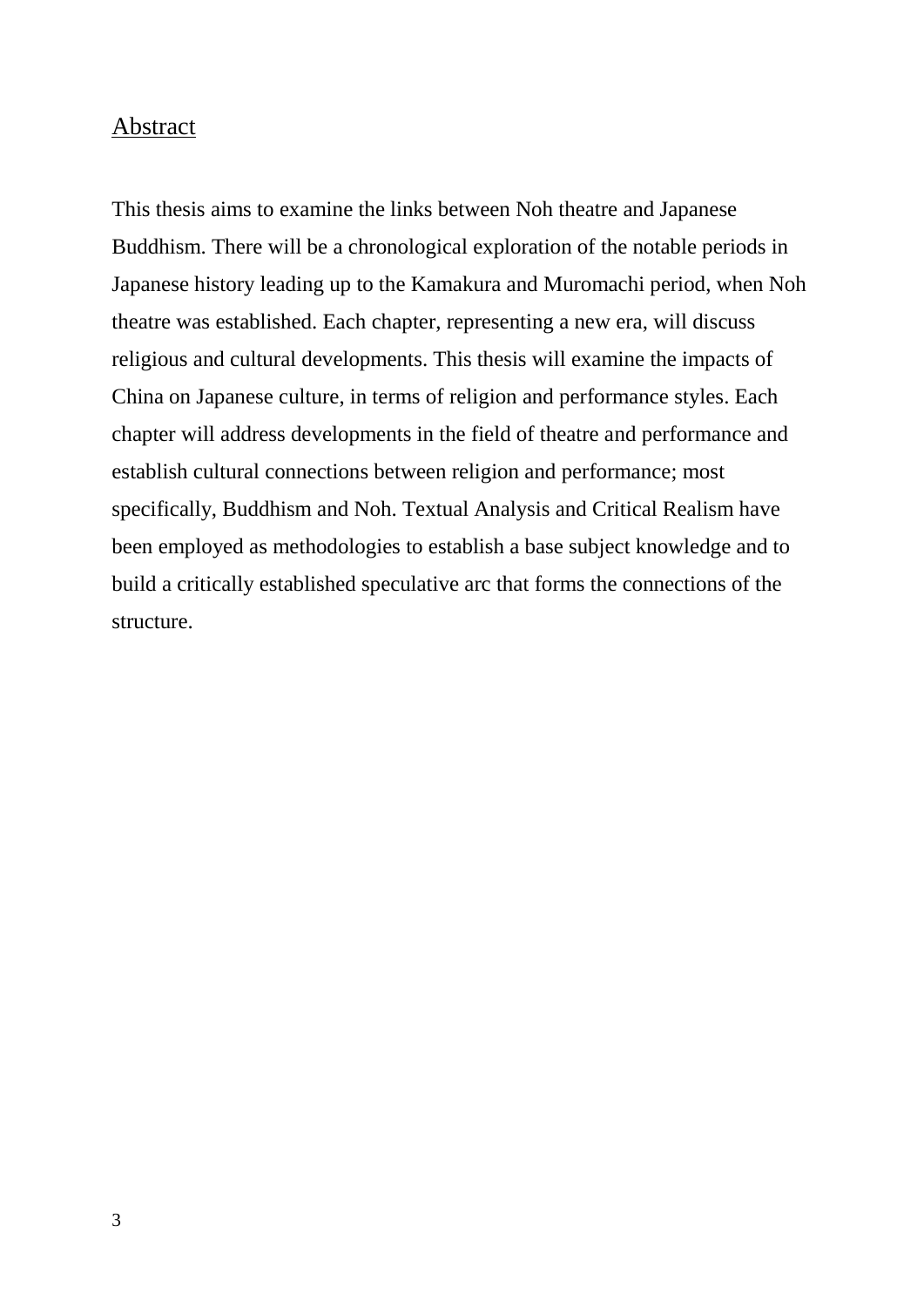## Abstract

This thesis aims to examine the links between Noh theatre and Japanese Buddhism. There will be a chronological exploration of the notable periods in Japanese history leading up to the Kamakura and Muromachi period, when Noh theatre was established. Each chapter, representing a new era, will discuss religious and cultural developments. This thesis will examine the impacts of China on Japanese culture, in terms of religion and performance styles. Each chapter will address developments in the field of theatre and performance and establish cultural connections between religion and performance; most specifically, Buddhism and Noh. Textual Analysis and Critical Realism have been employed as methodologies to establish a base subject knowledge and to build a critically established speculative arc that forms the connections of the structure.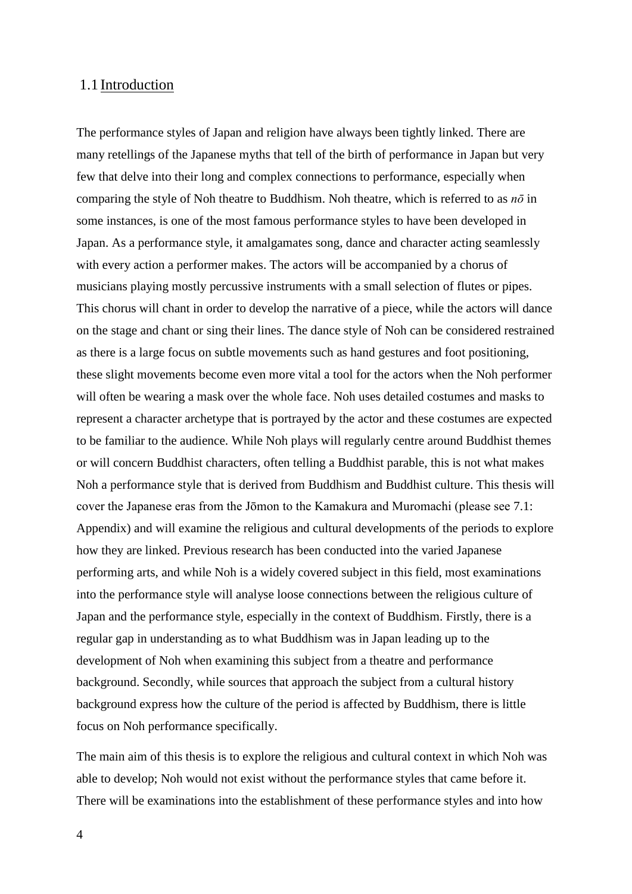## 1.1 Introduction

The performance styles of Japan and religion have always been tightly linked. There are many retellings of the Japanese myths that tell of the birth of performance in Japan but very few that delve into their long and complex connections to performance, especially when comparing the style of Noh theatre to Buddhism. Noh theatre, which is referred to as *nō* in some instances, is one of the most famous performance styles to have been developed in Japan. As a performance style, it amalgamates song, dance and character acting seamlessly with every action a performer makes. The actors will be accompanied by a chorus of musicians playing mostly percussive instruments with a small selection of flutes or pipes. This chorus will chant in order to develop the narrative of a piece, while the actors will dance on the stage and chant or sing their lines. The dance style of Noh can be considered restrained as there is a large focus on subtle movements such as hand gestures and foot positioning, these slight movements become even more vital a tool for the actors when the Noh performer will often be wearing a mask over the whole face. Noh uses detailed costumes and masks to represent a character archetype that is portrayed by the actor and these costumes are expected to be familiar to the audience. While Noh plays will regularly centre around Buddhist themes or will concern Buddhist characters, often telling a Buddhist parable, this is not what makes Noh a performance style that is derived from Buddhism and Buddhist culture. This thesis will cover the Japanese eras from the Jōmon to the Kamakura and Muromachi (please see 7.1: Appendix) and will examine the religious and cultural developments of the periods to explore how they are linked. Previous research has been conducted into the varied Japanese performing arts, and while Noh is a widely covered subject in this field, most examinations into the performance style will analyse loose connections between the religious culture of Japan and the performance style, especially in the context of Buddhism. Firstly, there is a regular gap in understanding as to what Buddhism was in Japan leading up to the development of Noh when examining this subject from a theatre and performance background. Secondly, while sources that approach the subject from a cultural history background express how the culture of the period is affected by Buddhism, there is little focus on Noh performance specifically.

The main aim of this thesis is to explore the religious and cultural context in which Noh was able to develop; Noh would not exist without the performance styles that came before it. There will be examinations into the establishment of these performance styles and into how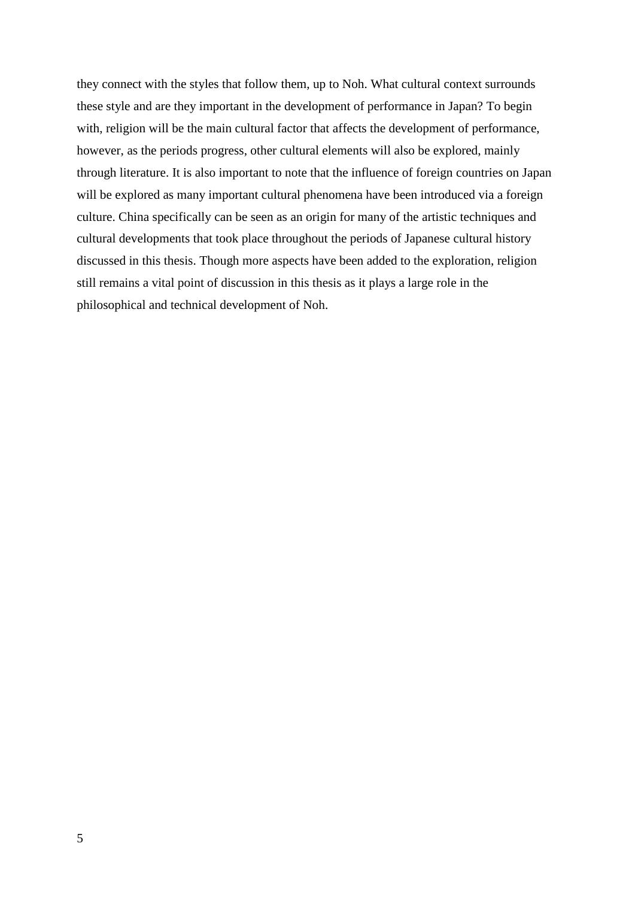they connect with the styles that follow them, up to Noh. What cultural context surrounds these style and are they important in the development of performance in Japan? To begin with, religion will be the main cultural factor that affects the development of performance, however, as the periods progress, other cultural elements will also be explored, mainly through literature. It is also important to note that the influence of foreign countries on Japan will be explored as many important cultural phenomena have been introduced via a foreign culture. China specifically can be seen as an origin for many of the artistic techniques and cultural developments that took place throughout the periods of Japanese cultural history discussed in this thesis. Though more aspects have been added to the exploration, religion still remains a vital point of discussion in this thesis as it plays a large role in the philosophical and technical development of Noh.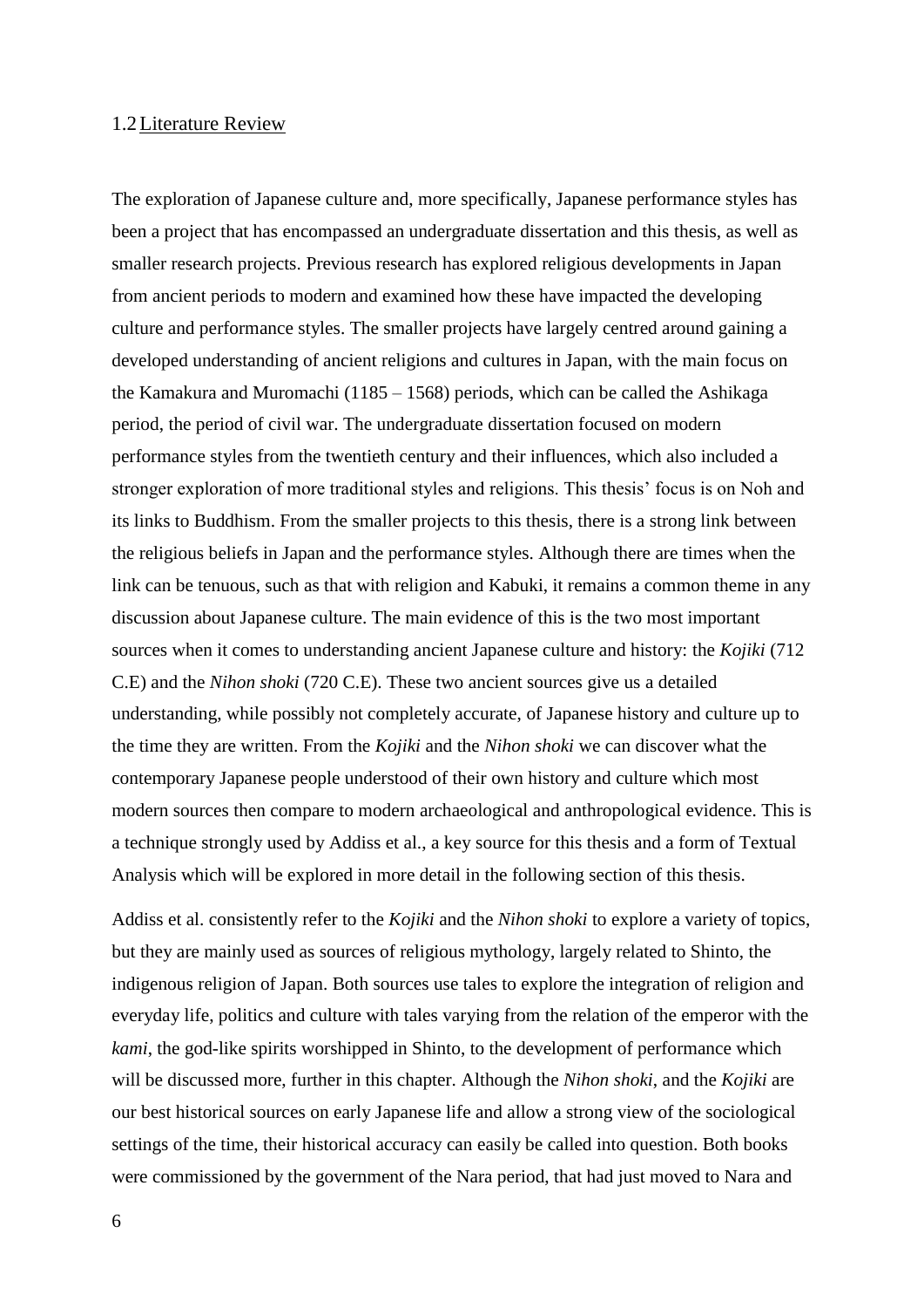## 1.2 Literature Review

The exploration of Japanese culture and, more specifically, Japanese performance styles has been a project that has encompassed an undergraduate dissertation and this thesis, as well as smaller research projects. Previous research has explored religious developments in Japan from ancient periods to modern and examined how these have impacted the developing culture and performance styles. The smaller projects have largely centred around gaining a developed understanding of ancient religions and cultures in Japan, with the main focus on the Kamakura and Muromachi (1185 – 1568) periods, which can be called the Ashikaga period, the period of civil war. The undergraduate dissertation focused on modern performance styles from the twentieth century and their influences, which also included a stronger exploration of more traditional styles and religions. This thesis' focus is on Noh and its links to Buddhism. From the smaller projects to this thesis, there is a strong link between the religious beliefs in Japan and the performance styles. Although there are times when the link can be tenuous, such as that with religion and Kabuki, it remains a common theme in any discussion about Japanese culture. The main evidence of this is the two most important sources when it comes to understanding ancient Japanese culture and history: the *Kojiki* (712 C.E) and the *Nihon shoki* (720 C.E). These two ancient sources give us a detailed understanding, while possibly not completely accurate, of Japanese history and culture up to the time they are written. From the *Kojiki* and the *Nihon shoki* we can discover what the contemporary Japanese people understood of their own history and culture which most modern sources then compare to modern archaeological and anthropological evidence. This is a technique strongly used by Addiss et al., a key source for this thesis and a form of Textual Analysis which will be explored in more detail in the following section of this thesis.

Addiss et al. consistently refer to the *Kojiki* and the *Nihon shoki* to explore a variety of topics, but they are mainly used as sources of religious mythology, largely related to Shinto, the indigenous religion of Japan. Both sources use tales to explore the integration of religion and everyday life, politics and culture with tales varying from the relation of the emperor with the *kami*, the god-like spirits worshipped in Shinto, to the development of performance which will be discussed more, further in this chapter. Although the *Nihon shoki*, and the *Kojiki* are our best historical sources on early Japanese life and allow a strong view of the sociological settings of the time, their historical accuracy can easily be called into question. Both books were commissioned by the government of the Nara period, that had just moved to Nara and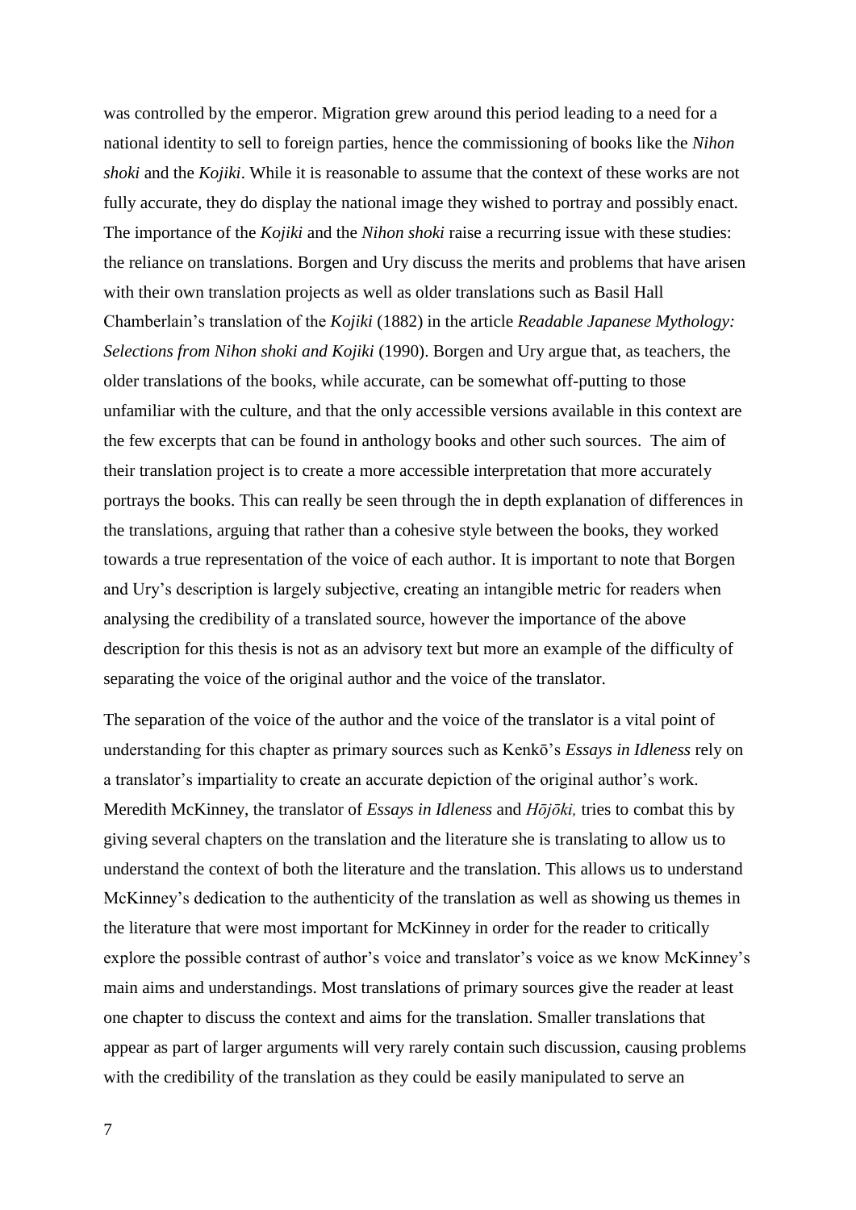was controlled by the emperor. Migration grew around this period leading to a need for a national identity to sell to foreign parties, hence the commissioning of books like the *Nihon shoki* and the *Kojiki*. While it is reasonable to assume that the context of these works are not fully accurate, they do display the national image they wished to portray and possibly enact. The importance of the *Kojiki* and the *Nihon shoki* raise a recurring issue with these studies: the reliance on translations. Borgen and Ury discuss the merits and problems that have arisen with their own translation projects as well as older translations such as Basil Hall Chamberlain's translation of the *Kojiki* (1882) in the article *Readable Japanese Mythology: Selections from Nihon shoki and Kojiki* (1990). Borgen and Ury argue that, as teachers, the older translations of the books, while accurate, can be somewhat off-putting to those unfamiliar with the culture, and that the only accessible versions available in this context are the few excerpts that can be found in anthology books and other such sources. The aim of their translation project is to create a more accessible interpretation that more accurately portrays the books. This can really be seen through the in depth explanation of differences in the translations, arguing that rather than a cohesive style between the books, they worked towards a true representation of the voice of each author. It is important to note that Borgen and Ury's description is largely subjective, creating an intangible metric for readers when analysing the credibility of a translated source, however the importance of the above description for this thesis is not as an advisory text but more an example of the difficulty of separating the voice of the original author and the voice of the translator.

The separation of the voice of the author and the voice of the translator is a vital point of understanding for this chapter as primary sources such as Kenkō's *Essays in Idleness* rely on a translator's impartiality to create an accurate depiction of the original author's work. Meredith McKinney, the translator of *Essays in Idleness* and *Hōjōki,* tries to combat this by giving several chapters on the translation and the literature she is translating to allow us to understand the context of both the literature and the translation. This allows us to understand McKinney's dedication to the authenticity of the translation as well as showing us themes in the literature that were most important for McKinney in order for the reader to critically explore the possible contrast of author's voice and translator's voice as we know McKinney's main aims and understandings. Most translations of primary sources give the reader at least one chapter to discuss the context and aims for the translation. Smaller translations that appear as part of larger arguments will very rarely contain such discussion, causing problems with the credibility of the translation as they could be easily manipulated to serve an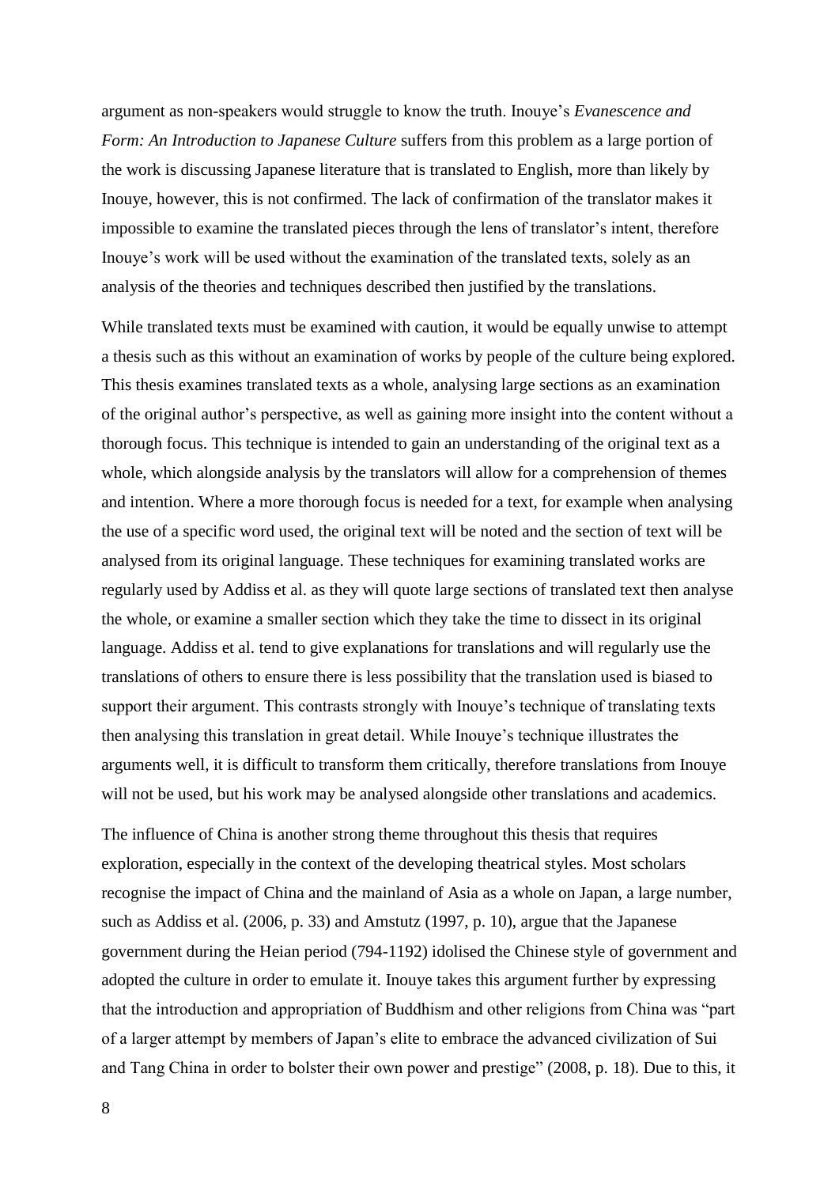argument as non-speakers would struggle to know the truth. Inouye's *Evanescence and Form: An Introduction to Japanese Culture* suffers from this problem as a large portion of the work is discussing Japanese literature that is translated to English, more than likely by Inouye, however, this is not confirmed. The lack of confirmation of the translator makes it impossible to examine the translated pieces through the lens of translator's intent, therefore Inouye's work will be used without the examination of the translated texts, solely as an analysis of the theories and techniques described then justified by the translations.

While translated texts must be examined with caution, it would be equally unwise to attempt a thesis such as this without an examination of works by people of the culture being explored. This thesis examines translated texts as a whole, analysing large sections as an examination of the original author's perspective, as well as gaining more insight into the content without a thorough focus. This technique is intended to gain an understanding of the original text as a whole, which alongside analysis by the translators will allow for a comprehension of themes and intention. Where a more thorough focus is needed for a text, for example when analysing the use of a specific word used, the original text will be noted and the section of text will be analysed from its original language. These techniques for examining translated works are regularly used by Addiss et al. as they will quote large sections of translated text then analyse the whole, or examine a smaller section which they take the time to dissect in its original language. Addiss et al. tend to give explanations for translations and will regularly use the translations of others to ensure there is less possibility that the translation used is biased to support their argument. This contrasts strongly with Inouye's technique of translating texts then analysing this translation in great detail. While Inouye's technique illustrates the arguments well, it is difficult to transform them critically, therefore translations from Inouye will not be used, but his work may be analysed alongside other translations and academics.

The influence of China is another strong theme throughout this thesis that requires exploration, especially in the context of the developing theatrical styles. Most scholars recognise the impact of China and the mainland of Asia as a whole on Japan, a large number, such as Addiss et al. (2006, p. 33) and Amstutz (1997, p. 10), argue that the Japanese government during the Heian period (794-1192) idolised the Chinese style of government and adopted the culture in order to emulate it. Inouye takes this argument further by expressing that the introduction and appropriation of Buddhism and other religions from China was "part of a larger attempt by members of Japan's elite to embrace the advanced civilization of Sui and Tang China in order to bolster their own power and prestige" (2008, p. 18). Due to this, it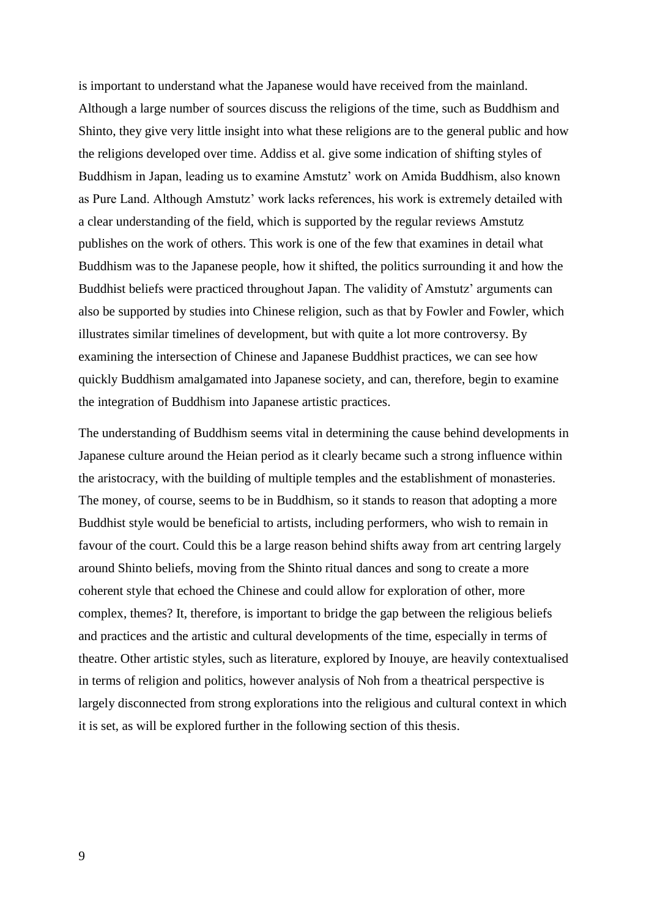is important to understand what the Japanese would have received from the mainland. Although a large number of sources discuss the religions of the time, such as Buddhism and Shinto, they give very little insight into what these religions are to the general public and how the religions developed over time. Addiss et al. give some indication of shifting styles of Buddhism in Japan, leading us to examine Amstutz' work on Amida Buddhism, also known as Pure Land. Although Amstutz' work lacks references, his work is extremely detailed with a clear understanding of the field, which is supported by the regular reviews Amstutz publishes on the work of others. This work is one of the few that examines in detail what Buddhism was to the Japanese people, how it shifted, the politics surrounding it and how the Buddhist beliefs were practiced throughout Japan. The validity of Amstutz' arguments can also be supported by studies into Chinese religion, such as that by Fowler and Fowler, which illustrates similar timelines of development, but with quite a lot more controversy. By examining the intersection of Chinese and Japanese Buddhist practices, we can see how quickly Buddhism amalgamated into Japanese society, and can, therefore, begin to examine the integration of Buddhism into Japanese artistic practices.

The understanding of Buddhism seems vital in determining the cause behind developments in Japanese culture around the Heian period as it clearly became such a strong influence within the aristocracy, with the building of multiple temples and the establishment of monasteries. The money, of course, seems to be in Buddhism, so it stands to reason that adopting a more Buddhist style would be beneficial to artists, including performers, who wish to remain in favour of the court. Could this be a large reason behind shifts away from art centring largely around Shinto beliefs, moving from the Shinto ritual dances and song to create a more coherent style that echoed the Chinese and could allow for exploration of other, more complex, themes? It, therefore, is important to bridge the gap between the religious beliefs and practices and the artistic and cultural developments of the time, especially in terms of theatre. Other artistic styles, such as literature, explored by Inouye, are heavily contextualised in terms of religion and politics, however analysis of Noh from a theatrical perspective is largely disconnected from strong explorations into the religious and cultural context in which it is set, as will be explored further in the following section of this thesis.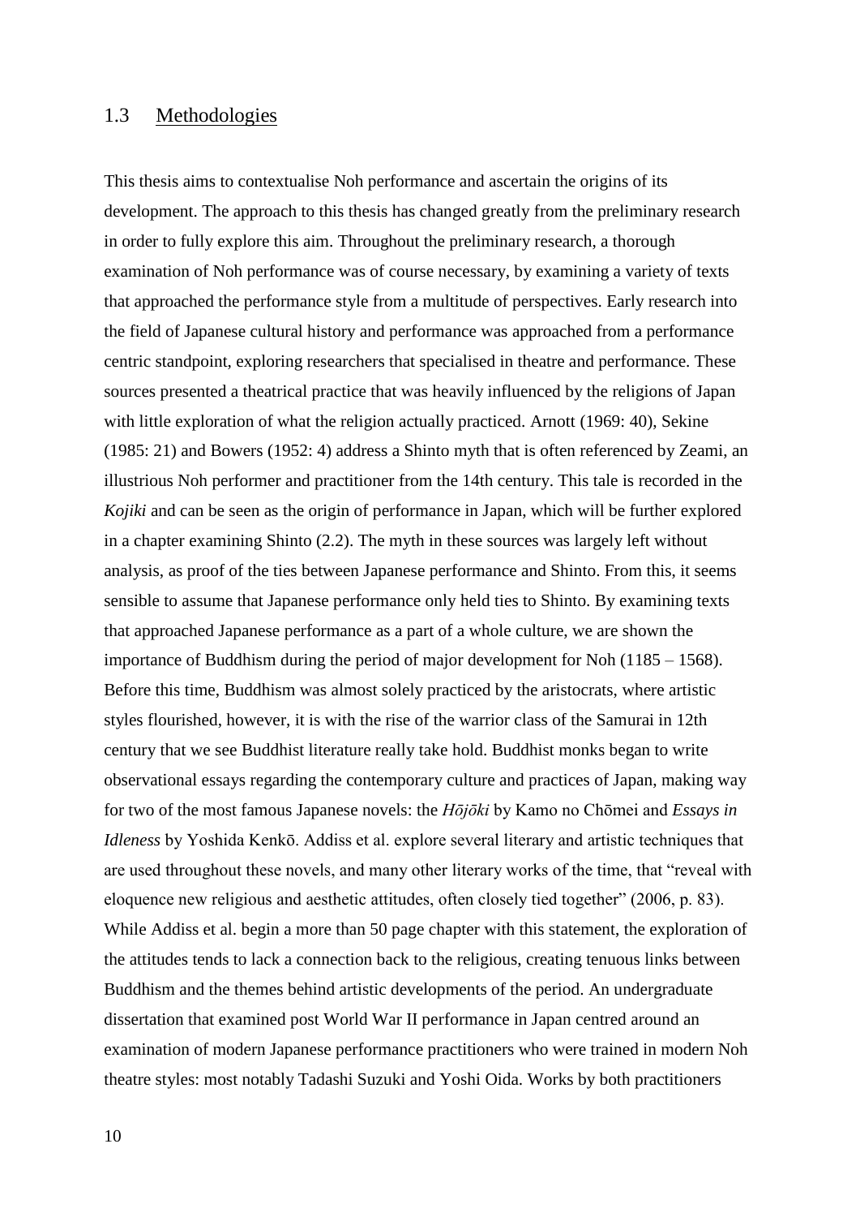## 1.3 Methodologies

This thesis aims to contextualise Noh performance and ascertain the origins of its development. The approach to this thesis has changed greatly from the preliminary research in order to fully explore this aim. Throughout the preliminary research, a thorough examination of Noh performance was of course necessary, by examining a variety of texts that approached the performance style from a multitude of perspectives. Early research into the field of Japanese cultural history and performance was approached from a performance centric standpoint, exploring researchers that specialised in theatre and performance. These sources presented a theatrical practice that was heavily influenced by the religions of Japan with little exploration of what the religion actually practiced. Arnott (1969: 40), Sekine (1985: 21) and Bowers (1952: 4) address a Shinto myth that is often referenced by Zeami, an illustrious Noh performer and practitioner from the 14th century. This tale is recorded in the *Kojiki* and can be seen as the origin of performance in Japan, which will be further explored in a chapter examining Shinto (2.2). The myth in these sources was largely left without analysis, as proof of the ties between Japanese performance and Shinto. From this, it seems sensible to assume that Japanese performance only held ties to Shinto. By examining texts that approached Japanese performance as a part of a whole culture, we are shown the importance of Buddhism during the period of major development for Noh (1185 – 1568). Before this time, Buddhism was almost solely practiced by the aristocrats, where artistic styles flourished, however, it is with the rise of the warrior class of the Samurai in 12th century that we see Buddhist literature really take hold. Buddhist monks began to write observational essays regarding the contemporary culture and practices of Japan, making way for two of the most famous Japanese novels: the *Hōjōki* by Kamo no Chōmei and *Essays in Idleness* by Yoshida Kenkō. Addiss et al. explore several literary and artistic techniques that are used throughout these novels, and many other literary works of the time, that "reveal with eloquence new religious and aesthetic attitudes, often closely tied together" (2006, p. 83). While Addiss et al. begin a more than 50 page chapter with this statement, the exploration of the attitudes tends to lack a connection back to the religious, creating tenuous links between Buddhism and the themes behind artistic developments of the period. An undergraduate dissertation that examined post World War II performance in Japan centred around an examination of modern Japanese performance practitioners who were trained in modern Noh theatre styles: most notably Tadashi Suzuki and Yoshi Oida. Works by both practitioners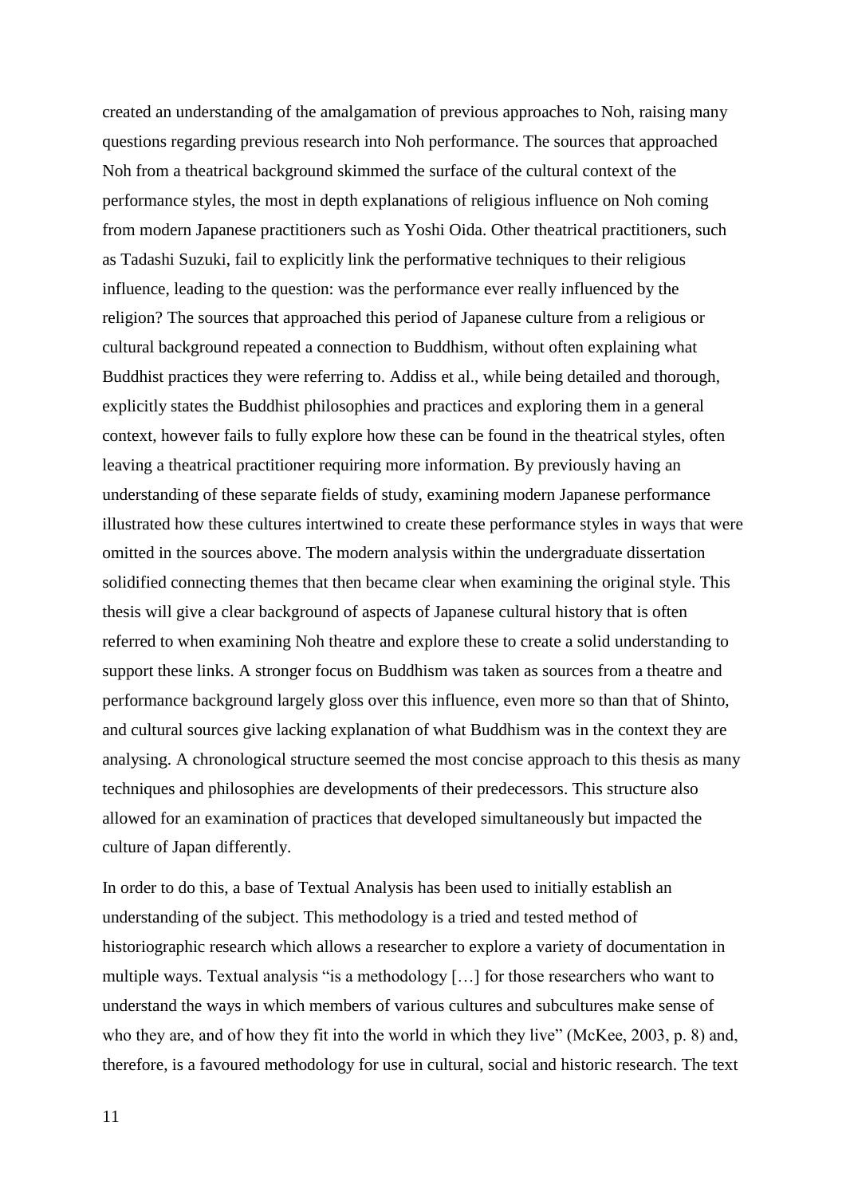created an understanding of the amalgamation of previous approaches to Noh, raising many questions regarding previous research into Noh performance. The sources that approached Noh from a theatrical background skimmed the surface of the cultural context of the performance styles, the most in depth explanations of religious influence on Noh coming from modern Japanese practitioners such as Yoshi Oida. Other theatrical practitioners, such as Tadashi Suzuki, fail to explicitly link the performative techniques to their religious influence, leading to the question: was the performance ever really influenced by the religion? The sources that approached this period of Japanese culture from a religious or cultural background repeated a connection to Buddhism, without often explaining what Buddhist practices they were referring to. Addiss et al., while being detailed and thorough, explicitly states the Buddhist philosophies and practices and exploring them in a general context, however fails to fully explore how these can be found in the theatrical styles, often leaving a theatrical practitioner requiring more information. By previously having an understanding of these separate fields of study, examining modern Japanese performance illustrated how these cultures intertwined to create these performance styles in ways that were omitted in the sources above. The modern analysis within the undergraduate dissertation solidified connecting themes that then became clear when examining the original style. This thesis will give a clear background of aspects of Japanese cultural history that is often referred to when examining Noh theatre and explore these to create a solid understanding to support these links. A stronger focus on Buddhism was taken as sources from a theatre and performance background largely gloss over this influence, even more so than that of Shinto, and cultural sources give lacking explanation of what Buddhism was in the context they are analysing. A chronological structure seemed the most concise approach to this thesis as many techniques and philosophies are developments of their predecessors. This structure also allowed for an examination of practices that developed simultaneously but impacted the culture of Japan differently.

In order to do this, a base of Textual Analysis has been used to initially establish an understanding of the subject. This methodology is a tried and tested method of historiographic research which allows a researcher to explore a variety of documentation in multiple ways. Textual analysis "is a methodology […] for those researchers who want to understand the ways in which members of various cultures and subcultures make sense of who they are, and of how they fit into the world in which they live" (McKee, 2003, p. 8) and, therefore, is a favoured methodology for use in cultural, social and historic research. The text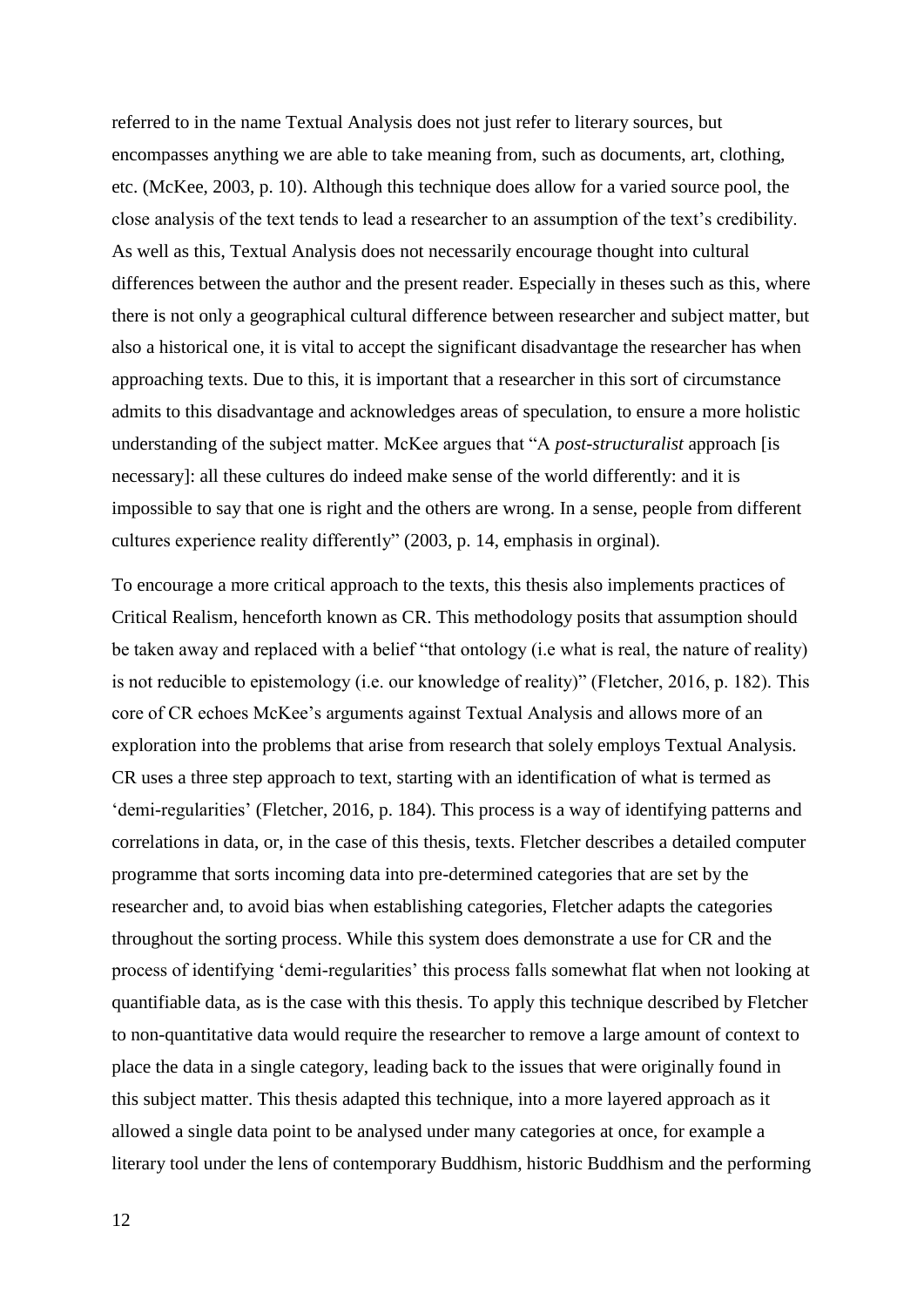referred to in the name Textual Analysis does not just refer to literary sources, but encompasses anything we are able to take meaning from, such as documents, art, clothing, etc. (McKee, 2003, p. 10). Although this technique does allow for a varied source pool, the close analysis of the text tends to lead a researcher to an assumption of the text's credibility. As well as this, Textual Analysis does not necessarily encourage thought into cultural differences between the author and the present reader. Especially in theses such as this, where there is not only a geographical cultural difference between researcher and subject matter, but also a historical one, it is vital to accept the significant disadvantage the researcher has when approaching texts. Due to this, it is important that a researcher in this sort of circumstance admits to this disadvantage and acknowledges areas of speculation, to ensure a more holistic understanding of the subject matter. McKee argues that "A *post-structuralist* approach [is necessary]: all these cultures do indeed make sense of the world differently: and it is impossible to say that one is right and the others are wrong. In a sense, people from different cultures experience reality differently" (2003, p. 14, emphasis in orginal).

To encourage a more critical approach to the texts, this thesis also implements practices of Critical Realism, henceforth known as CR. This methodology posits that assumption should be taken away and replaced with a belief "that ontology (i.e what is real, the nature of reality) is not reducible to epistemology (i.e. our knowledge of reality)" (Fletcher, 2016, p. 182). This core of CR echoes McKee's arguments against Textual Analysis and allows more of an exploration into the problems that arise from research that solely employs Textual Analysis. CR uses a three step approach to text, starting with an identification of what is termed as 'demi-regularities' (Fletcher, 2016, p. 184). This process is a way of identifying patterns and correlations in data, or, in the case of this thesis, texts. Fletcher describes a detailed computer programme that sorts incoming data into pre-determined categories that are set by the researcher and, to avoid bias when establishing categories, Fletcher adapts the categories throughout the sorting process. While this system does demonstrate a use for CR and the process of identifying 'demi-regularities' this process falls somewhat flat when not looking at quantifiable data, as is the case with this thesis. To apply this technique described by Fletcher to non-quantitative data would require the researcher to remove a large amount of context to place the data in a single category, leading back to the issues that were originally found in this subject matter. This thesis adapted this technique, into a more layered approach as it allowed a single data point to be analysed under many categories at once, for example a literary tool under the lens of contemporary Buddhism, historic Buddhism and the performing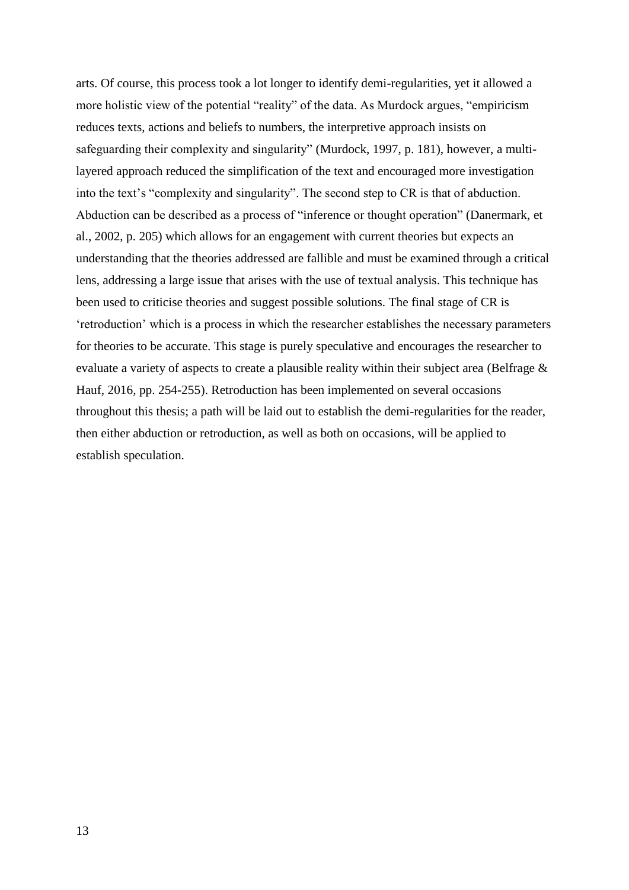arts. Of course, this process took a lot longer to identify demi-regularities, yet it allowed a more holistic view of the potential "reality" of the data. As Murdock argues, "empiricism reduces texts, actions and beliefs to numbers, the interpretive approach insists on safeguarding their complexity and singularity" (Murdock, 1997, p. 181), however, a multi-layered approach reduced the simplification of the text and encouraged more investigation into the text's "complexity and singularity". The second step to CR is that of abduction. Abduction can be described as a process of "inference or thought operation" (Danermark, et al., 2002, p. 205) which allows for an engagement with current theories but expects an understanding that the theories addressed are fallible and must be examined through a critical lens, addressing a large issue that arises with the use of textual analysis. This technique has been used to criticise theories and suggest possible solutions. The final stage of CR is 'retroduction' which is a process in which the researcher establishes the necessary parameters for theories to be accurate. This stage is purely speculative and encourages the researcher to evaluate a variety of aspects to create a plausible reality within their subject area (Belfrage & Hauf, 2016, pp. 254-255). Retroduction has been implemented on several occasions throughout this thesis; a path will be laid out to establish the demi-regularities for the reader, then either abduction or retroduction, as well as both on occasions, will be applied to establish speculation.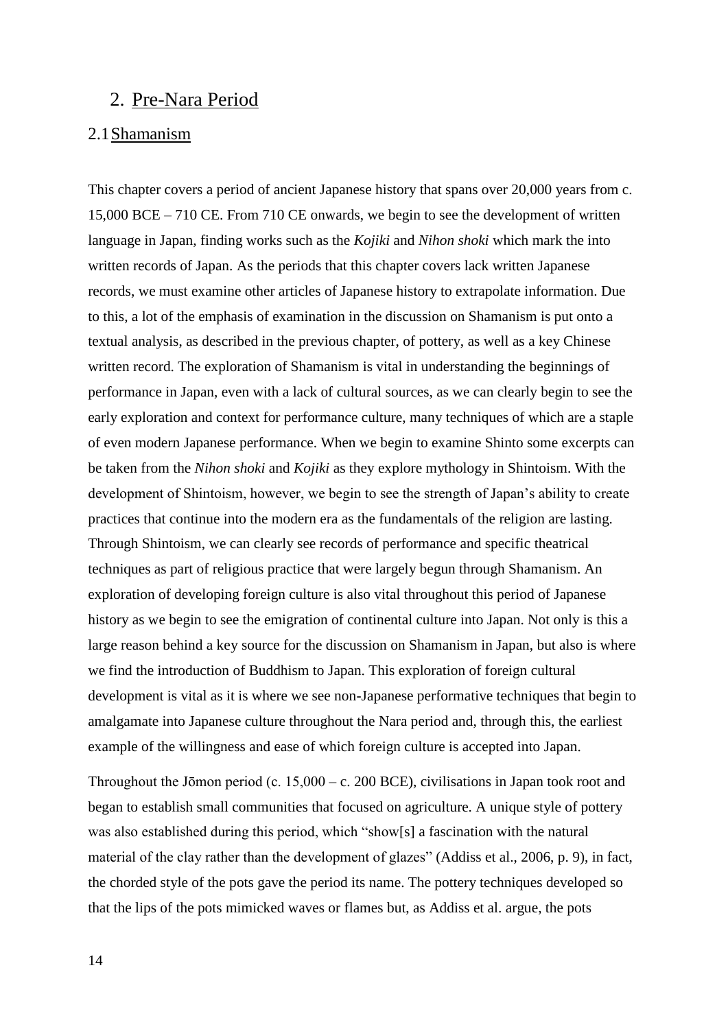## 2. Pre-Nara Period

### 2.1 Shamanism

This chapter covers a period of ancient Japanese history that spans over 20,000 years from c. 15,000 BCE – 710 CE. From 710 CE onwards, we begin to see the development of written language in Japan, finding works such as the *Kojiki* and *Nihon shoki* which mark the into written records of Japan. As the periods that this chapter covers lack written Japanese records, we must examine other articles of Japanese history to extrapolate information. Due to this, a lot of the emphasis of examination in the discussion on Shamanism is put onto a textual analysis, as described in the previous chapter, of pottery, as well as a key Chinese written record. The exploration of Shamanism is vital in understanding the beginnings of performance in Japan, even with a lack of cultural sources, as we can clearly begin to see the early exploration and context for performance culture, many techniques of which are a staple of even modern Japanese performance. When we begin to examine Shinto some excerpts can be taken from the *Nihon shoki* and *Kojiki* as they explore mythology in Shintoism. With the development of Shintoism, however, we begin to see the strength of Japan's ability to create practices that continue into the modern era as the fundamentals of the religion are lasting. Through Shintoism, we can clearly see records of performance and specific theatrical techniques as part of religious practice that were largely begun through Shamanism. An exploration of developing foreign culture is also vital throughout this period of Japanese history as we begin to see the emigration of continental culture into Japan. Not only is this a large reason behind a key source for the discussion on Shamanism in Japan, but also is where we find the introduction of Buddhism to Japan. This exploration of foreign cultural development is vital as it is where we see non-Japanese performative techniques that begin to amalgamate into Japanese culture throughout the Nara period and, through this, the earliest example of the willingness and ease of which foreign culture is accepted into Japan.

Throughout the Jōmon period (c. 15,000 – c. 200 BCE), civilisations in Japan took root and began to establish small communities that focused on agriculture. A unique style of pottery was also established during this period, which "show[s] a fascination with the natural material of the clay rather than the development of glazes" (Addiss et al., 2006, p. 9), in fact, the chorded style of the pots gave the period its name. The pottery techniques developed so that the lips of the pots mimicked waves or flames but, as Addiss et al. argue, the pots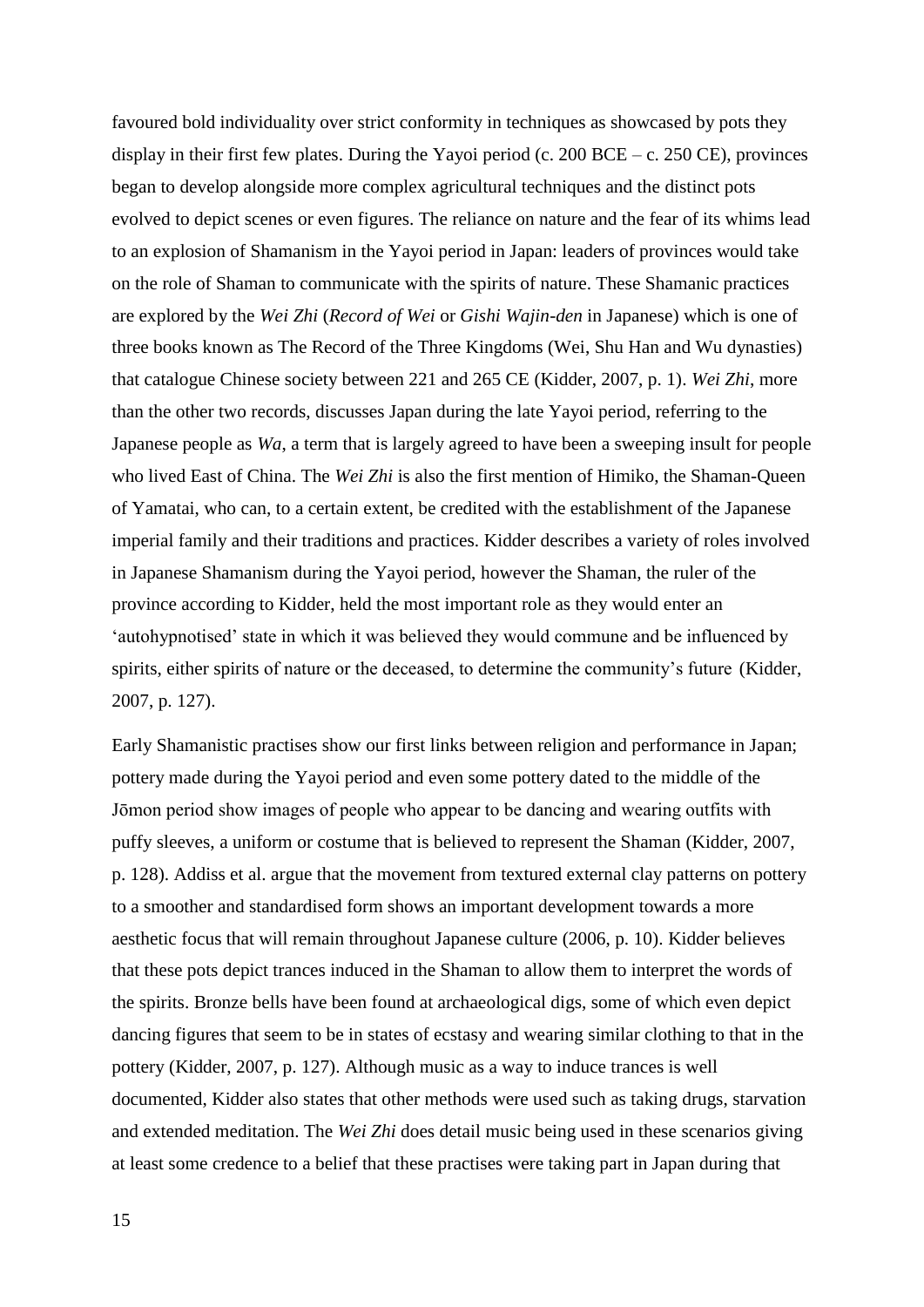favoured bold individuality over strict conformity in techniques as showcased by pots they display in their first few plates. During the Yayoi period (c. 200 BCE – c. 250 CE), provinces began to develop alongside more complex agricultural techniques and the distinct pots evolved to depict scenes or even figures. The reliance on nature and the fear of its whims lead to an explosion of Shamanism in the Yayoi period in Japan: leaders of provinces would take on the role of Shaman to communicate with the spirits of nature. These Shamanic practices are explored by the *Wei Zhi* (*Record of Wei* or *Gishi Wajin-den* in Japanese) which is one of three books known as The Record of the Three Kingdoms (Wei, Shu Han and Wu dynasties) that catalogue Chinese society between 221 and 265 CE (Kidder, 2007, p. 1). *Wei Zhi*, more than the other two records, discusses Japan during the late Yayoi period, referring to the Japanese people as *Wa*, a term that is largely agreed to have been a sweeping insult for people who lived East of China. The *Wei Zhi* is also the first mention of Himiko, the Shaman-Queen of Yamatai, who can, to a certain extent, be credited with the establishment of the Japanese imperial family and their traditions and practices. Kidder describes a variety of roles involved in Japanese Shamanism during the Yayoi period, however the Shaman, the ruler of the province according to Kidder, held the most important role as they would enter an 'autohypnotised' state in which it was believed they would commune and be influenced by spirits, either spirits of nature or the deceased, to determine the community's future (Kidder, 2007, p. 127).

Early Shamanistic practises show our first links between religion and performance in Japan; pottery made during the Yayoi period and even some pottery dated to the middle of the Jōmon period show images of people who appear to be dancing and wearing outfits with puffy sleeves, a uniform or costume that is believed to represent the Shaman (Kidder, 2007, p. 128). Addiss et al. argue that the movement from textured external clay patterns on pottery to a smoother and standardised form shows an important development towards a more aesthetic focus that will remain throughout Japanese culture (2006, p. 10). Kidder believes that these pots depict trances induced in the Shaman to allow them to interpret the words of the spirits. Bronze bells have been found at archaeological digs, some of which even depict dancing figures that seem to be in states of ecstasy and wearing similar clothing to that in the pottery (Kidder, 2007, p. 127). Although music as a way to induce trances is well documented, Kidder also states that other methods were used such as taking drugs, starvation and extended meditation. The *Wei Zhi* does detail music being used in these scenarios giving at least some credence to a belief that these practises were taking part in Japan during that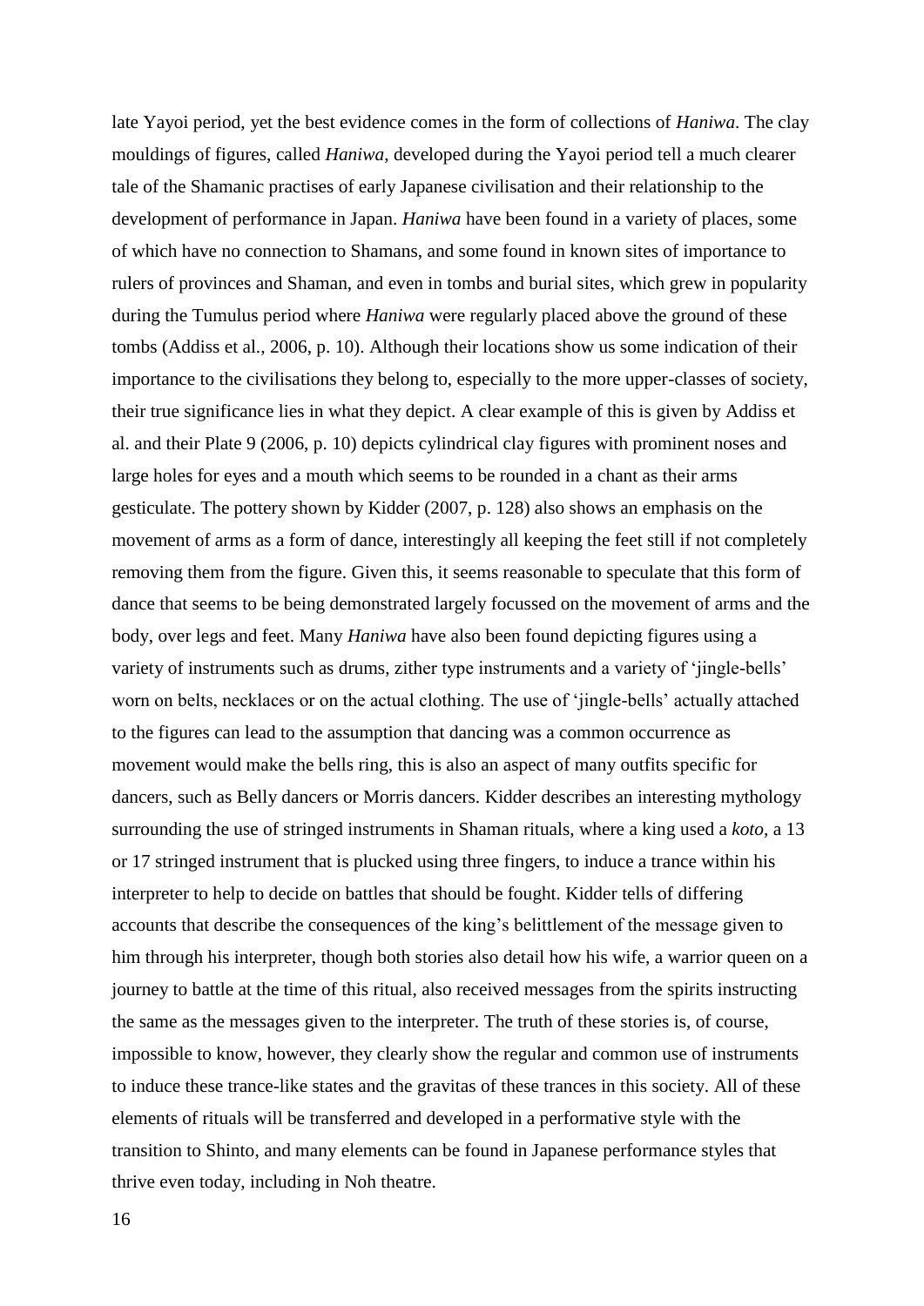late Yayoi period, yet the best evidence comes in the form of collections of *Haniwa*. The clay mouldings of figures, called *Haniwa*, developed during the Yayoi period tell a much clearer tale of the Shamanic practises of early Japanese civilisation and their relationship to the development of performance in Japan. *Haniwa* have been found in a variety of places, some of which have no connection to Shamans, and some found in known sites of importance to rulers of provinces and Shaman, and even in tombs and burial sites, which grew in popularity during the Tumulus period where *Haniwa* were regularly placed above the ground of these tombs (Addiss et al., 2006, p. 10). Although their locations show us some indication of their importance to the civilisations they belong to, especially to the more upper-classes of society, their true significance lies in what they depict. A clear example of this is given by Addiss et al. and their Plate 9 (2006, p. 10) depicts cylindrical clay figures with prominent noses and large holes for eyes and a mouth which seems to be rounded in a chant as their arms gesticulate. The pottery shown by Kidder (2007, p. 128) also shows an emphasis on the movement of arms as a form of dance, interestingly all keeping the feet still if not completely removing them from the figure. Given this, it seems reasonable to speculate that this form of dance that seems to be being demonstrated largely focussed on the movement of arms and the body, over legs and feet. Many *Haniwa* have also been found depicting figures using a variety of instruments such as drums, zither type instruments and a variety of 'jingle-bells' worn on belts, necklaces or on the actual clothing. The use of 'jingle-bells' actually attached to the figures can lead to the assumption that dancing was a common occurrence as movement would make the bells ring, this is also an aspect of many outfits specific for dancers, such as Belly dancers or Morris dancers. Kidder describes an interesting mythology surrounding the use of stringed instruments in Shaman rituals, where a king used a *koto*, a 13 or 17 stringed instrument that is plucked using three fingers, to induce a trance within his interpreter to help to decide on battles that should be fought. Kidder tells of differing accounts that describe the consequences of the king's belittlement of the message given to him through his interpreter, though both stories also detail how his wife, a warrior queen on a journey to battle at the time of this ritual, also received messages from the spirits instructing the same as the messages given to the interpreter. The truth of these stories is, of course, impossible to know, however, they clearly show the regular and common use of instruments to induce these trance-like states and the gravitas of these trances in this society. All of these elements of rituals will be transferred and developed in a performative style with the transition to Shinto, and many elements can be found in Japanese performance styles that thrive even today, including in Noh theatre.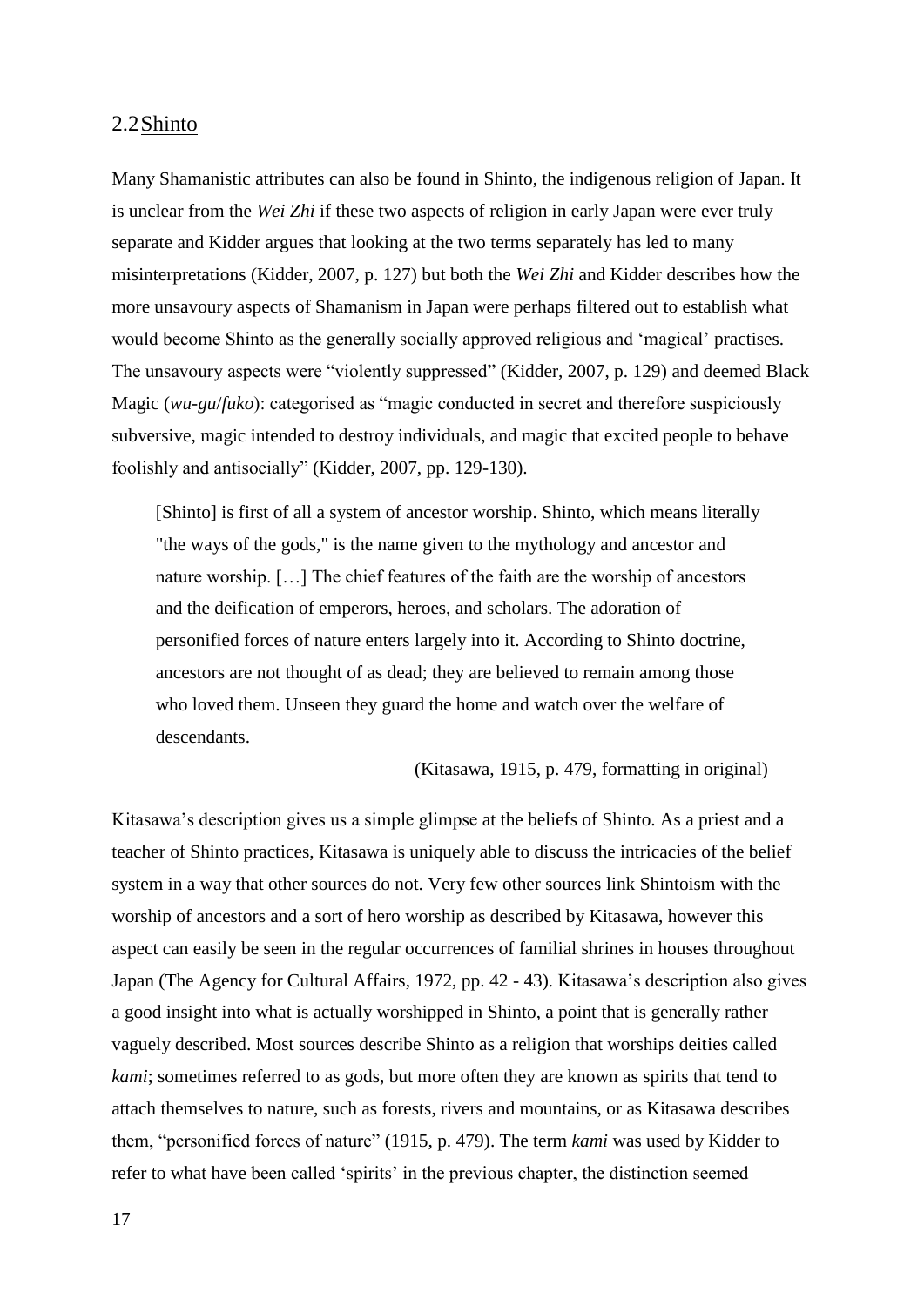## 2.2 Shinto

Many Shamanistic attributes can also be found in Shinto, the indigenous religion of Japan. It is unclear from the *Wei Zhi* if these two aspects of religion in early Japan were ever truly separate and Kidder argues that looking at the two terms separately has led to many misinterpretations (Kidder, 2007, p. 127) but both the *Wei Zhi* and Kidder describes how the more unsavoury aspects of Shamanism in Japan were perhaps filtered out to establish what would become Shinto as the generally socially approved religious and 'magical' practises. The unsavoury aspects were "violently suppressed" (Kidder, 2007, p. 129) and deemed Black Magic (*wu-gu*/*fuko*): categorised as "magic conducted in secret and therefore suspiciously subversive, magic intended to destroy individuals, and magic that excited people to behave foolishly and antisocially" (Kidder, 2007, pp. 129-130).

> [Shinto] is first of all a system of ancestor worship. Shinto, which means literally "the ways of the gods," is the name given to the mythology and ancestor and nature worship. […] The chief features of the faith are the worship of ancestors and the deification of emperors, heroes, and scholars. The adoration of personified forces of nature enters largely into it. According to Shinto doctrine, ancestors are not thought of as dead; they are believed to remain among those who loved them. Unseen they guard the home and watch over the welfare of descendants.
>
> (Kitasawa, 1915, p. 479, formatting in original)

Kitasawa's description gives us a simple glimpse at the beliefs of Shinto. As a priest and a teacher of Shinto practices, Kitasawa is uniquely able to discuss the intricacies of the belief system in a way that other sources do not. Very few other sources link Shintoism with the worship of ancestors and a sort of hero worship as described by Kitasawa, however this aspect can easily be seen in the regular occurrences of familial shrines in houses throughout Japan (The Agency for Cultural Affairs, 1972, pp. 42 - 43). Kitasawa's description also gives a good insight into what is actually worshipped in Shinto, a point that is generally rather vaguely described. Most sources describe Shinto as a religion that worships deities called *kami*; sometimes referred to as gods, but more often they are known as spirits that tend to attach themselves to nature, such as forests, rivers and mountains, or as Kitasawa describes them, "personified forces of nature" (1915, p. 479). The term *kami* was used by Kidder to refer to what have been called 'spirits' in the previous chapter, the distinction seemed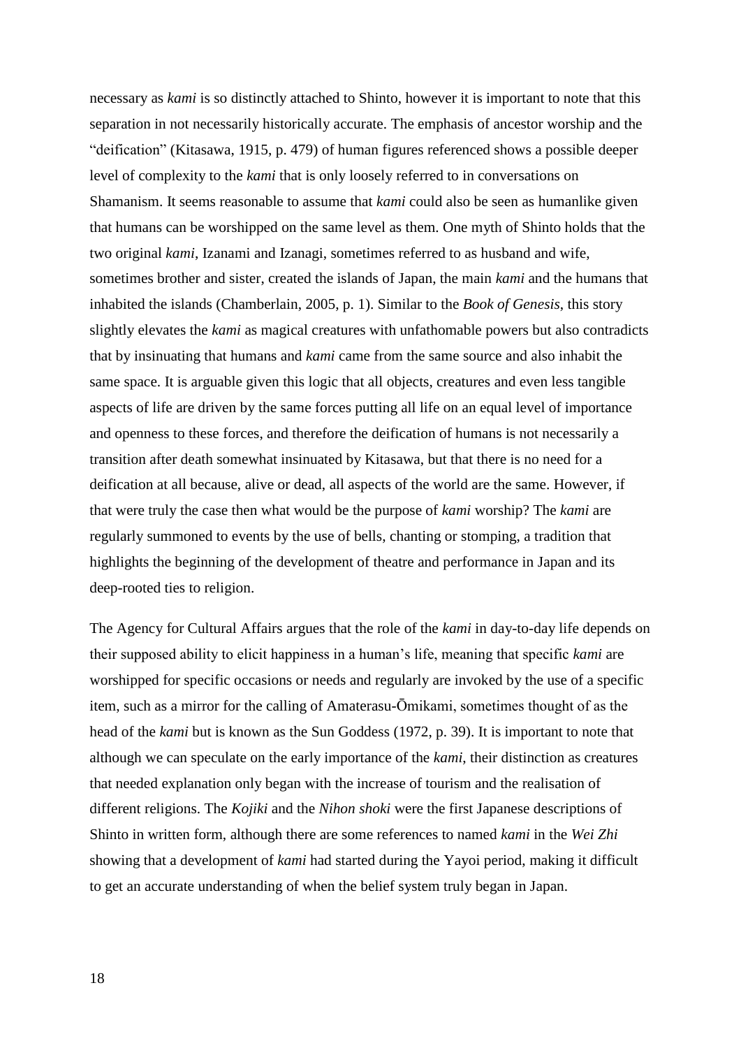necessary as *kami* is so distinctly attached to Shinto, however it is important to note that this separation in not necessarily historically accurate. The emphasis of ancestor worship and the "deification" (Kitasawa, 1915, p. 479) of human figures referenced shows a possible deeper level of complexity to the *kami* that is only loosely referred to in conversations on Shamanism. It seems reasonable to assume that *kami* could also be seen as humanlike given that humans can be worshipped on the same level as them. One myth of Shinto holds that the two original *kami*, Izanami and Izanagi, sometimes referred to as husband and wife, sometimes brother and sister, created the islands of Japan, the main *kami* and the humans that inhabited the islands (Chamberlain, 2005, p. 1). Similar to the *Book of Genesis*, this story slightly elevates the *kami* as magical creatures with unfathomable powers but also contradicts that by insinuating that humans and *kami* came from the same source and also inhabit the same space. It is arguable given this logic that all objects, creatures and even less tangible aspects of life are driven by the same forces putting all life on an equal level of importance and openness to these forces, and therefore the deification of humans is not necessarily a transition after death somewhat insinuated by Kitasawa, but that there is no need for a deification at all because, alive or dead, all aspects of the world are the same. However, if that were truly the case then what would be the purpose of *kami* worship? The *kami* are regularly summoned to events by the use of bells, chanting or stomping, a tradition that highlights the beginning of the development of theatre and performance in Japan and its deep-rooted ties to religion.

The Agency for Cultural Affairs argues that the role of the *kami* in day-to-day life depends on their supposed ability to elicit happiness in a human's life, meaning that specific *kami* are worshipped for specific occasions or needs and regularly are invoked by the use of a specific item, such as a mirror for the calling of Amaterasu-Ōmikami, sometimes thought of as the head of the *kami* but is known as the Sun Goddess (1972, p. 39). It is important to note that although we can speculate on the early importance of the *kami*, their distinction as creatures that needed explanation only began with the increase of tourism and the realisation of different religions. The *Kojiki* and the *Nihon shoki* were the first Japanese descriptions of Shinto in written form, although there are some references to named *kami* in the *Wei Zhi* showing that a development of *kami* had started during the Yayoi period, making it difficult to get an accurate understanding of when the belief system truly began in Japan.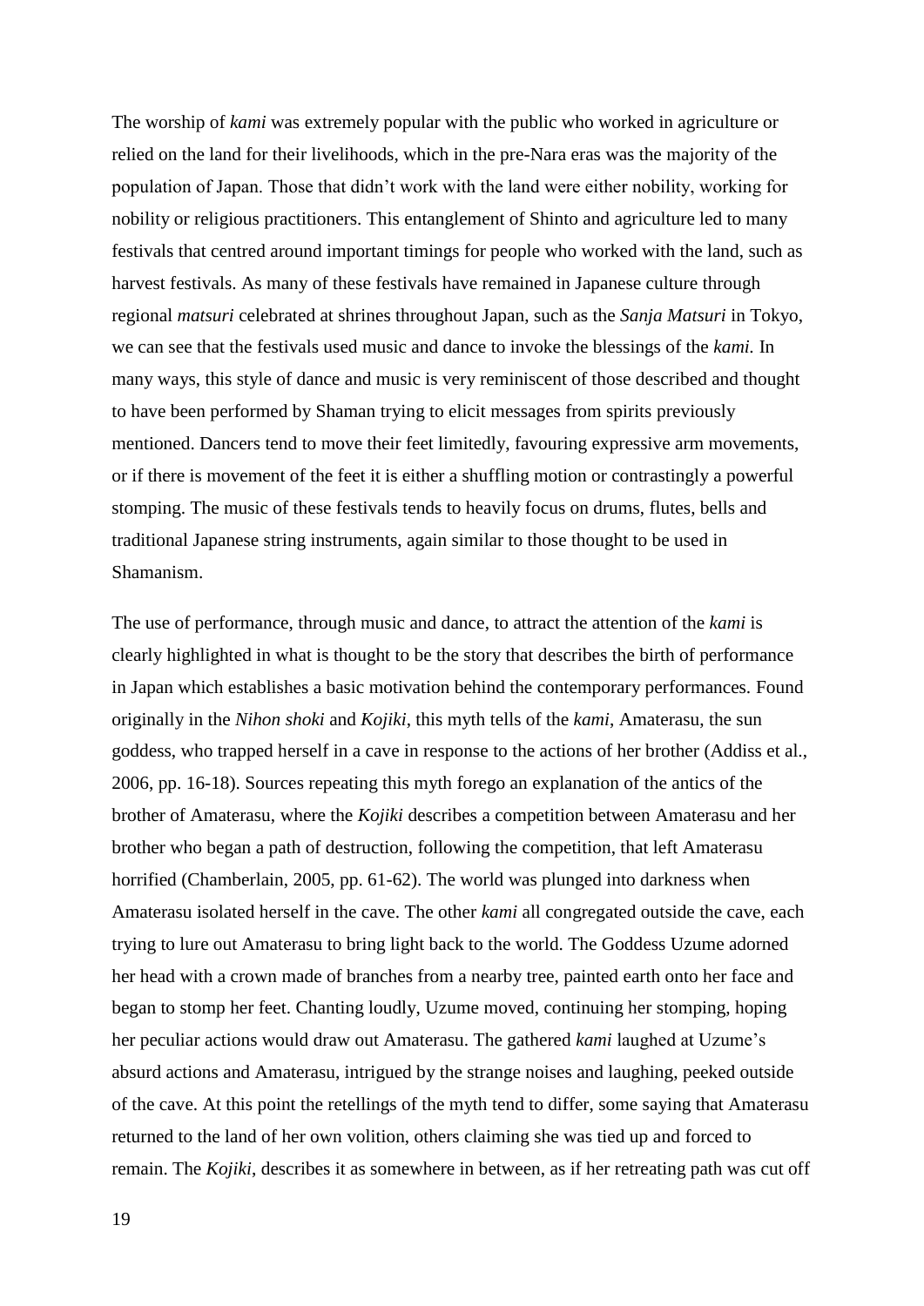The worship of *kami* was extremely popular with the public who worked in agriculture or relied on the land for their livelihoods, which in the pre-Nara eras was the majority of the population of Japan. Those that didn't work with the land were either nobility, working for nobility or religious practitioners. This entanglement of Shinto and agriculture led to many festivals that centred around important timings for people who worked with the land, such as harvest festivals. As many of these festivals have remained in Japanese culture through regional *matsuri* celebrated at shrines throughout Japan, such as the *Sanja Matsuri* in Tokyo, we can see that the festivals used music and dance to invoke the blessings of the *kami.* In many ways, this style of dance and music is very reminiscent of those described and thought to have been performed by Shaman trying to elicit messages from spirits previously mentioned. Dancers tend to move their feet limitedly, favouring expressive arm movements, or if there is movement of the feet it is either a shuffling motion or contrastingly a powerful stomping. The music of these festivals tends to heavily focus on drums, flutes, bells and traditional Japanese string instruments, again similar to those thought to be used in Shamanism.

The use of performance, through music and dance, to attract the attention of the *kami* is clearly highlighted in what is thought to be the story that describes the birth of performance in Japan which establishes a basic motivation behind the contemporary performances. Found originally in the *Nihon shoki* and *Kojiki*, this myth tells of the *kami*, Amaterasu, the sun goddess, who trapped herself in a cave in response to the actions of her brother (Addiss et al., 2006, pp. 16-18). Sources repeating this myth forego an explanation of the antics of the brother of Amaterasu, where the *Kojiki* describes a competition between Amaterasu and her brother who began a path of destruction, following the competition, that left Amaterasu horrified (Chamberlain, 2005, pp. 61-62). The world was plunged into darkness when Amaterasu isolated herself in the cave. The other *kami* all congregated outside the cave, each trying to lure out Amaterasu to bring light back to the world. The Goddess Uzume adorned her head with a crown made of branches from a nearby tree, painted earth onto her face and began to stomp her feet. Chanting loudly, Uzume moved, continuing her stomping, hoping her peculiar actions would draw out Amaterasu. The gathered *kami* laughed at Uzume's absurd actions and Amaterasu, intrigued by the strange noises and laughing, peeked outside of the cave. At this point the retellings of the myth tend to differ, some saying that Amaterasu returned to the land of her own volition, others claiming she was tied up and forced to remain. The *Kojiki*, describes it as somewhere in between, as if her retreating path was cut off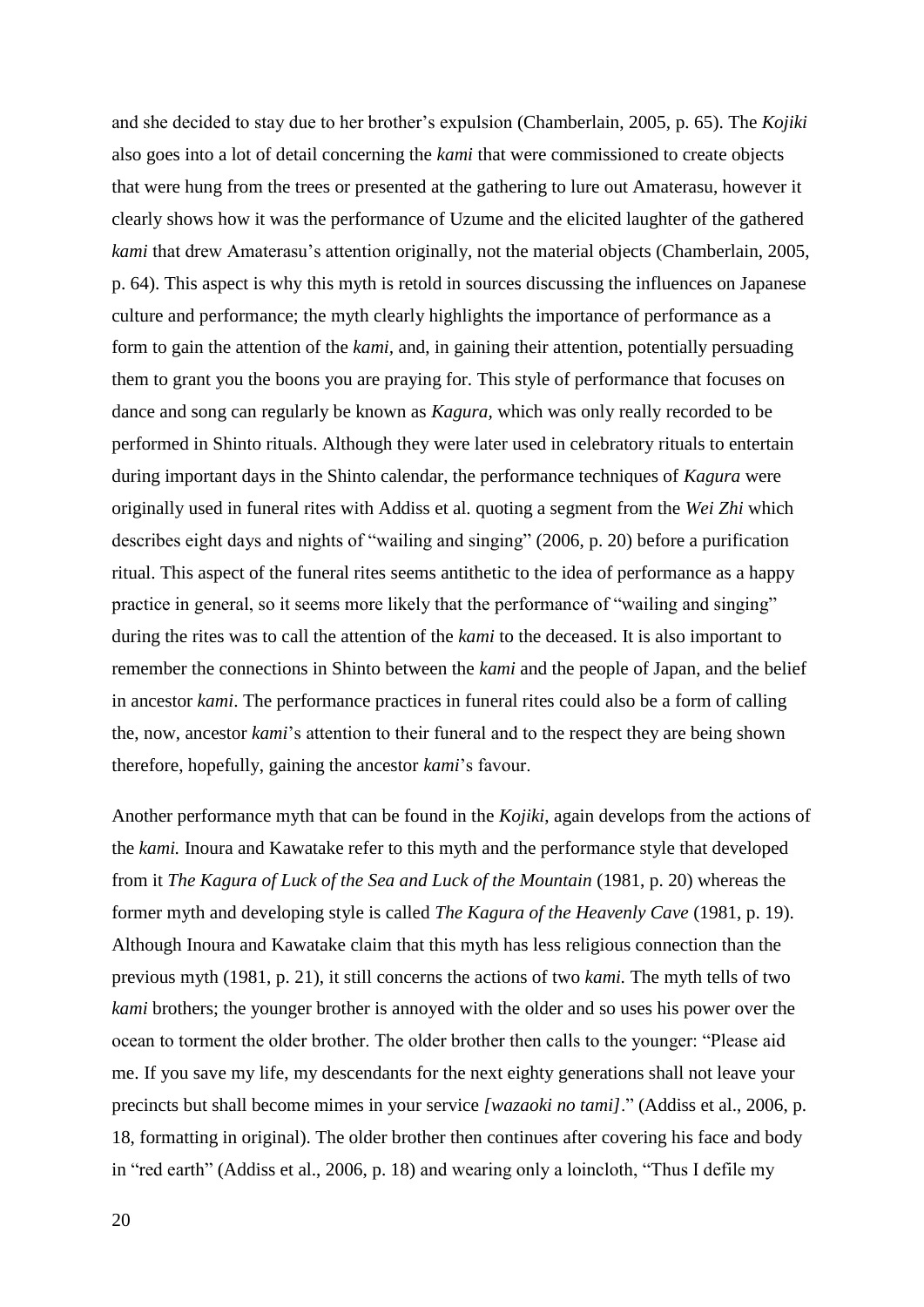and she decided to stay due to her brother's expulsion (Chamberlain, 2005, p. 65). The *Kojiki* also goes into a lot of detail concerning the *kami* that were commissioned to create objects that were hung from the trees or presented at the gathering to lure out Amaterasu, however it clearly shows how it was the performance of Uzume and the elicited laughter of the gathered *kami* that drew Amaterasu's attention originally, not the material objects (Chamberlain, 2005, p. 64). This aspect is why this myth is retold in sources discussing the influences on Japanese culture and performance; the myth clearly highlights the importance of performance as a form to gain the attention of the *kami*, and, in gaining their attention, potentially persuading them to grant you the boons you are praying for. This style of performance that focuses on dance and song can regularly be known as *Kagura,* which was only really recorded to be performed in Shinto rituals. Although they were later used in celebratory rituals to entertain during important days in the Shinto calendar, the performance techniques of *Kagura* were originally used in funeral rites with Addiss et al. quoting a segment from the *Wei Zhi* which describes eight days and nights of "wailing and singing" (2006, p. 20) before a purification ritual. This aspect of the funeral rites seems antithetic to the idea of performance as a happy practice in general, so it seems more likely that the performance of "wailing and singing" during the rites was to call the attention of the *kami* to the deceased. It is also important to remember the connections in Shinto between the *kami* and the people of Japan, and the belief in ancestor *kami*. The performance practices in funeral rites could also be a form of calling the, now, ancestor *kami*'s attention to their funeral and to the respect they are being shown therefore, hopefully, gaining the ancestor *kami*'s favour.

Another performance myth that can be found in the *Kojiki*, again develops from the actions of the *kami.* Inoura and Kawatake refer to this myth and the performance style that developed from it *The Kagura of Luck of the Sea and Luck of the Mountain* (1981, p. 20) whereas the former myth and developing style is called *The Kagura of the Heavenly Cave* (1981, p. 19). Although Inoura and Kawatake claim that this myth has less religious connection than the previous myth (1981, p. 21), it still concerns the actions of two *kami.* The myth tells of two *kami* brothers; the younger brother is annoyed with the older and so uses his power over the ocean to torment the older brother. The older brother then calls to the younger: "Please aid me. If you save my life, my descendants for the next eighty generations shall not leave your precincts but shall become mimes in your service *[wazaoki no tami]*." (Addiss et al., 2006, p. 18, formatting in original). The older brother then continues after covering his face and body in "red earth" (Addiss et al., 2006, p. 18) and wearing only a loincloth, "Thus I defile my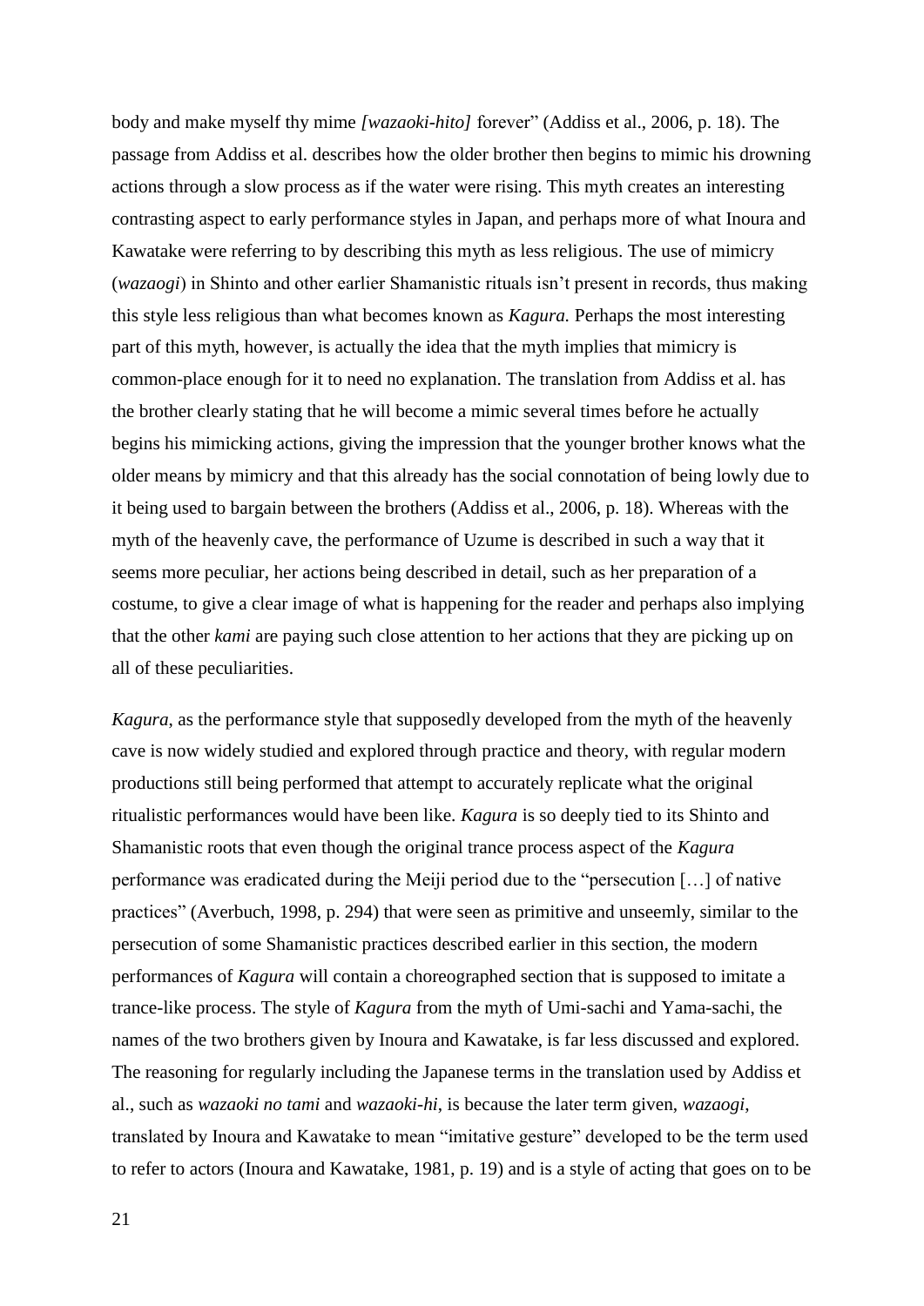body and make myself thy mime *[wazaoki-hito]* forever" (Addiss et al., 2006, p. 18). The passage from Addiss et al. describes how the older brother then begins to mimic his drowning actions through a slow process as if the water were rising. This myth creates an interesting contrasting aspect to early performance styles in Japan, and perhaps more of what Inoura and Kawatake were referring to by describing this myth as less religious. The use of mimicry (*wazaogi*) in Shinto and other earlier Shamanistic rituals isn't present in records, thus making this style less religious than what becomes known as *Kagura.* Perhaps the most interesting part of this myth, however, is actually the idea that the myth implies that mimicry is common-place enough for it to need no explanation. The translation from Addiss et al. has the brother clearly stating that he will become a mimic several times before he actually begins his mimicking actions, giving the impression that the younger brother knows what the older means by mimicry and that this already has the social connotation of being lowly due to it being used to bargain between the brothers (Addiss et al., 2006, p. 18). Whereas with the myth of the heavenly cave, the performance of Uzume is described in such a way that it seems more peculiar, her actions being described in detail, such as her preparation of a costume, to give a clear image of what is happening for the reader and perhaps also implying that the other *kami* are paying such close attention to her actions that they are picking up on all of these peculiarities.

*Kagura*, as the performance style that supposedly developed from the myth of the heavenly cave is now widely studied and explored through practice and theory, with regular modern productions still being performed that attempt to accurately replicate what the original ritualistic performances would have been like. *Kagura* is so deeply tied to its Shinto and Shamanistic roots that even though the original trance process aspect of the *Kagura* performance was eradicated during the Meiji period due to the "persecution […] of native practices" (Averbuch, 1998, p. 294) that were seen as primitive and unseemly, similar to the persecution of some Shamanistic practices described earlier in this section, the modern performances of *Kagura* will contain a choreographed section that is supposed to imitate a trance-like process. The style of *Kagura* from the myth of Umi-sachi and Yama-sachi, the names of the two brothers given by Inoura and Kawatake, is far less discussed and explored. The reasoning for regularly including the Japanese terms in the translation used by Addiss et al., such as *wazaoki no tami* and *wazaoki-hi*, is because the later term given, *wazaogi*, translated by Inoura and Kawatake to mean "imitative gesture" developed to be the term used to refer to actors (Inoura and Kawatake, 1981, p. 19) and is a style of acting that goes on to be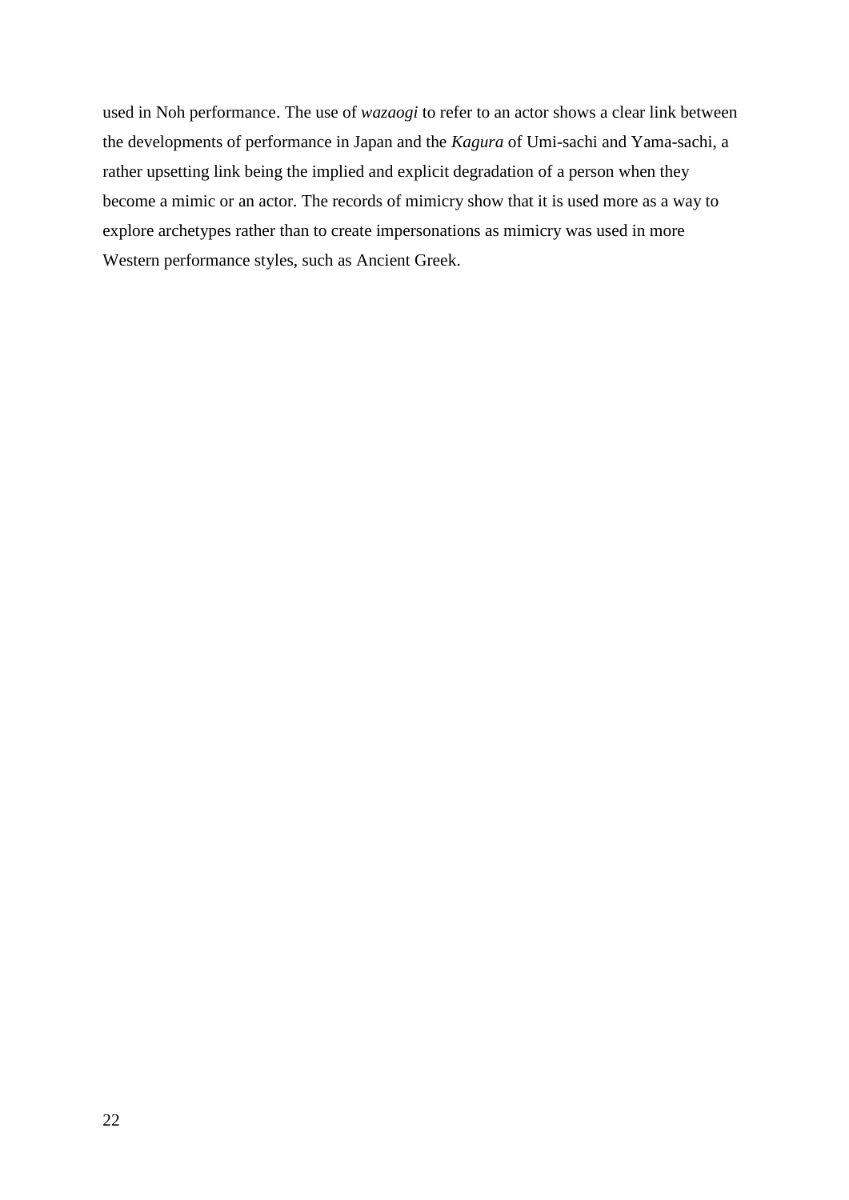used in Noh performance. The use of *wazaogi* to refer to an actor shows a clear link between the developments of performance in Japan and the *Kagura* of Umi-sachi and Yama-sachi, a rather upsetting link being the implied and explicit degradation of a person when they become a mimic or an actor. The records of mimicry show that it is used more as a way to explore archetypes rather than to create impersonations as mimicry was used in more Western performance styles, such as Ancient Greek.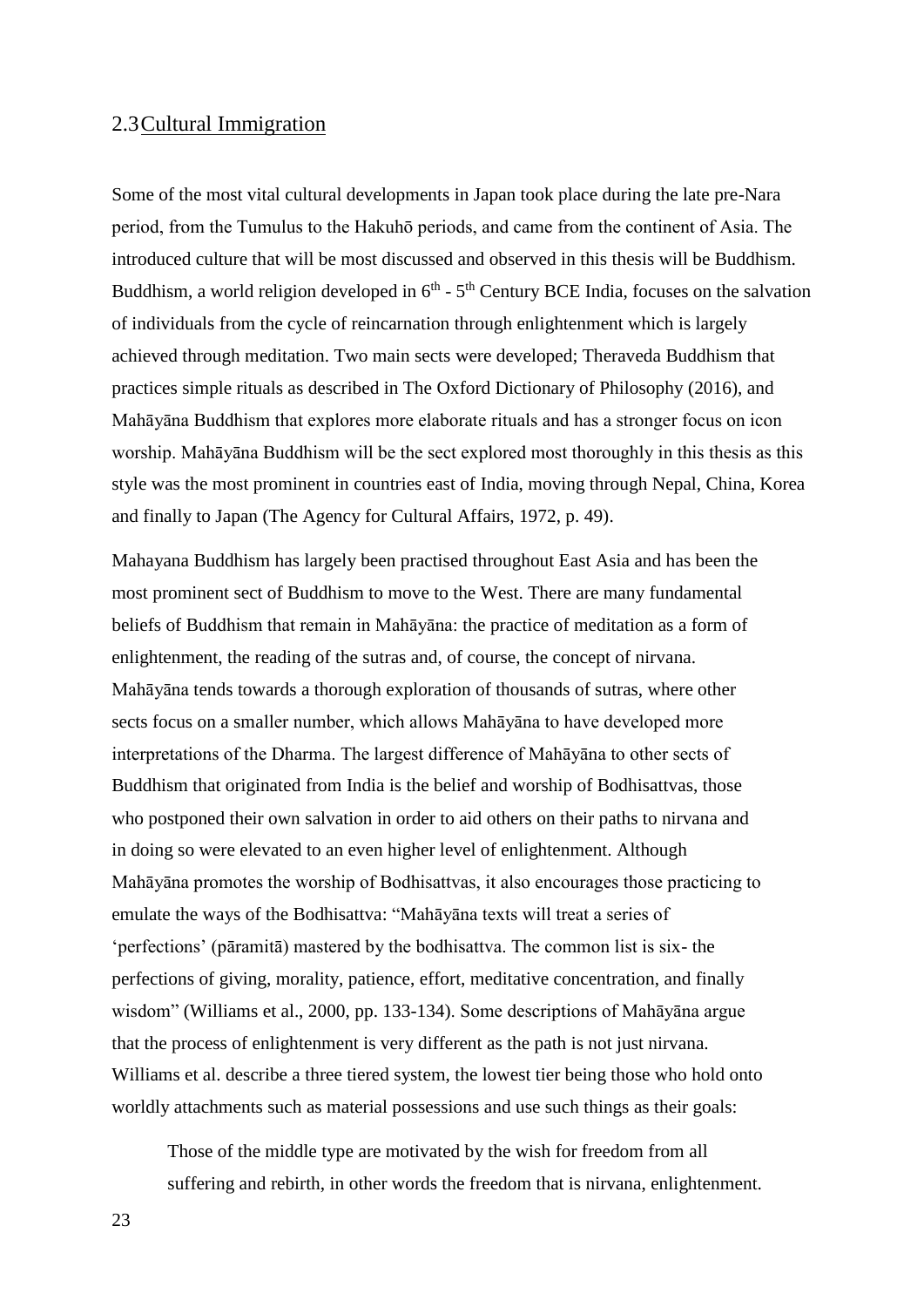## 2.3 Cultural Immigration

Some of the most vital cultural developments in Japan took place during the late pre-Nara period, from the Tumulus to the Hakuhō periods, and came from the continent of Asia. The introduced culture that will be most discussed and observed in this thesis will be Buddhism. Buddhism, a world religion developed in 6th - 5th Century BCE India, focuses on the salvation of individuals from the cycle of reincarnation through enlightenment which is largely achieved through meditation. Two main sects were developed; Theraveda Buddhism that practices simple rituals as described in The Oxford Dictionary of Philosophy (2016), and Mahāyāna Buddhism that explores more elaborate rituals and has a stronger focus on icon worship. Mahāyāna Buddhism will be the sect explored most thoroughly in this thesis as this style was the most prominent in countries east of India, moving through Nepal, China, Korea and finally to Japan (The Agency for Cultural Affairs, 1972, p. 49).

Mahayana Buddhism has largely been practised throughout East Asia and has been the most prominent sect of Buddhism to move to the West. There are many fundamental beliefs of Buddhism that remain in Mahāyāna: the practice of meditation as a form of enlightenment, the reading of the sutras and, of course, the concept of nirvana. Mahāyāna tends towards a thorough exploration of thousands of sutras, where other sects focus on a smaller number, which allows Mahāyāna to have developed more interpretations of the Dharma. The largest difference of Mahāyāna to other sects of Buddhism that originated from India is the belief and worship of Bodhisattvas, those who postponed their own salvation in order to aid others on their paths to nirvana and in doing so were elevated to an even higher level of enlightenment. Although Mahāyāna promotes the worship of Bodhisattvas, it also encourages those practicing to emulate the ways of the Bodhisattva: "Mahāyāna texts will treat a series of 'perfections' (pāramitā) mastered by the bodhisattva. The common list is six- the perfections of giving, morality, patience, effort, meditative concentration, and finally wisdom" (Williams et al., 2000, pp. 133-134). Some descriptions of Mahāyāna argue that the process of enlightenment is very different as the path is not just nirvana. Williams et al. describe a three tiered system, the lowest tier being those who hold onto worldly attachments such as material possessions and use such things as their goals:

> Those of the middle type are motivated by the wish for freedom from all suffering and rebirth, in other words the freedom that is nirvana, enlightenment.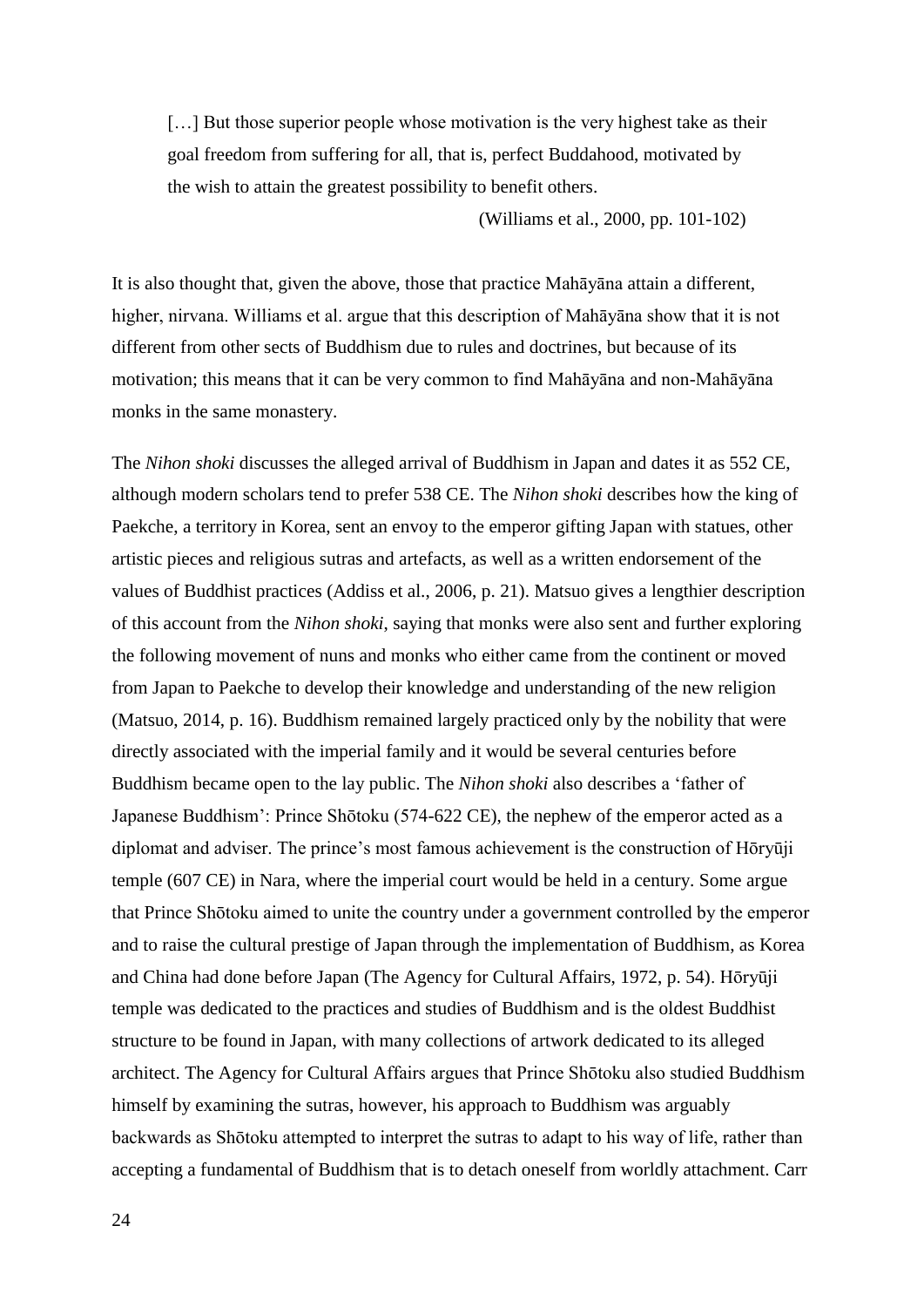> […] But those superior people whose motivation is the very highest take as their goal freedom from suffering for all, that is, perfect Buddahood, motivated by the wish to attain the greatest possibility to benefit others.
>
> (Williams et al., 2000, pp. 101-102)

It is also thought that, given the above, those that practice Mahāyāna attain a different, higher, nirvana. Williams et al. argue that this description of Mahāyāna show that it is not different from other sects of Buddhism due to rules and doctrines, but because of its motivation; this means that it can be very common to find Mahāyāna and non-Mahāyāna monks in the same monastery.

The *Nihon shoki* discusses the alleged arrival of Buddhism in Japan and dates it as 552 CE, although modern scholars tend to prefer 538 CE. The *Nihon shoki* describes how the king of Paekche, a territory in Korea, sent an envoy to the emperor gifting Japan with statues, other artistic pieces and religious sutras and artefacts, as well as a written endorsement of the values of Buddhist practices (Addiss et al., 2006, p. 21). Matsuo gives a lengthier description of this account from the *Nihon shoki*, saying that monks were also sent and further exploring the following movement of nuns and monks who either came from the continent or moved from Japan to Paekche to develop their knowledge and understanding of the new religion (Matsuo, 2014, p. 16). Buddhism remained largely practiced only by the nobility that were directly associated with the imperial family and it would be several centuries before Buddhism became open to the lay public. The *Nihon shoki* also describes a 'father of Japanese Buddhism': Prince Shōtoku (574-622 CE), the nephew of the emperor acted as a diplomat and adviser. The prince's most famous achievement is the construction of Hōryūji temple (607 CE) in Nara, where the imperial court would be held in a century. Some argue that Prince Shōtoku aimed to unite the country under a government controlled by the emperor and to raise the cultural prestige of Japan through the implementation of Buddhism, as Korea and China had done before Japan (The Agency for Cultural Affairs, 1972, p. 54). Hōryūji temple was dedicated to the practices and studies of Buddhism and is the oldest Buddhist structure to be found in Japan, with many collections of artwork dedicated to its alleged architect. The Agency for Cultural Affairs argues that Prince Shōtoku also studied Buddhism himself by examining the sutras, however, his approach to Buddhism was arguably backwards as Shōtoku attempted to interpret the sutras to adapt to his way of life, rather than accepting a fundamental of Buddhism that is to detach oneself from worldly attachment. Carr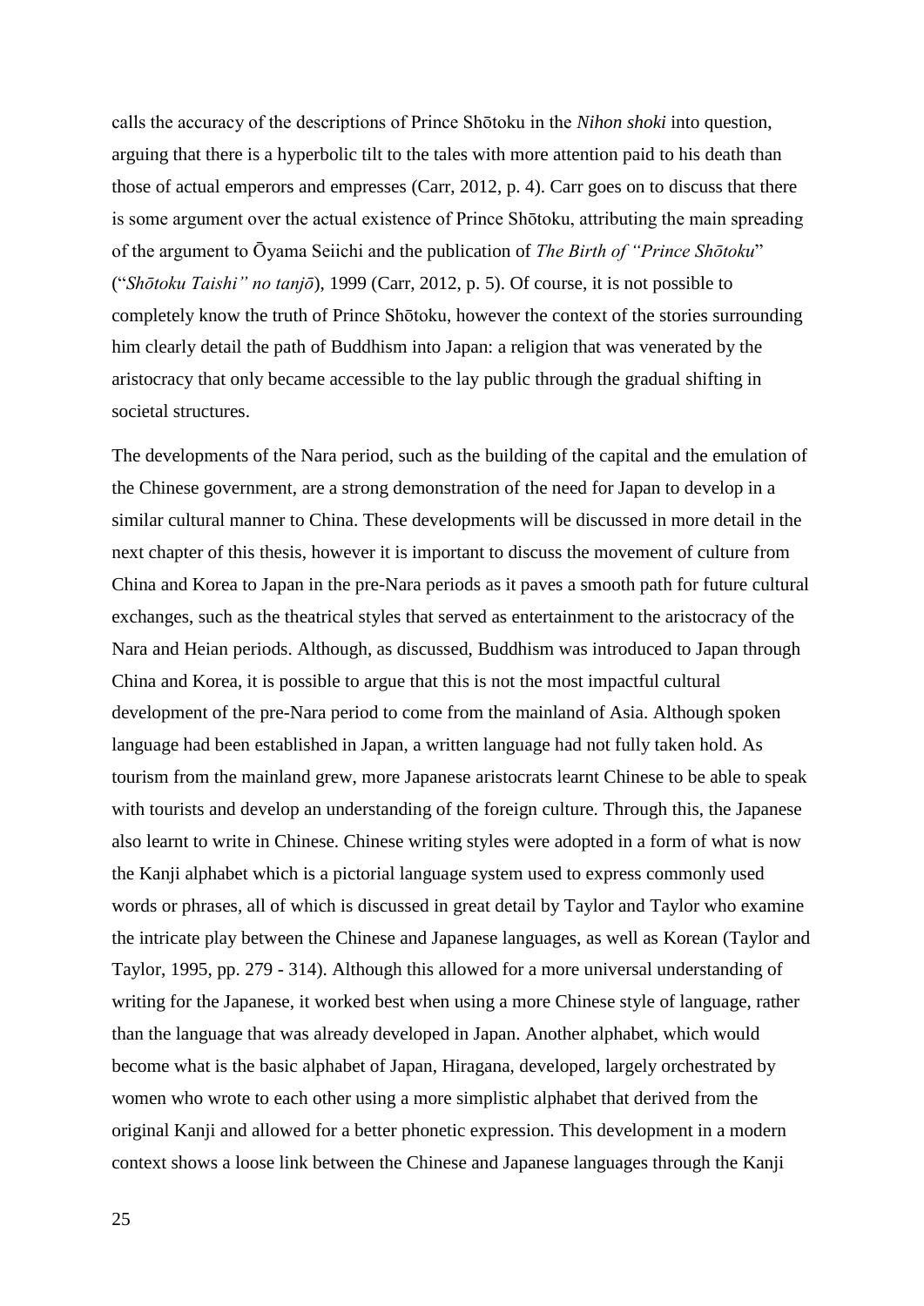calls the accuracy of the descriptions of Prince Shōtoku in the *Nihon shoki* into question, arguing that there is a hyperbolic tilt to the tales with more attention paid to his death than those of actual emperors and empresses (Carr, 2012, p. 4). Carr goes on to discuss that there is some argument over the actual existence of Prince Shōtoku, attributing the main spreading of the argument to Ōyama Seiichi and the publication of *The Birth of "Prince Shōtoku*" ("*Shōtoku Taishi" no tanjō*), 1999 (Carr, 2012, p. 5). Of course, it is not possible to completely know the truth of Prince Shōtoku, however the context of the stories surrounding him clearly detail the path of Buddhism into Japan: a religion that was venerated by the aristocracy that only became accessible to the lay public through the gradual shifting in societal structures.

The developments of the Nara period, such as the building of the capital and the emulation of the Chinese government, are a strong demonstration of the need for Japan to develop in a similar cultural manner to China. These developments will be discussed in more detail in the next chapter of this thesis, however it is important to discuss the movement of culture from China and Korea to Japan in the pre-Nara periods as it paves a smooth path for future cultural exchanges, such as the theatrical styles that served as entertainment to the aristocracy of the Nara and Heian periods. Although, as discussed, Buddhism was introduced to Japan through China and Korea, it is possible to argue that this is not the most impactful cultural development of the pre-Nara period to come from the mainland of Asia. Although spoken language had been established in Japan, a written language had not fully taken hold. As tourism from the mainland grew, more Japanese aristocrats learnt Chinese to be able to speak with tourists and develop an understanding of the foreign culture. Through this, the Japanese also learnt to write in Chinese. Chinese writing styles were adopted in a form of what is now the Kanji alphabet which is a pictorial language system used to express commonly used words or phrases, all of which is discussed in great detail by Taylor and Taylor who examine the intricate play between the Chinese and Japanese languages, as well as Korean (Taylor and Taylor, 1995, pp. 279 - 314). Although this allowed for a more universal understanding of writing for the Japanese, it worked best when using a more Chinese style of language, rather than the language that was already developed in Japan. Another alphabet, which would become what is the basic alphabet of Japan, Hiragana, developed, largely orchestrated by women who wrote to each other using a more simplistic alphabet that derived from the original Kanji and allowed for a better phonetic expression. This development in a modern context shows a loose link between the Chinese and Japanese languages through the Kanji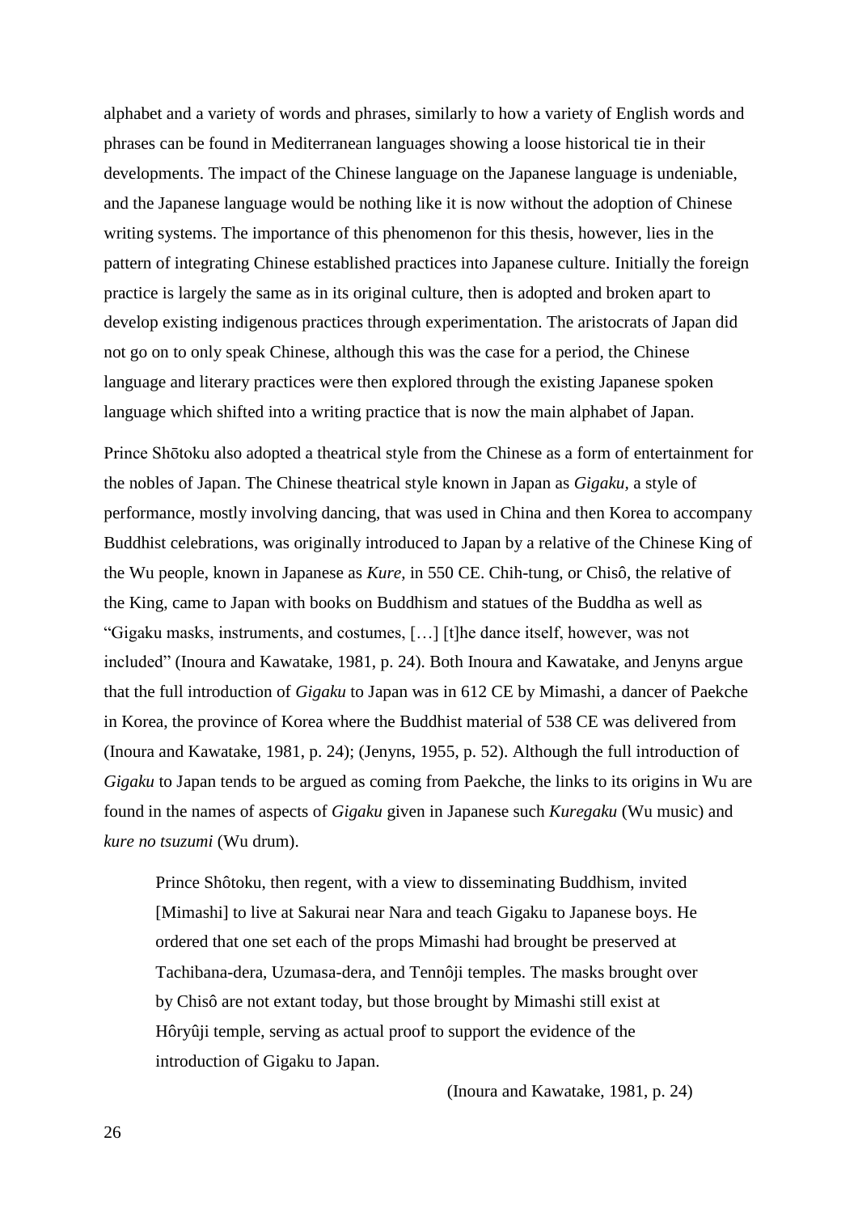alphabet and a variety of words and phrases, similarly to how a variety of English words and phrases can be found in Mediterranean languages showing a loose historical tie in their developments. The impact of the Chinese language on the Japanese language is undeniable, and the Japanese language would be nothing like it is now without the adoption of Chinese writing systems. The importance of this phenomenon for this thesis, however, lies in the pattern of integrating Chinese established practices into Japanese culture. Initially the foreign practice is largely the same as in its original culture, then is adopted and broken apart to develop existing indigenous practices through experimentation. The aristocrats of Japan did not go on to only speak Chinese, although this was the case for a period, the Chinese language and literary practices were then explored through the existing Japanese spoken language which shifted into a writing practice that is now the main alphabet of Japan.

Prince Shōtoku also adopted a theatrical style from the Chinese as a form of entertainment for the nobles of Japan. The Chinese theatrical style known in Japan as *Gigaku*, a style of performance, mostly involving dancing, that was used in China and then Korea to accompany Buddhist celebrations, was originally introduced to Japan by a relative of the Chinese King of the Wu people, known in Japanese as *Kure*, in 550 CE. Chih-tung, or Chisô, the relative of the King, came to Japan with books on Buddhism and statues of the Buddha as well as "Gigaku masks, instruments, and costumes, […] [t]he dance itself, however, was not included" (Inoura and Kawatake, 1981, p. 24). Both Inoura and Kawatake, and Jenyns argue that the full introduction of *Gigaku* to Japan was in 612 CE by Mimashi, a dancer of Paekche in Korea, the province of Korea where the Buddhist material of 538 CE was delivered from (Inoura and Kawatake, 1981, p. 24); (Jenyns, 1955, p. 52). Although the full introduction of *Gigaku* to Japan tends to be argued as coming from Paekche, the links to its origins in Wu are found in the names of aspects of *Gigaku* given in Japanese such *Kuregaku* (Wu music) and *kure no tsuzumi* (Wu drum).

> Prince Shôtoku, then regent, with a view to disseminating Buddhism, invited [Mimashi] to live at Sakurai near Nara and teach Gigaku to Japanese boys. He ordered that one set each of the props Mimashi had brought be preserved at Tachibana-dera, Uzumasa-dera, and Tennôji temples. The masks brought over by Chisô are not extant today, but those brought by Mimashi still exist at Hôryûji temple, serving as actual proof to support the evidence of the introduction of Gigaku to Japan.
>
> (Inoura and Kawatake, 1981, p. 24)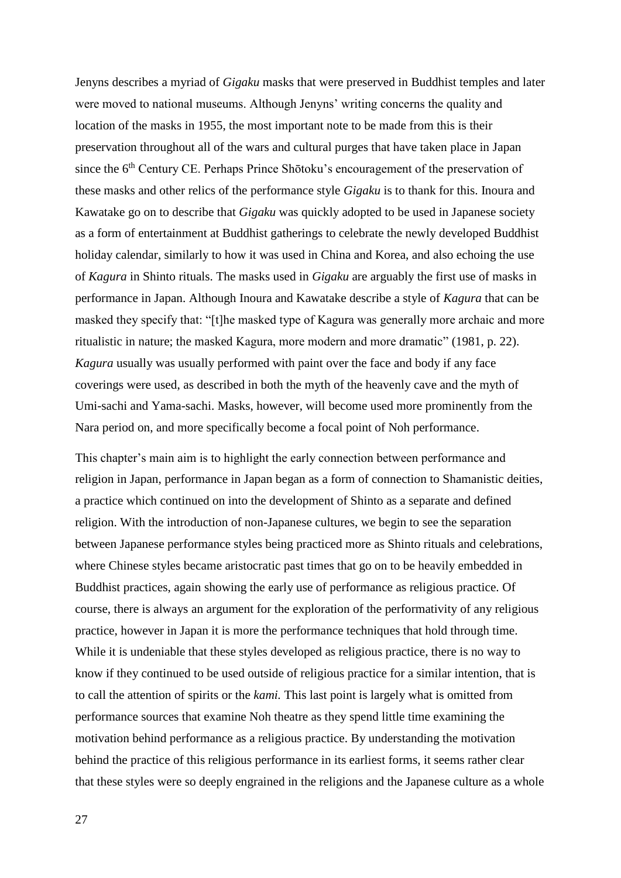Jenyns describes a myriad of *Gigaku* masks that were preserved in Buddhist temples and later were moved to national museums. Although Jenyns' writing concerns the quality and location of the masks in 1955, the most important note to be made from this is their preservation throughout all of the wars and cultural purges that have taken place in Japan since the 6th Century CE. Perhaps Prince Shōtoku's encouragement of the preservation of these masks and other relics of the performance style *Gigaku* is to thank for this. Inoura and Kawatake go on to describe that *Gigaku* was quickly adopted to be used in Japanese society as a form of entertainment at Buddhist gatherings to celebrate the newly developed Buddhist holiday calendar, similarly to how it was used in China and Korea, and also echoing the use of *Kagura* in Shinto rituals. The masks used in *Gigaku* are arguably the first use of masks in performance in Japan. Although Inoura and Kawatake describe a style of *Kagura* that can be masked they specify that: "[t]he masked type of Kagura was generally more archaic and more ritualistic in nature; the masked Kagura, more modern and more dramatic" (1981, p. 22). *Kagura* usually was usually performed with paint over the face and body if any face coverings were used, as described in both the myth of the heavenly cave and the myth of Umi-sachi and Yama-sachi. Masks, however, will become used more prominently from the Nara period on, and more specifically become a focal point of Noh performance.

This chapter's main aim is to highlight the early connection between performance and religion in Japan, performance in Japan began as a form of connection to Shamanistic deities, a practice which continued on into the development of Shinto as a separate and defined religion. With the introduction of non-Japanese cultures, we begin to see the separation between Japanese performance styles being practiced more as Shinto rituals and celebrations, where Chinese styles became aristocratic past times that go on to be heavily embedded in Buddhist practices, again showing the early use of performance as religious practice. Of course, there is always an argument for the exploration of the performativity of any religious practice, however in Japan it is more the performance techniques that hold through time. While it is undeniable that these styles developed as religious practice, there is no way to know if they continued to be used outside of religious practice for a similar intention, that is to call the attention of spirits or the *kami.* This last point is largely what is omitted from performance sources that examine Noh theatre as they spend little time examining the motivation behind performance as a religious practice. By understanding the motivation behind the practice of this religious performance in its earliest forms, it seems rather clear that these styles were so deeply engrained in the religions and the Japanese culture as a whole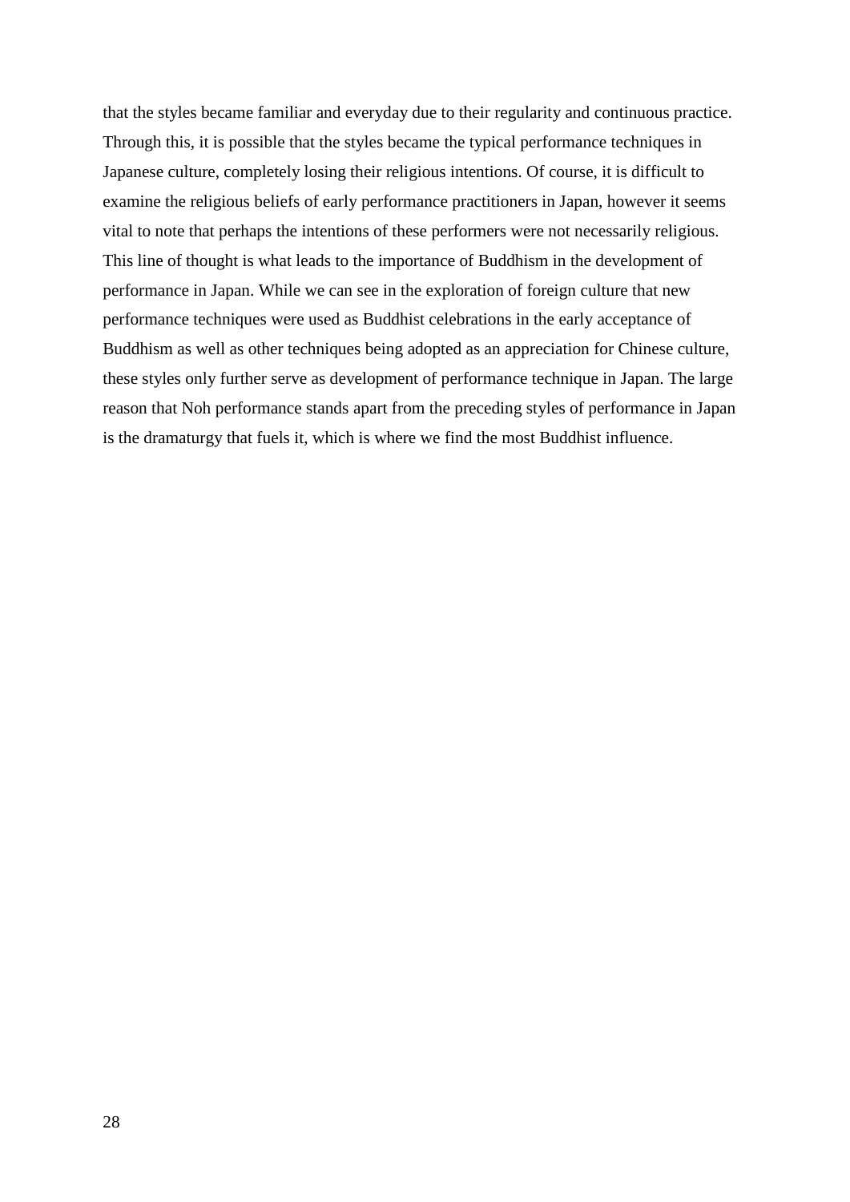that the styles became familiar and everyday due to their regularity and continuous practice. Through this, it is possible that the styles became the typical performance techniques in Japanese culture, completely losing their religious intentions. Of course, it is difficult to examine the religious beliefs of early performance practitioners in Japan, however it seems vital to note that perhaps the intentions of these performers were not necessarily religious. This line of thought is what leads to the importance of Buddhism in the development of performance in Japan. While we can see in the exploration of foreign culture that new performance techniques were used as Buddhist celebrations in the early acceptance of Buddhism as well as other techniques being adopted as an appreciation for Chinese culture, these styles only further serve as development of performance technique in Japan. The large reason that Noh performance stands apart from the preceding styles of performance in Japan is the dramaturgy that fuels it, which is where we find the most Buddhist influence.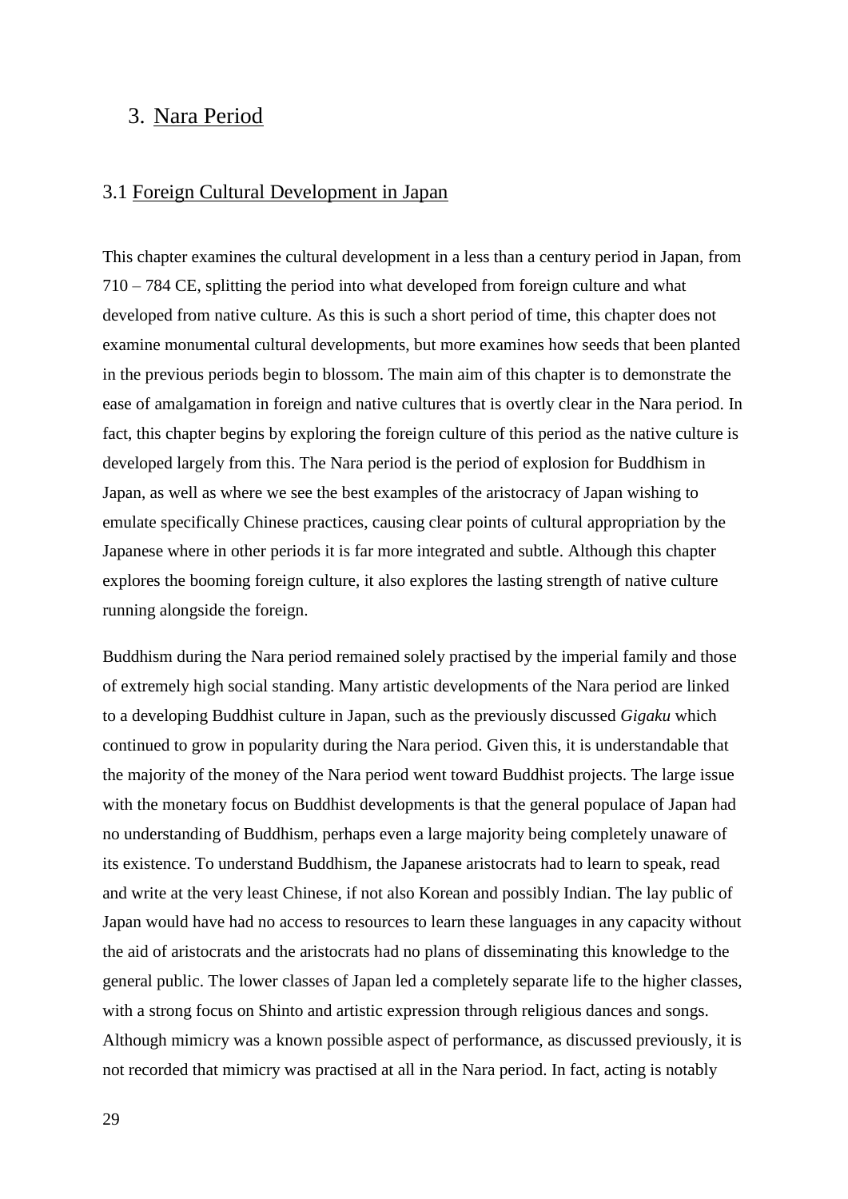## 3. Nara Period

### 3.1 Foreign Cultural Development in Japan

This chapter examines the cultural development in a less than a century period in Japan, from 710 – 784 CE, splitting the period into what developed from foreign culture and what developed from native culture. As this is such a short period of time, this chapter does not examine monumental cultural developments, but more examines how seeds that been planted in the previous periods begin to blossom. The main aim of this chapter is to demonstrate the ease of amalgamation in foreign and native cultures that is overtly clear in the Nara period. In fact, this chapter begins by exploring the foreign culture of this period as the native culture is developed largely from this. The Nara period is the period of explosion for Buddhism in Japan, as well as where we see the best examples of the aristocracy of Japan wishing to emulate specifically Chinese practices, causing clear points of cultural appropriation by the Japanese where in other periods it is far more integrated and subtle. Although this chapter explores the booming foreign culture, it also explores the lasting strength of native culture running alongside the foreign.

Buddhism during the Nara period remained solely practised by the imperial family and those of extremely high social standing. Many artistic developments of the Nara period are linked to a developing Buddhist culture in Japan, such as the previously discussed *Gigaku* which continued to grow in popularity during the Nara period. Given this, it is understandable that the majority of the money of the Nara period went toward Buddhist projects. The large issue with the monetary focus on Buddhist developments is that the general populace of Japan had no understanding of Buddhism, perhaps even a large majority being completely unaware of its existence. To understand Buddhism, the Japanese aristocrats had to learn to speak, read and write at the very least Chinese, if not also Korean and possibly Indian. The lay public of Japan would have had no access to resources to learn these languages in any capacity without the aid of aristocrats and the aristocrats had no plans of disseminating this knowledge to the general public. The lower classes of Japan led a completely separate life to the higher classes, with a strong focus on Shinto and artistic expression through religious dances and songs. Although mimicry was a known possible aspect of performance, as discussed previously, it is not recorded that mimicry was practised at all in the Nara period. In fact, acting is notably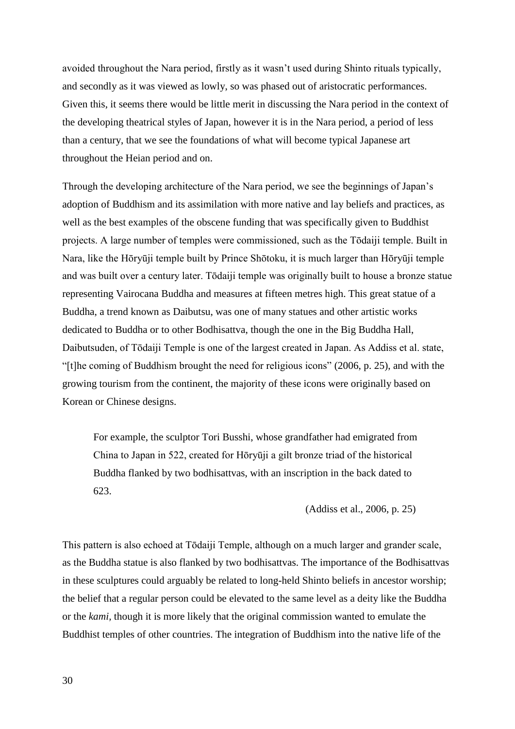avoided throughout the Nara period, firstly as it wasn't used during Shinto rituals typically, and secondly as it was viewed as lowly, so was phased out of aristocratic performances. Given this, it seems there would be little merit in discussing the Nara period in the context of the developing theatrical styles of Japan, however it is in the Nara period, a period of less than a century, that we see the foundations of what will become typical Japanese art throughout the Heian period and on.

Through the developing architecture of the Nara period, we see the beginnings of Japan's adoption of Buddhism and its assimilation with more native and lay beliefs and practices, as well as the best examples of the obscene funding that was specifically given to Buddhist projects. A large number of temples were commissioned, such as the Tōdaiji temple. Built in Nara, like the Hōryūji temple built by Prince Shōtoku, it is much larger than Hōryūji temple and was built over a century later. Tōdaiji temple was originally built to house a bronze statue representing Vairocana Buddha and measures at fifteen metres high. This great statue of a Buddha, a trend known as Daibutsu, was one of many statues and other artistic works dedicated to Buddha or to other Bodhisattva, though the one in the Big Buddha Hall, Daibutsuden, of Tōdaiji Temple is one of the largest created in Japan. As Addiss et al. state, "[t]he coming of Buddhism brought the need for religious icons" (2006, p. 25), and with the growing tourism from the continent, the majority of these icons were originally based on Korean or Chinese designs.

> For example, the sculptor Tori Busshi, whose grandfather had emigrated from China to Japan in 522, created for Hōryūji a gilt bronze triad of the historical Buddha flanked by two bodhisattvas, with an inscription in the back dated to 623.
>
> (Addiss et al., 2006, p. 25)

This pattern is also echoed at Tōdaiji Temple, although on a much larger and grander scale, as the Buddha statue is also flanked by two bodhisattvas. The importance of the Bodhisattvas in these sculptures could arguably be related to long-held Shinto beliefs in ancestor worship; the belief that a regular person could be elevated to the same level as a deity like the Buddha or the *kami*, though it is more likely that the original commission wanted to emulate the Buddhist temples of other countries. The integration of Buddhism into the native life of the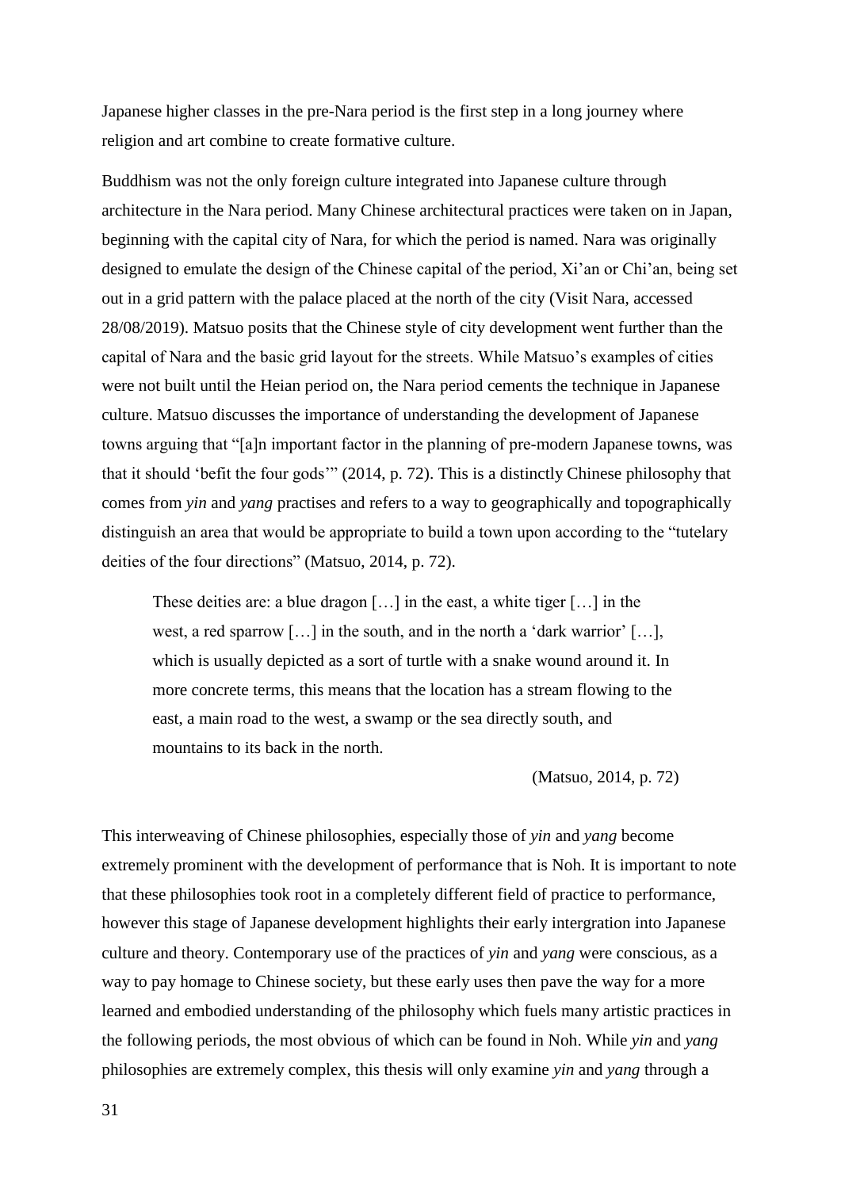Japanese higher classes in the pre-Nara period is the first step in a long journey where religion and art combine to create formative culture.

Buddhism was not the only foreign culture integrated into Japanese culture through architecture in the Nara period. Many Chinese architectural practices were taken on in Japan, beginning with the capital city of Nara, for which the period is named. Nara was originally designed to emulate the design of the Chinese capital of the period, Xi'an or Chi'an, being set out in a grid pattern with the palace placed at the north of the city (Visit Nara, accessed 28/08/2019). Matsuo posits that the Chinese style of city development went further than the capital of Nara and the basic grid layout for the streets. While Matsuo's examples of cities were not built until the Heian period on, the Nara period cements the technique in Japanese culture. Matsuo discusses the importance of understanding the development of Japanese towns arguing that "[a]n important factor in the planning of pre-modern Japanese towns, was that it should 'befit the four gods'" (2014, p. 72). This is a distinctly Chinese philosophy that comes from *yin* and *yang* practises and refers to a way to geographically and topographically distinguish an area that would be appropriate to build a town upon according to the "tutelary deities of the four directions" (Matsuo, 2014, p. 72).

> These deities are: a blue dragon […] in the east, a white tiger […] in the west, a red sparrow […] in the south, and in the north a 'dark warrior' […], which is usually depicted as a sort of turtle with a snake wound around it. In more concrete terms, this means that the location has a stream flowing to the east, a main road to the west, a swamp or the sea directly south, and mountains to its back in the north.
>
> (Matsuo, 2014, p. 72)

This interweaving of Chinese philosophies, especially those of *yin* and *yang* become extremely prominent with the development of performance that is Noh. It is important to note that these philosophies took root in a completely different field of practice to performance, however this stage of Japanese development highlights their early intergration into Japanese culture and theory. Contemporary use of the practices of *yin* and *yang* were conscious, as a way to pay homage to Chinese society, but these early uses then pave the way for a more learned and embodied understanding of the philosophy which fuels many artistic practices in the following periods, the most obvious of which can be found in Noh. While *yin* and *yang* philosophies are extremely complex, this thesis will only examine *yin* and *yang* through a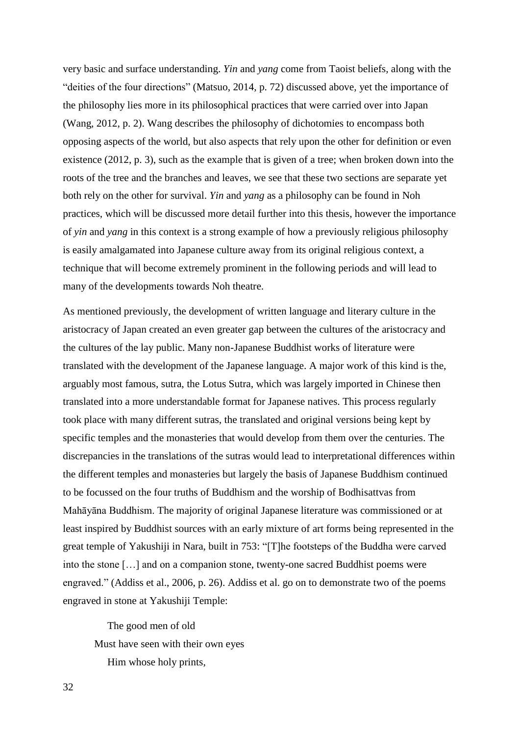very basic and surface understanding. *Yin* and *yang* come from Taoist beliefs, along with the "deities of the four directions" (Matsuo, 2014, p. 72) discussed above, yet the importance of the philosophy lies more in its philosophical practices that were carried over into Japan (Wang, 2012, p. 2). Wang describes the philosophy of dichotomies to encompass both opposing aspects of the world, but also aspects that rely upon the other for definition or even existence (2012, p. 3), such as the example that is given of a tree; when broken down into the roots of the tree and the branches and leaves, we see that these two sections are separate yet both rely on the other for survival. *Yin* and *yang* as a philosophy can be found in Noh practices, which will be discussed more detail further into this thesis, however the importance of *yin* and *yang* in this context is a strong example of how a previously religious philosophy is easily amalgamated into Japanese culture away from its original religious context, a technique that will become extremely prominent in the following periods and will lead to many of the developments towards Noh theatre.

As mentioned previously, the development of written language and literary culture in the aristocracy of Japan created an even greater gap between the cultures of the aristocracy and the cultures of the lay public. Many non-Japanese Buddhist works of literature were translated with the development of the Japanese language. A major work of this kind is the, arguably most famous, sutra, the Lotus Sutra, which was largely imported in Chinese then translated into a more understandable format for Japanese natives. This process regularly took place with many different sutras, the translated and original versions being kept by specific temples and the monasteries that would develop from them over the centuries. The discrepancies in the translations of the sutras would lead to interpretational differences within the different temples and monasteries but largely the basis of Japanese Buddhism continued to be focussed on the four truths of Buddhism and the worship of Bodhisattvas from Mahāyāna Buddhism. The majority of original Japanese literature was commissioned or at least inspired by Buddhist sources with an early mixture of art forms being represented in the great temple of Yakushiji in Nara, built in 753: "[T]he footsteps of the Buddha were carved into the stone […] and on a companion stone, twenty-one sacred Buddhist poems were engraved." (Addiss et al., 2006, p. 26). Addiss et al. go on to demonstrate two of the poems engraved in stone at Yakushiji Temple:

> The good men of old  
> Must have seen with their own eyes  
> Him whose holy prints,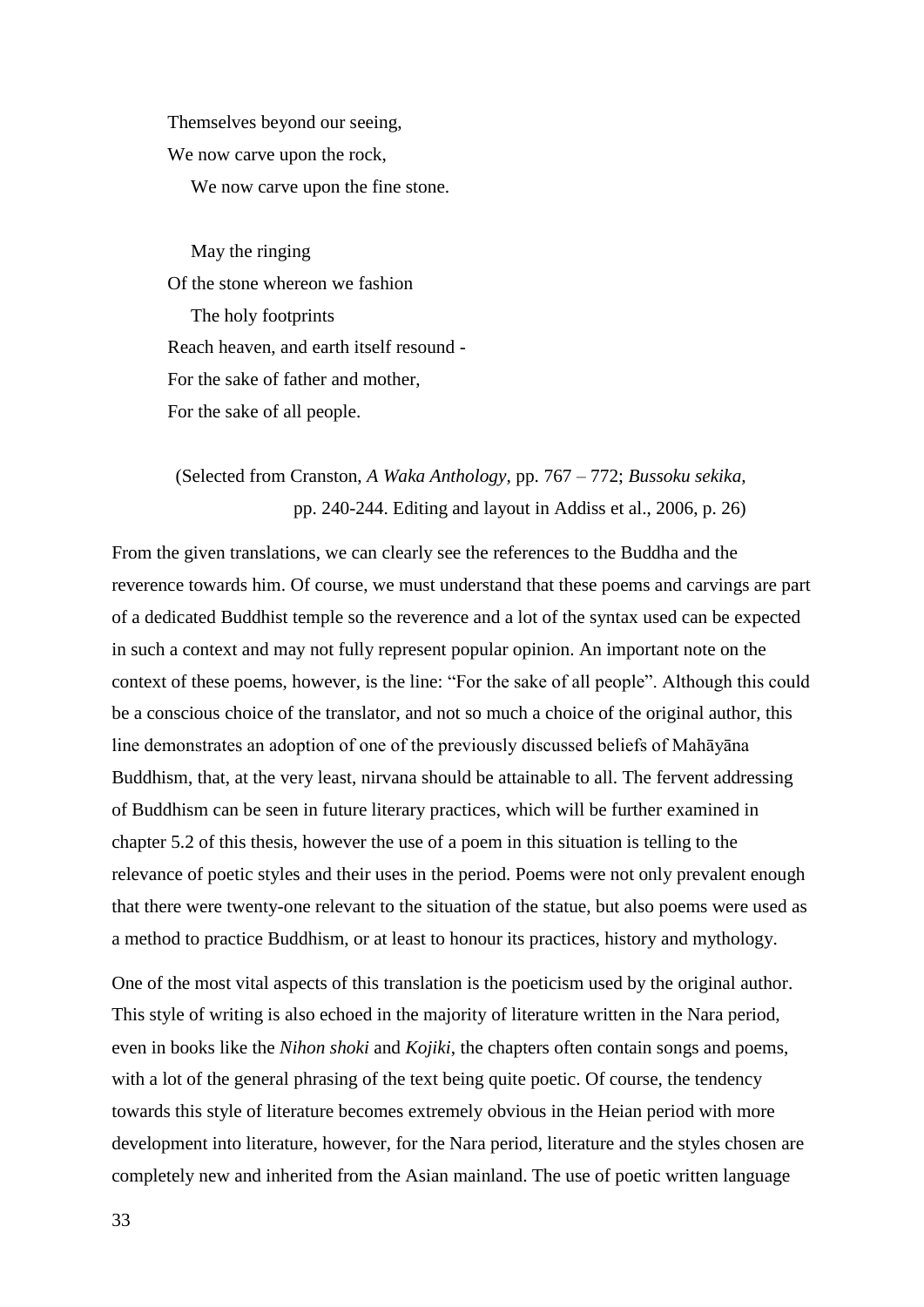Themselves beyond our seeing,  
We now carve upon the rock,  
    We now carve upon the fine stone.

    May the ringing  
Of the stone whereon we fashion  
    The holy footprints  
Reach heaven, and earth itself resound -  
For the sake of father and mother,  
For the sake of all people.

(Selected from Cranston, *A Waka Anthology*, pp. 767 – 772; *Bussoku sekika*, pp. 240-244. Editing and layout in Addiss et al., 2006, p. 26)

From the given translations, we can clearly see the references to the Buddha and the reverence towards him. Of course, we must understand that these poems and carvings are part of a dedicated Buddhist temple so the reverence and a lot of the syntax used can be expected in such a context and may not fully represent popular opinion. An important note on the context of these poems, however, is the line: "For the sake of all people". Although this could be a conscious choice of the translator, and not so much a choice of the original author, this line demonstrates an adoption of one of the previously discussed beliefs of Mahāyāna Buddhism, that, at the very least, nirvana should be attainable to all. The fervent addressing of Buddhism can be seen in future literary practices, which will be further examined in chapter 5.2 of this thesis, however the use of a poem in this situation is telling to the relevance of poetic styles and their uses in the period. Poems were not only prevalent enough that there were twenty-one relevant to the situation of the statue, but also poems were used as a method to practice Buddhism, or at least to honour its practices, history and mythology.

One of the most vital aspects of this translation is the poeticism used by the original author. This style of writing is also echoed in the majority of literature written in the Nara period, even in books like the *Nihon shoki* and *Kojiki*, the chapters often contain songs and poems, with a lot of the general phrasing of the text being quite poetic. Of course, the tendency towards this style of literature becomes extremely obvious in the Heian period with more development into literature, however, for the Nara period, literature and the styles chosen are completely new and inherited from the Asian mainland. The use of poetic written language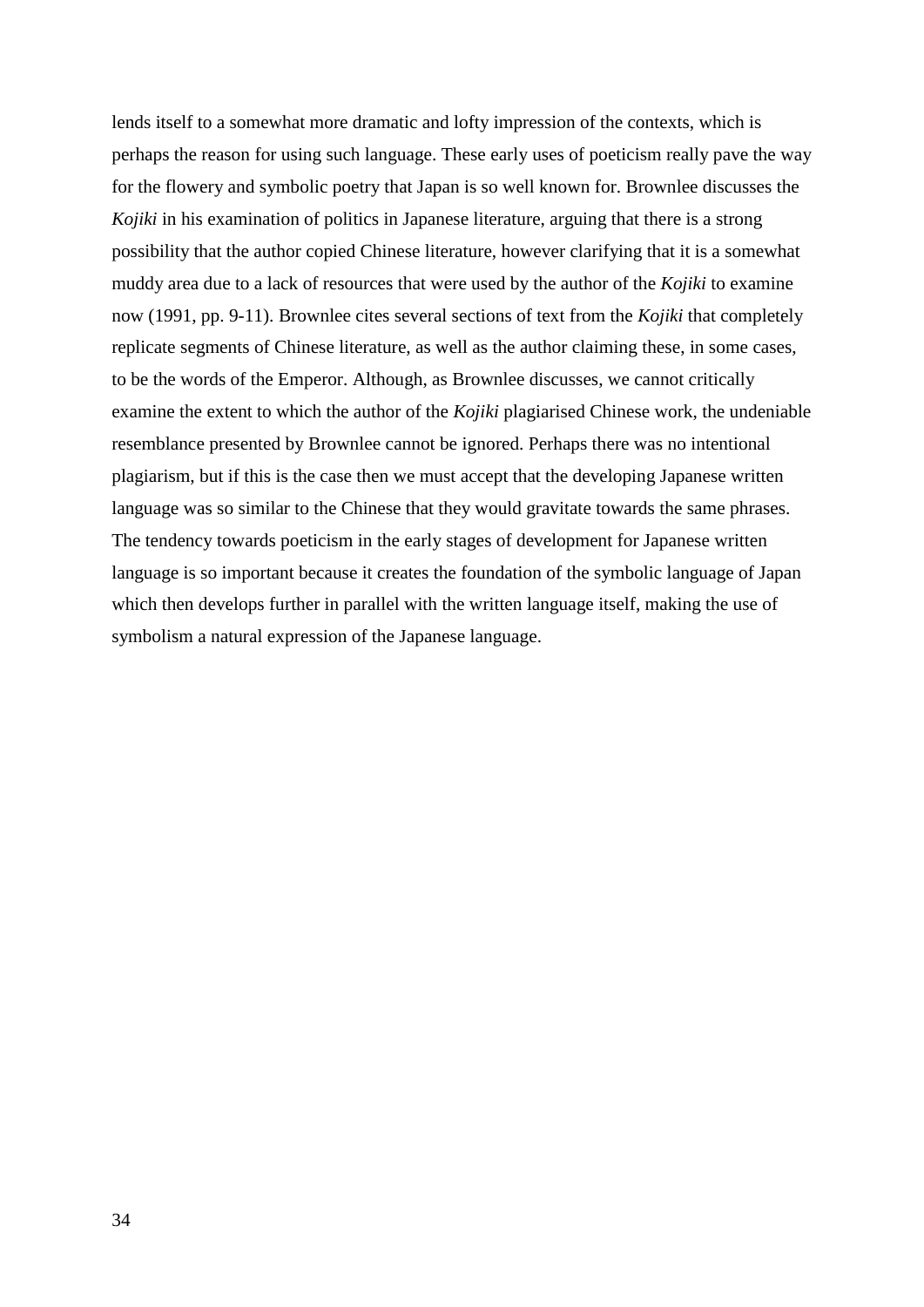lends itself to a somewhat more dramatic and lofty impression of the contexts, which is perhaps the reason for using such language. These early uses of poeticism really pave the way for the flowery and symbolic poetry that Japan is so well known for. Brownlee discusses the *Kojiki* in his examination of politics in Japanese literature, arguing that there is a strong possibility that the author copied Chinese literature, however clarifying that it is a somewhat muddy area due to a lack of resources that were used by the author of the *Kojiki* to examine now (1991, pp. 9-11). Brownlee cites several sections of text from the *Kojiki* that completely replicate segments of Chinese literature, as well as the author claiming these, in some cases, to be the words of the Emperor. Although, as Brownlee discusses, we cannot critically examine the extent to which the author of the *Kojiki* plagiarised Chinese work, the undeniable resemblance presented by Brownlee cannot be ignored. Perhaps there was no intentional plagiarism, but if this is the case then we must accept that the developing Japanese written language was so similar to the Chinese that they would gravitate towards the same phrases. The tendency towards poeticism in the early stages of development for Japanese written language is so important because it creates the foundation of the symbolic language of Japan which then develops further in parallel with the written language itself, making the use of symbolism a natural expression of the Japanese language.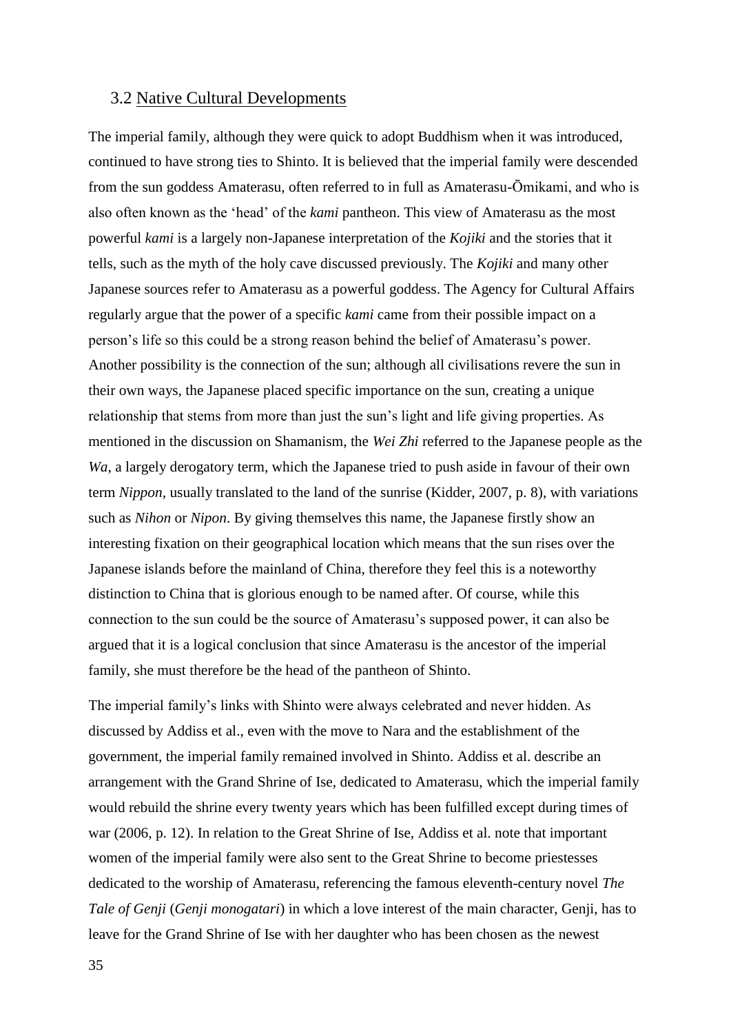## 3.2 Native Cultural Developments

The imperial family, although they were quick to adopt Buddhism when it was introduced, continued to have strong ties to Shinto. It is believed that the imperial family were descended from the sun goddess Amaterasu, often referred to in full as Amaterasu-Ōmikami, and who is also often known as the 'head' of the *kami* pantheon. This view of Amaterasu as the most powerful *kami* is a largely non-Japanese interpretation of the *Kojiki* and the stories that it tells, such as the myth of the holy cave discussed previously. The *Kojiki* and many other Japanese sources refer to Amaterasu as a powerful goddess. The Agency for Cultural Affairs regularly argue that the power of a specific *kami* came from their possible impact on a person's life so this could be a strong reason behind the belief of Amaterasu's power. Another possibility is the connection of the sun; although all civilisations revere the sun in their own ways, the Japanese placed specific importance on the sun, creating a unique relationship that stems from more than just the sun's light and life giving properties. As mentioned in the discussion on Shamanism, the *Wei Zhi* referred to the Japanese people as the *Wa*, a largely derogatory term, which the Japanese tried to push aside in favour of their own term *Nippon*, usually translated to the land of the sunrise (Kidder, 2007, p. 8), with variations such as *Nihon* or *Nipon*. By giving themselves this name, the Japanese firstly show an interesting fixation on their geographical location which means that the sun rises over the Japanese islands before the mainland of China, therefore they feel this is a noteworthy distinction to China that is glorious enough to be named after. Of course, while this connection to the sun could be the source of Amaterasu's supposed power, it can also be argued that it is a logical conclusion that since Amaterasu is the ancestor of the imperial family, she must therefore be the head of the pantheon of Shinto.

The imperial family's links with Shinto were always celebrated and never hidden. As discussed by Addiss et al., even with the move to Nara and the establishment of the government, the imperial family remained involved in Shinto. Addiss et al. describe an arrangement with the Grand Shrine of Ise, dedicated to Amaterasu, which the imperial family would rebuild the shrine every twenty years which has been fulfilled except during times of war (2006, p. 12). In relation to the Great Shrine of Ise, Addiss et al. note that important women of the imperial family were also sent to the Great Shrine to become priestesses dedicated to the worship of Amaterasu, referencing the famous eleventh-century novel *The Tale of Genji* (*Genji monogatari*) in which a love interest of the main character, Genji, has to leave for the Grand Shrine of Ise with her daughter who has been chosen as the newest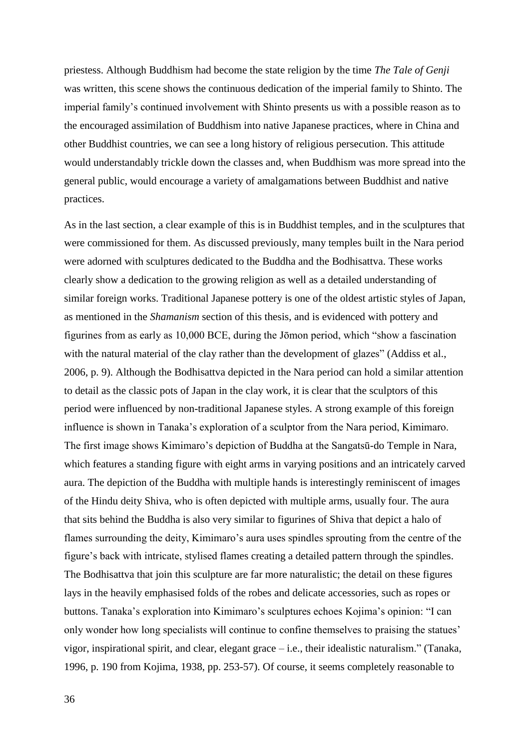priestess. Although Buddhism had become the state religion by the time *The Tale of Genji* was written, this scene shows the continuous dedication of the imperial family to Shinto. The imperial family's continued involvement with Shinto presents us with a possible reason as to the encouraged assimilation of Buddhism into native Japanese practices, where in China and other Buddhist countries, we can see a long history of religious persecution. This attitude would understandably trickle down the classes and, when Buddhism was more spread into the general public, would encourage a variety of amalgamations between Buddhist and native practices.

As in the last section, a clear example of this is in Buddhist temples, and in the sculptures that were commissioned for them. As discussed previously, many temples built in the Nara period were adorned with sculptures dedicated to the Buddha and the Bodhisattva. These works clearly show a dedication to the growing religion as well as a detailed understanding of similar foreign works. Traditional Japanese pottery is one of the oldest artistic styles of Japan, as mentioned in the *Shamanism* section of this thesis, and is evidenced with pottery and figurines from as early as 10,000 BCE, during the Jōmon period, which "show a fascination with the natural material of the clay rather than the development of glazes" (Addiss et al., 2006, p. 9). Although the Bodhisattva depicted in the Nara period can hold a similar attention to detail as the classic pots of Japan in the clay work, it is clear that the sculptors of this period were influenced by non-traditional Japanese styles. A strong example of this foreign influence is shown in Tanaka's exploration of a sculptor from the Nara period, Kimimaro. The first image shows Kimimaro's depiction of Buddha at the Sangatsū-do Temple in Nara, which features a standing figure with eight arms in varying positions and an intricately carved aura. The depiction of the Buddha with multiple hands is interestingly reminiscent of images of the Hindu deity Shiva, who is often depicted with multiple arms, usually four. The aura that sits behind the Buddha is also very similar to figurines of Shiva that depict a halo of flames surrounding the deity, Kimimaro's aura uses spindles sprouting from the centre of the figure's back with intricate, stylised flames creating a detailed pattern through the spindles. The Bodhisattva that join this sculpture are far more naturalistic; the detail on these figures lays in the heavily emphasised folds of the robes and delicate accessories, such as ropes or buttons. Tanaka's exploration into Kimimaro's sculptures echoes Kojima's opinion: "I can only wonder how long specialists will continue to confine themselves to praising the statues' vigor, inspirational spirit, and clear, elegant grace – i.e., their idealistic naturalism." (Tanaka, 1996, p. 190 from Kojima, 1938, pp. 253-57). Of course, it seems completely reasonable to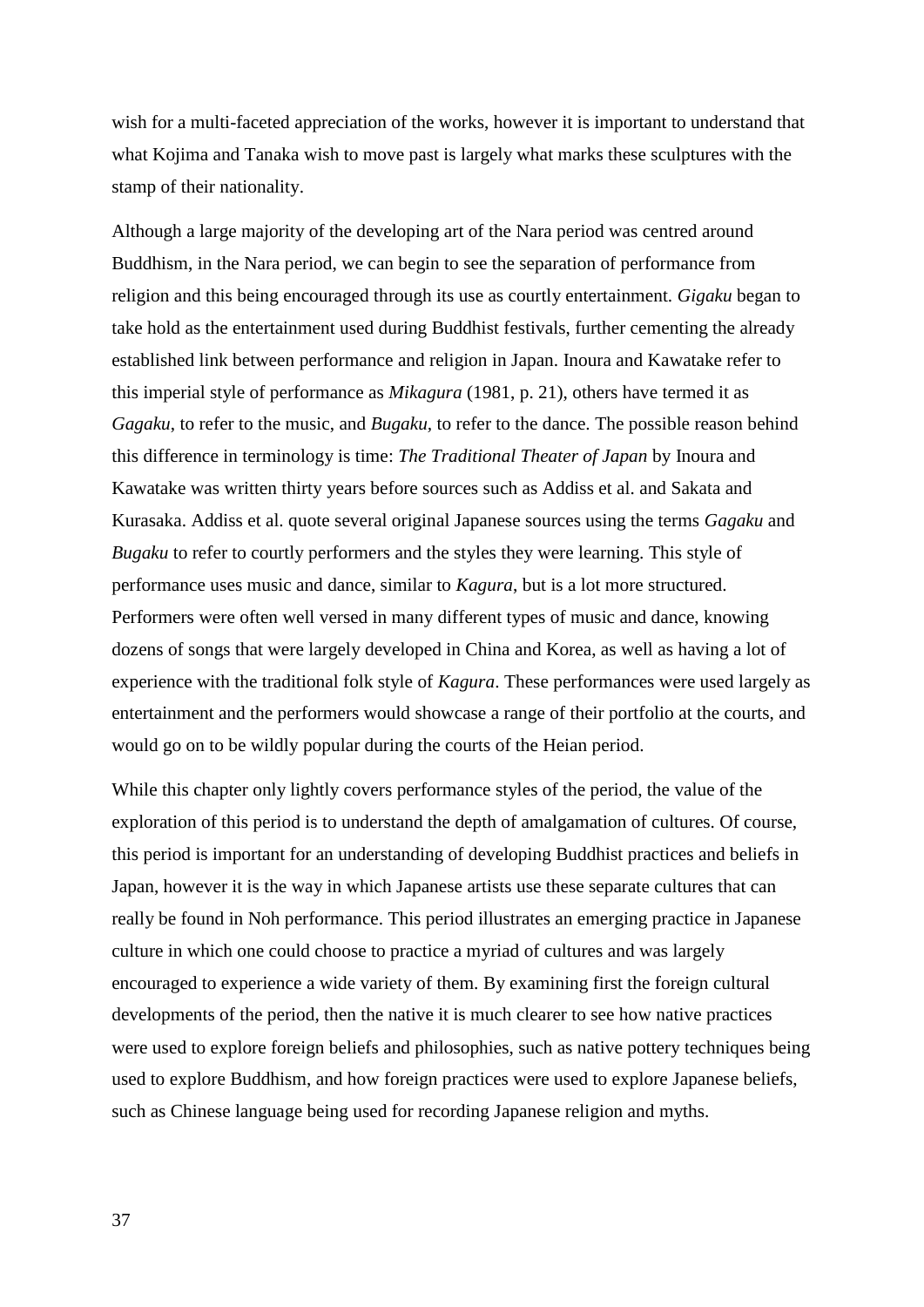wish for a multi-faceted appreciation of the works, however it is important to understand that what Kojima and Tanaka wish to move past is largely what marks these sculptures with the stamp of their nationality.

Although a large majority of the developing art of the Nara period was centred around Buddhism, in the Nara period, we can begin to see the separation of performance from religion and this being encouraged through its use as courtly entertainment. *Gigaku* began to take hold as the entertainment used during Buddhist festivals, further cementing the already established link between performance and religion in Japan. Inoura and Kawatake refer to this imperial style of performance as *Mikagura* (1981, p. 21), others have termed it as *Gagaku*, to refer to the music, and *Bugaku,* to refer to the dance. The possible reason behind this difference in terminology is time: *The Traditional Theater of Japan* by Inoura and Kawatake was written thirty years before sources such as Addiss et al. and Sakata and Kurasaka. Addiss et al. quote several original Japanese sources using the terms *Gagaku* and *Bugaku* to refer to courtly performers and the styles they were learning. This style of performance uses music and dance, similar to *Kagura*, but is a lot more structured. Performers were often well versed in many different types of music and dance, knowing dozens of songs that were largely developed in China and Korea, as well as having a lot of experience with the traditional folk style of *Kagura*. These performances were used largely as entertainment and the performers would showcase a range of their portfolio at the courts, and would go on to be wildly popular during the courts of the Heian period.

While this chapter only lightly covers performance styles of the period, the value of the exploration of this period is to understand the depth of amalgamation of cultures. Of course, this period is important for an understanding of developing Buddhist practices and beliefs in Japan, however it is the way in which Japanese artists use these separate cultures that can really be found in Noh performance. This period illustrates an emerging practice in Japanese culture in which one could choose to practice a myriad of cultures and was largely encouraged to experience a wide variety of them. By examining first the foreign cultural developments of the period, then the native it is much clearer to see how native practices were used to explore foreign beliefs and philosophies, such as native pottery techniques being used to explore Buddhism, and how foreign practices were used to explore Japanese beliefs, such as Chinese language being used for recording Japanese religion and myths.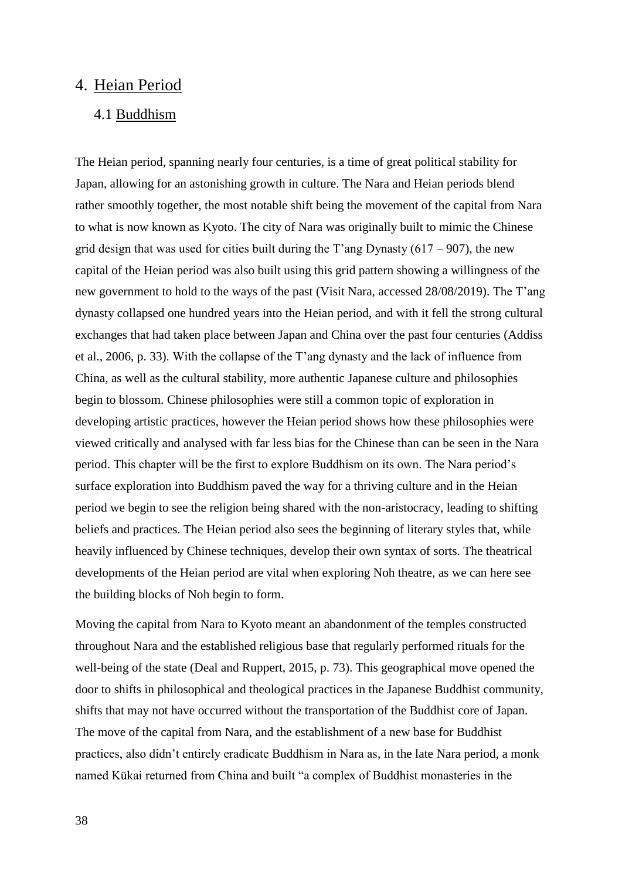# 4. Heian Period

## 4.1 Buddhism

The Heian period, spanning nearly four centuries, is a time of great political stability for Japan, allowing for an astonishing growth in culture. The Nara and Heian periods blend rather smoothly together, the most notable shift being the movement of the capital from Nara to what is now known as Kyoto. The city of Nara was originally built to mimic the Chinese grid design that was used for cities built during the T'ang Dynasty (617 – 907), the new capital of the Heian period was also built using this grid pattern showing a willingness of the new government to hold to the ways of the past (Visit Nara, accessed 28/08/2019). The T'ang dynasty collapsed one hundred years into the Heian period, and with it fell the strong cultural exchanges that had taken place between Japan and China over the past four centuries (Addiss et al., 2006, p. 33). With the collapse of the T'ang dynasty and the lack of influence from China, as well as the cultural stability, more authentic Japanese culture and philosophies begin to blossom. Chinese philosophies were still a common topic of exploration in developing artistic practices, however the Heian period shows how these philosophies were viewed critically and analysed with far less bias for the Chinese than can be seen in the Nara period. This chapter will be the first to explore Buddhism on its own. The Nara period's surface exploration into Buddhism paved the way for a thriving culture and in the Heian period we begin to see the religion being shared with the non-aristocracy, leading to shifting beliefs and practices. The Heian period also sees the beginning of literary styles that, while heavily influenced by Chinese techniques, develop their own syntax of sorts. The theatrical developments of the Heian period are vital when exploring Noh theatre, as we can here see the building blocks of Noh begin to form.

Moving the capital from Nara to Kyoto meant an abandonment of the temples constructed throughout Nara and the established religious base that regularly performed rituals for the well-being of the state (Deal and Ruppert, 2015, p. 73). This geographical move opened the door to shifts in philosophical and theological practices in the Japanese Buddhist community, shifts that may not have occurred without the transportation of the Buddhist core of Japan. The move of the capital from Nara, and the establishment of a new base for Buddhist practices, also didn't entirely eradicate Buddhism in Nara as, in the late Nara period, a monk named Kūkai returned from China and built "a complex of Buddhist monasteries in the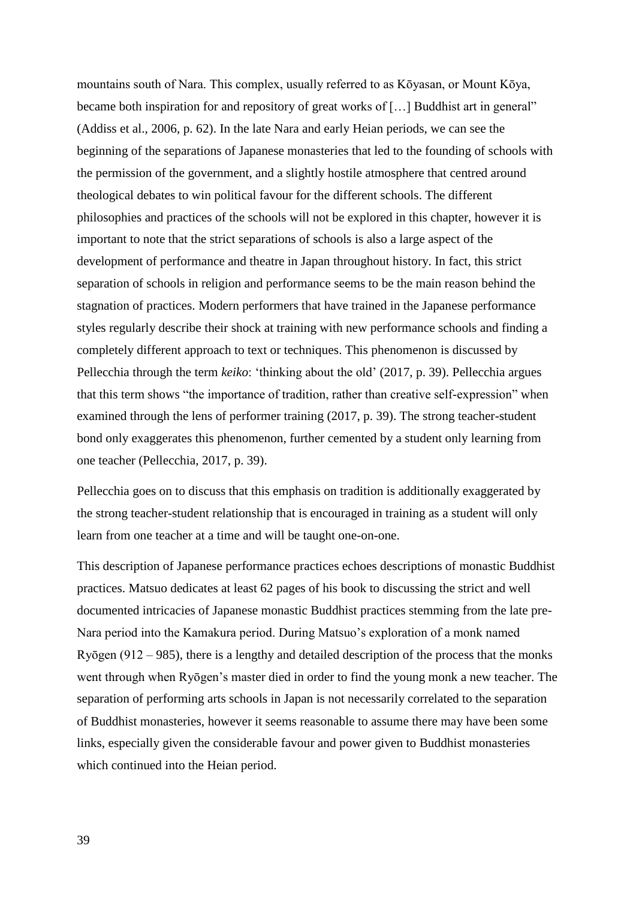mountains south of Nara. This complex, usually referred to as Kōyasan, or Mount Kōya, became both inspiration for and repository of great works of […] Buddhist art in general" (Addiss et al., 2006, p. 62). In the late Nara and early Heian periods, we can see the beginning of the separations of Japanese monasteries that led to the founding of schools with the permission of the government, and a slightly hostile atmosphere that centred around theological debates to win political favour for the different schools. The different philosophies and practices of the schools will not be explored in this chapter, however it is important to note that the strict separations of schools is also a large aspect of the development of performance and theatre in Japan throughout history. In fact, this strict separation of schools in religion and performance seems to be the main reason behind the stagnation of practices. Modern performers that have trained in the Japanese performance styles regularly describe their shock at training with new performance schools and finding a completely different approach to text or techniques. This phenomenon is discussed by Pellecchia through the term *keiko*: 'thinking about the old' (2017, p. 39). Pellecchia argues that this term shows "the importance of tradition, rather than creative self-expression" when examined through the lens of performer training (2017, p. 39). The strong teacher-student bond only exaggerates this phenomenon, further cemented by a student only learning from one teacher (Pellecchia, 2017, p. 39).

Pellecchia goes on to discuss that this emphasis on tradition is additionally exaggerated by the strong teacher-student relationship that is encouraged in training as a student will only learn from one teacher at a time and will be taught one-on-one.

This description of Japanese performance practices echoes descriptions of monastic Buddhist practices. Matsuo dedicates at least 62 pages of his book to discussing the strict and well documented intricacies of Japanese monastic Buddhist practices stemming from the late pre-Nara period into the Kamakura period. During Matsuo's exploration of a monk named Ryōgen (912 – 985), there is a lengthy and detailed description of the process that the monks went through when Ryōgen's master died in order to find the young monk a new teacher. The separation of performing arts schools in Japan is not necessarily correlated to the separation of Buddhist monasteries, however it seems reasonable to assume there may have been some links, especially given the considerable favour and power given to Buddhist monasteries which continued into the Heian period.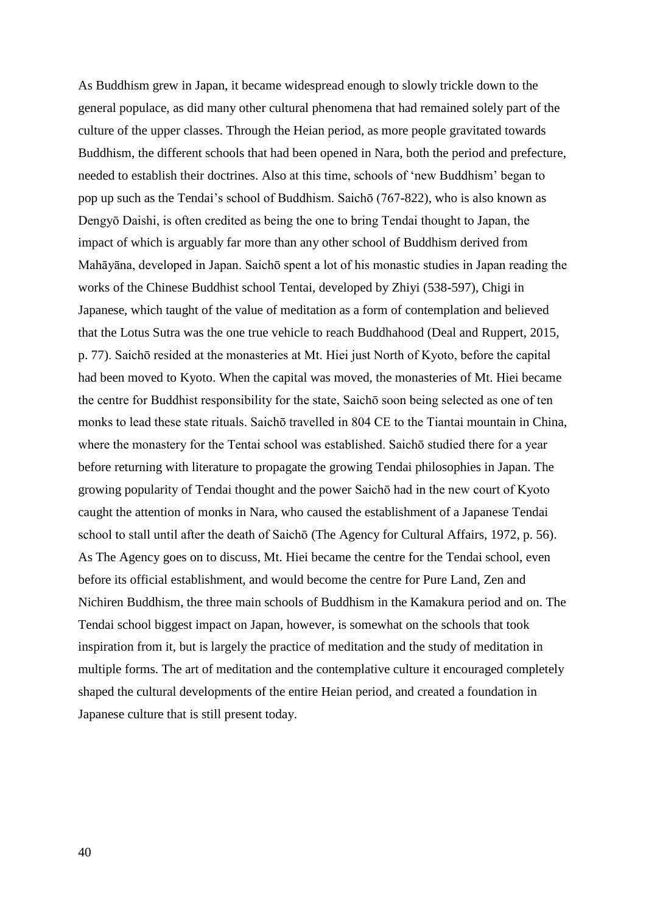As Buddhism grew in Japan, it became widespread enough to slowly trickle down to the general populace, as did many other cultural phenomena that had remained solely part of the culture of the upper classes. Through the Heian period, as more people gravitated towards Buddhism, the different schools that had been opened in Nara, both the period and prefecture, needed to establish their doctrines. Also at this time, schools of 'new Buddhism' began to pop up such as the Tendai's school of Buddhism. Saichō (767-822), who is also known as Dengyō Daishi, is often credited as being the one to bring Tendai thought to Japan, the impact of which is arguably far more than any other school of Buddhism derived from Mahāyāna, developed in Japan. Saichō spent a lot of his monastic studies in Japan reading the works of the Chinese Buddhist school Tentai, developed by Zhiyi (538-597), Chigi in Japanese, which taught of the value of meditation as a form of contemplation and believed that the Lotus Sutra was the one true vehicle to reach Buddhahood (Deal and Ruppert, 2015, p. 77). Saichō resided at the monasteries at Mt. Hiei just North of Kyoto, before the capital had been moved to Kyoto. When the capital was moved, the monasteries of Mt. Hiei became the centre for Buddhist responsibility for the state, Saichō soon being selected as one of ten monks to lead these state rituals. Saichō travelled in 804 CE to the Tiantai mountain in China, where the monastery for the Tentai school was established. Saichō studied there for a year before returning with literature to propagate the growing Tendai philosophies in Japan. The growing popularity of Tendai thought and the power Saichō had in the new court of Kyoto caught the attention of monks in Nara, who caused the establishment of a Japanese Tendai school to stall until after the death of Saichō (The Agency for Cultural Affairs, 1972, p. 56). As The Agency goes on to discuss, Mt. Hiei became the centre for the Tendai school, even before its official establishment, and would become the centre for Pure Land, Zen and Nichiren Buddhism, the three main schools of Buddhism in the Kamakura period and on. The Tendai school biggest impact on Japan, however, is somewhat on the schools that took inspiration from it, but is largely the practice of meditation and the study of meditation in multiple forms. The art of meditation and the contemplative culture it encouraged completely shaped the cultural developments of the entire Heian period, and created a foundation in Japanese culture that is still present today.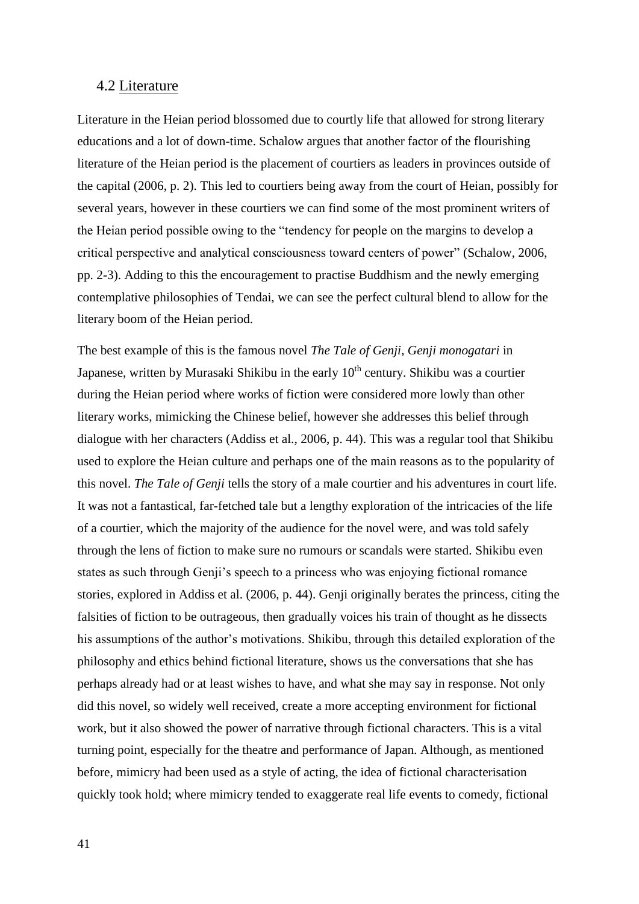## 4.2 Literature

Literature in the Heian period blossomed due to courtly life that allowed for strong literary educations and a lot of down-time. Schalow argues that another factor of the flourishing literature of the Heian period is the placement of courtiers as leaders in provinces outside of the capital (2006, p. 2). This led to courtiers being away from the court of Heian, possibly for several years, however in these courtiers we can find some of the most prominent writers of the Heian period possible owing to the "tendency for people on the margins to develop a critical perspective and analytical consciousness toward centers of power" (Schalow, 2006, pp. 2-3). Adding to this the encouragement to practise Buddhism and the newly emerging contemplative philosophies of Tendai, we can see the perfect cultural blend to allow for the literary boom of the Heian period.

The best example of this is the famous novel *The Tale of Genji*, *Genji monogatari* in Japanese, written by Murasaki Shikibu in the early 10th century. Shikibu was a courtier during the Heian period where works of fiction were considered more lowly than other literary works, mimicking the Chinese belief, however she addresses this belief through dialogue with her characters (Addiss et al., 2006, p. 44). This was a regular tool that Shikibu used to explore the Heian culture and perhaps one of the main reasons as to the popularity of this novel. *The Tale of Genji* tells the story of a male courtier and his adventures in court life. It was not a fantastical, far-fetched tale but a lengthy exploration of the intricacies of the life of a courtier, which the majority of the audience for the novel were, and was told safely through the lens of fiction to make sure no rumours or scandals were started. Shikibu even states as such through Genji's speech to a princess who was enjoying fictional romance stories, explored in Addiss et al. (2006, p. 44). Genji originally berates the princess, citing the falsities of fiction to be outrageous, then gradually voices his train of thought as he dissects his assumptions of the author's motivations. Shikibu, through this detailed exploration of the philosophy and ethics behind fictional literature, shows us the conversations that she has perhaps already had or at least wishes to have, and what she may say in response. Not only did this novel, so widely well received, create a more accepting environment for fictional work, but it also showed the power of narrative through fictional characters. This is a vital turning point, especially for the theatre and performance of Japan. Although, as mentioned before, mimicry had been used as a style of acting, the idea of fictional characterisation quickly took hold; where mimicry tended to exaggerate real life events to comedy, fictional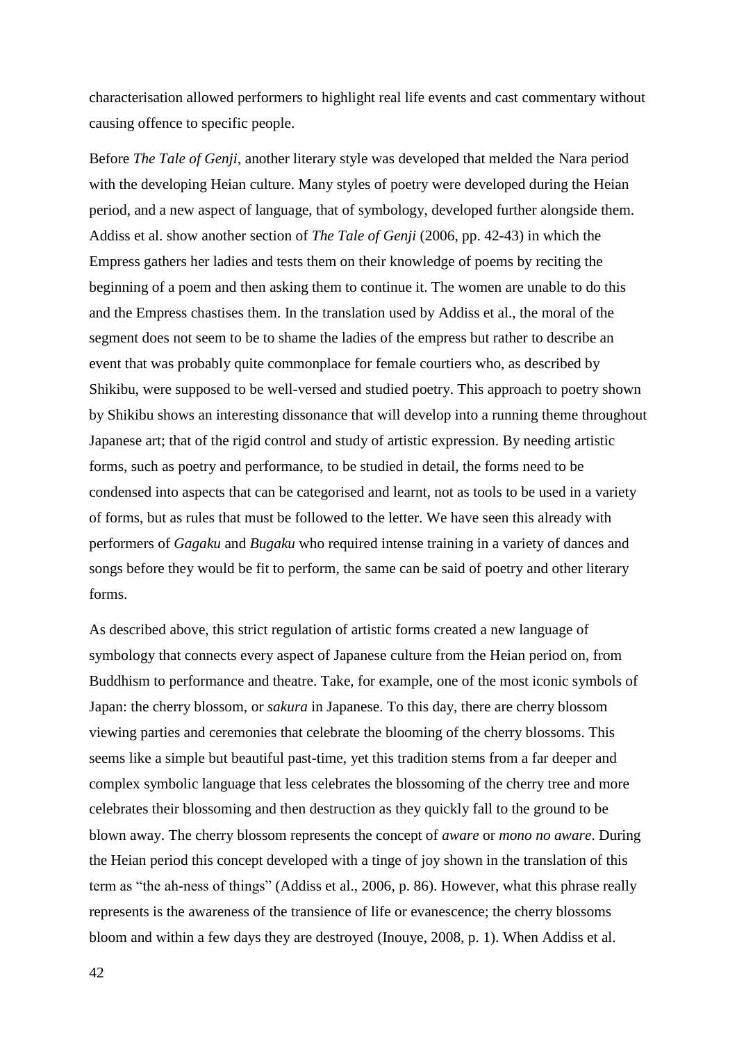characterisation allowed performers to highlight real life events and cast commentary without causing offence to specific people.

Before *The Tale of Genji*, another literary style was developed that melded the Nara period with the developing Heian culture. Many styles of poetry were developed during the Heian period, and a new aspect of language, that of symbology, developed further alongside them. Addiss et al. show another section of *The Tale of Genji* (2006, pp. 42-43) in which the Empress gathers her ladies and tests them on their knowledge of poems by reciting the beginning of a poem and then asking them to continue it. The women are unable to do this and the Empress chastises them. In the translation used by Addiss et al., the moral of the segment does not seem to be to shame the ladies of the empress but rather to describe an event that was probably quite commonplace for female courtiers who, as described by Shikibu, were supposed to be well-versed and studied poetry. This approach to poetry shown by Shikibu shows an interesting dissonance that will develop into a running theme throughout Japanese art; that of the rigid control and study of artistic expression. By needing artistic forms, such as poetry and performance, to be studied in detail, the forms need to be condensed into aspects that can be categorised and learnt, not as tools to be used in a variety of forms, but as rules that must be followed to the letter. We have seen this already with performers of *Gagaku* and *Bugaku* who required intense training in a variety of dances and songs before they would be fit to perform, the same can be said of poetry and other literary forms.

As described above, this strict regulation of artistic forms created a new language of symbology that connects every aspect of Japanese culture from the Heian period on, from Buddhism to performance and theatre. Take, for example, one of the most iconic symbols of Japan: the cherry blossom, or *sakura* in Japanese. To this day, there are cherry blossom viewing parties and ceremonies that celebrate the blooming of the cherry blossoms. This seems like a simple but beautiful past-time, yet this tradition stems from a far deeper and complex symbolic language that less celebrates the blossoming of the cherry tree and more celebrates their blossoming and then destruction as they quickly fall to the ground to be blown away. The cherry blossom represents the concept of *aware* or *mono no aware*. During the Heian period this concept developed with a tinge of joy shown in the translation of this term as "the ah-ness of things" (Addiss et al., 2006, p. 86). However, what this phrase really represents is the awareness of the transience of life or evanescence; the cherry blossoms bloom and within a few days they are destroyed (Inouye, 2008, p. 1). When Addiss et al.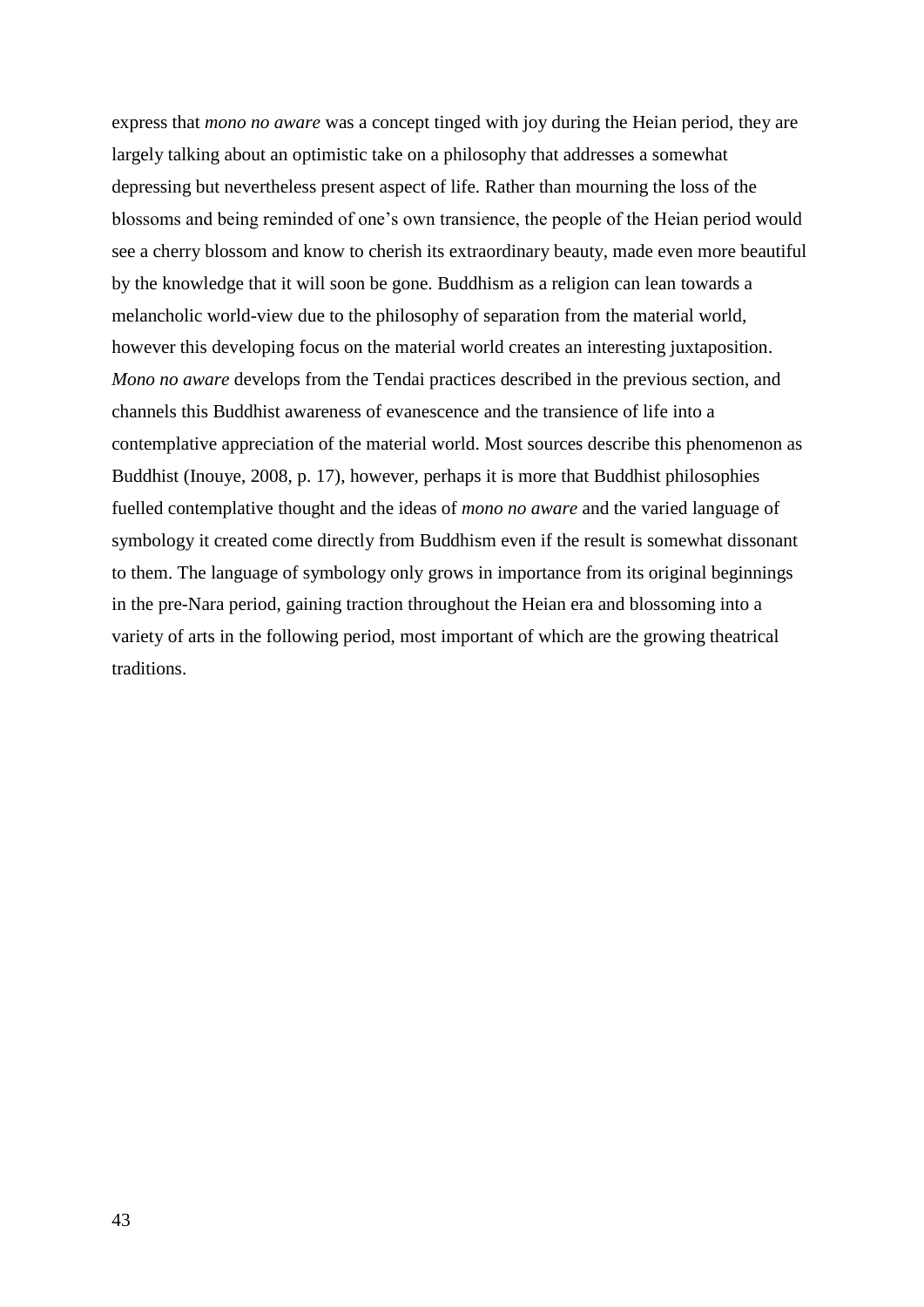express that *mono no aware* was a concept tinged with joy during the Heian period, they are largely talking about an optimistic take on a philosophy that addresses a somewhat depressing but nevertheless present aspect of life. Rather than mourning the loss of the blossoms and being reminded of one's own transience, the people of the Heian period would see a cherry blossom and know to cherish its extraordinary beauty, made even more beautiful by the knowledge that it will soon be gone. Buddhism as a religion can lean towards a melancholic world-view due to the philosophy of separation from the material world, however this developing focus on the material world creates an interesting juxtaposition. *Mono no aware* develops from the Tendai practices described in the previous section, and channels this Buddhist awareness of evanescence and the transience of life into a contemplative appreciation of the material world. Most sources describe this phenomenon as Buddhist (Inouye, 2008, p. 17), however, perhaps it is more that Buddhist philosophies fuelled contemplative thought and the ideas of *mono no aware* and the varied language of symbology it created come directly from Buddhism even if the result is somewhat dissonant to them. The language of symbology only grows in importance from its original beginnings in the pre-Nara period, gaining traction throughout the Heian era and blossoming into a variety of arts in the following period, most important of which are the growing theatrical traditions.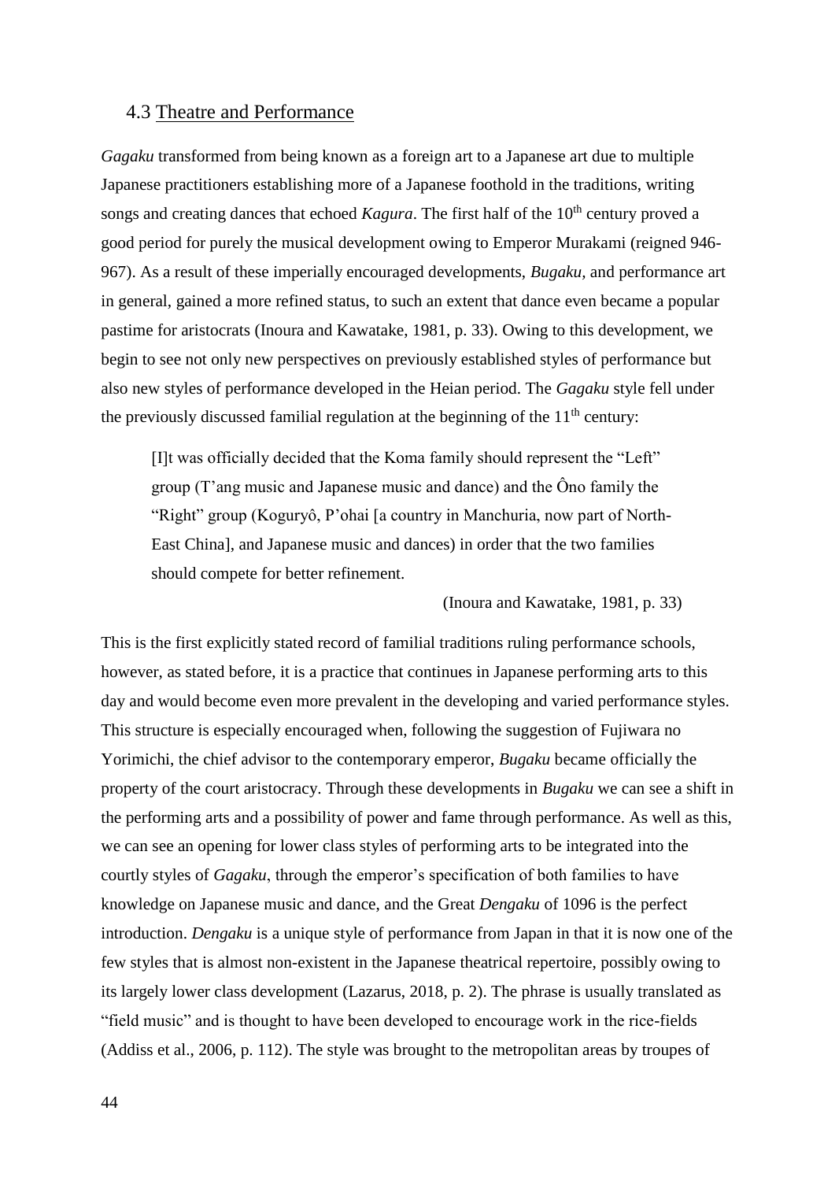## 4.3 Theatre and Performance

*Gagaku* transformed from being known as a foreign art to a Japanese art due to multiple Japanese practitioners establishing more of a Japanese foothold in the traditions, writing songs and creating dances that echoed *Kagura*. The first half of the 10th century proved a good period for purely the musical development owing to Emperor Murakami (reigned 946-967). As a result of these imperially encouraged developments, *Bugaku*, and performance art in general, gained a more refined status, to such an extent that dance even became a popular pastime for aristocrats (Inoura and Kawatake, 1981, p. 33). Owing to this development, we begin to see not only new perspectives on previously established styles of performance but also new styles of performance developed in the Heian period. The *Gagaku* style fell under the previously discussed familial regulation at the beginning of the 11th century:

> [I]t was officially decided that the Koma family should represent the "Left" group (T'ang music and Japanese music and dance) and the Ôno family the "Right" group (Koguryô, P'ohai [a country in Manchuria, now part of North-East China], and Japanese music and dances) in order that the two families should compete for better refinement.
>
> (Inoura and Kawatake, 1981, p. 33)

This is the first explicitly stated record of familial traditions ruling performance schools, however, as stated before, it is a practice that continues in Japanese performing arts to this day and would become even more prevalent in the developing and varied performance styles. This structure is especially encouraged when, following the suggestion of Fujiwara no Yorimichi, the chief advisor to the contemporary emperor, *Bugaku* became officially the property of the court aristocracy. Through these developments in *Bugaku* we can see a shift in the performing arts and a possibility of power and fame through performance. As well as this, we can see an opening for lower class styles of performing arts to be integrated into the courtly styles of *Gagaku*, through the emperor's specification of both families to have knowledge on Japanese music and dance, and the Great *Dengaku* of 1096 is the perfect introduction. *Dengaku* is a unique style of performance from Japan in that it is now one of the few styles that is almost non-existent in the Japanese theatrical repertoire, possibly owing to its largely lower class development (Lazarus, 2018, p. 2). The phrase is usually translated as "field music" and is thought to have been developed to encourage work in the rice-fields (Addiss et al., 2006, p. 112). The style was brought to the metropolitan areas by troupes of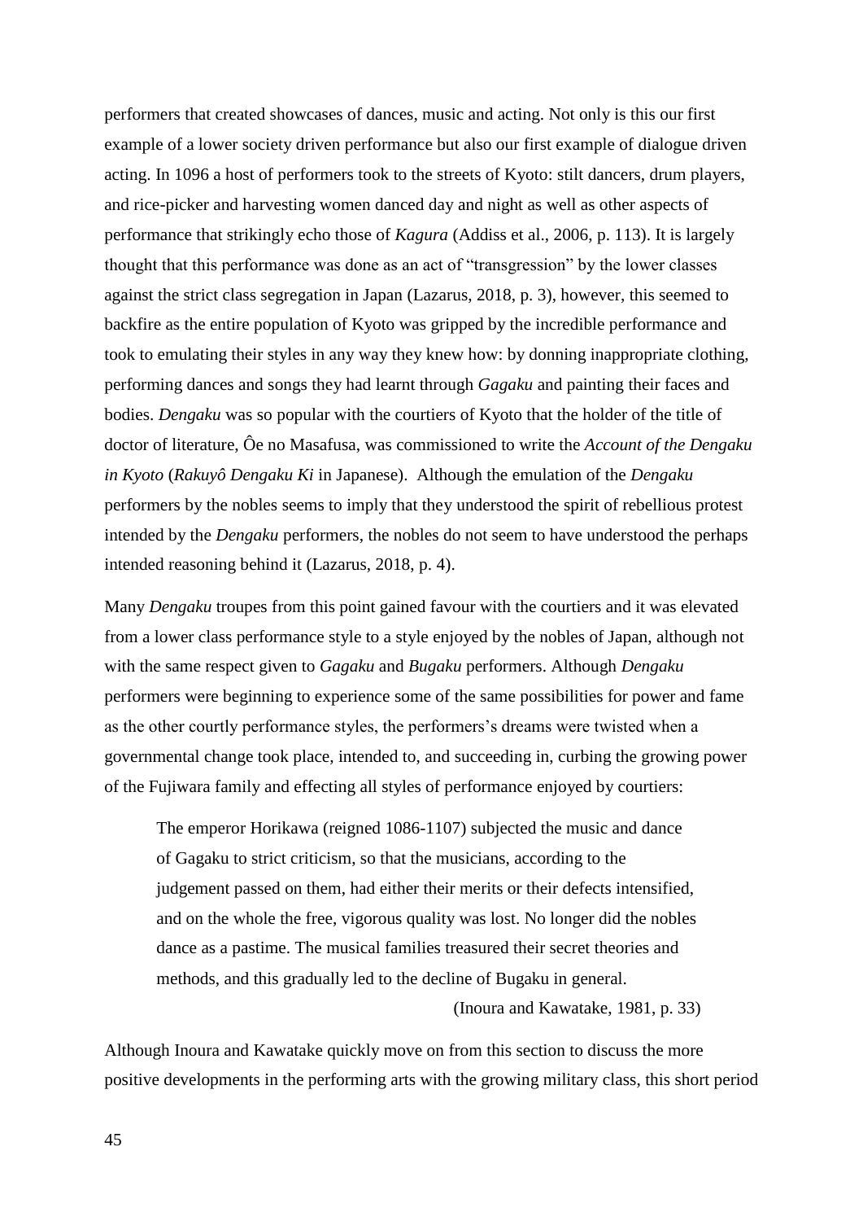performers that created showcases of dances, music and acting. Not only is this our first example of a lower society driven performance but also our first example of dialogue driven acting. In 1096 a host of performers took to the streets of Kyoto: stilt dancers, drum players, and rice-picker and harvesting women danced day and night as well as other aspects of performance that strikingly echo those of *Kagura* (Addiss et al., 2006, p. 113). It is largely thought that this performance was done as an act of "transgression" by the lower classes against the strict class segregation in Japan (Lazarus, 2018, p. 3), however, this seemed to backfire as the entire population of Kyoto was gripped by the incredible performance and took to emulating their styles in any way they knew how: by donning inappropriate clothing, performing dances and songs they had learnt through *Gagaku* and painting their faces and bodies. *Dengaku* was so popular with the courtiers of Kyoto that the holder of the title of doctor of literature, Ôe no Masafusa, was commissioned to write the *Account of the Dengaku in Kyoto* (*Rakuyô Dengaku Ki* in Japanese). Although the emulation of the *Dengaku* performers by the nobles seems to imply that they understood the spirit of rebellious protest intended by the *Dengaku* performers, the nobles do not seem to have understood the perhaps intended reasoning behind it (Lazarus, 2018, p. 4).

Many *Dengaku* troupes from this point gained favour with the courtiers and it was elevated from a lower class performance style to a style enjoyed by the nobles of Japan, although not with the same respect given to *Gagaku* and *Bugaku* performers. Although *Dengaku* performers were beginning to experience some of the same possibilities for power and fame as the other courtly performance styles, the performers's dreams were twisted when a governmental change took place, intended to, and succeeding in, curbing the growing power of the Fujiwara family and effecting all styles of performance enjoyed by courtiers:

> The emperor Horikawa (reigned 1086-1107) subjected the music and dance of Gagaku to strict criticism, so that the musicians, according to the judgement passed on them, had either their merits or their defects intensified, and on the whole the free, vigorous quality was lost. No longer did the nobles dance as a pastime. The musical families treasured their secret theories and methods, and this gradually led to the decline of Bugaku in general.
>
> (Inoura and Kawatake, 1981, p. 33)

Although Inoura and Kawatake quickly move on from this section to discuss the more positive developments in the performing arts with the growing military class, this short period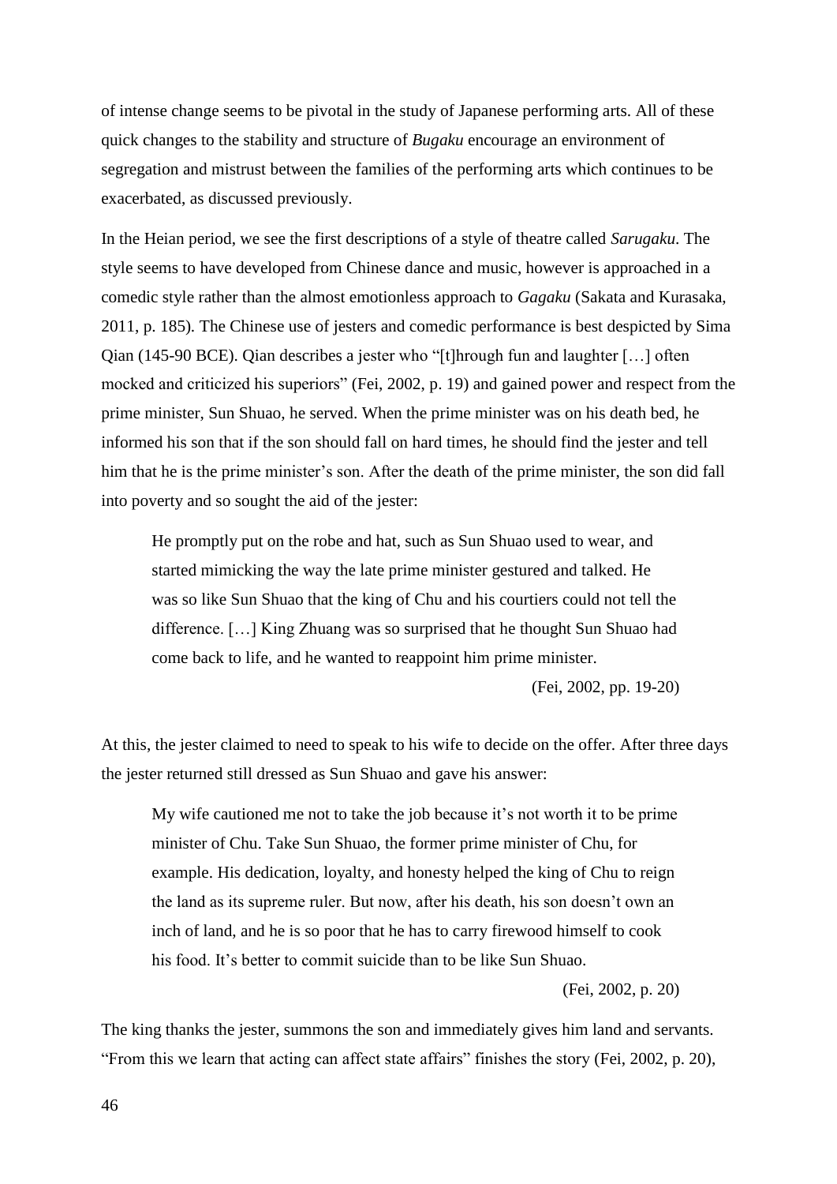of intense change seems to be pivotal in the study of Japanese performing arts. All of these quick changes to the stability and structure of *Bugaku* encourage an environment of segregation and mistrust between the families of the performing arts which continues to be exacerbated, as discussed previously.

In the Heian period, we see the first descriptions of a style of theatre called *Sarugaku*. The style seems to have developed from Chinese dance and music, however is approached in a comedic style rather than the almost emotionless approach to *Gagaku* (Sakata and Kurasaka, 2011, p. 185). The Chinese use of jesters and comedic performance is best despicted by Sima Qian (145-90 BCE). Qian describes a jester who "[t]hrough fun and laughter […] often mocked and criticized his superiors" (Fei, 2002, p. 19) and gained power and respect from the prime minister, Sun Shuao, he served. When the prime minister was on his death bed, he informed his son that if the son should fall on hard times, he should find the jester and tell him that he is the prime minister's son. After the death of the prime minister, the son did fall into poverty and so sought the aid of the jester:

> He promptly put on the robe and hat, such as Sun Shuao used to wear, and started mimicking the way the late prime minister gestured and talked. He was so like Sun Shuao that the king of Chu and his courtiers could not tell the difference. […] King Zhuang was so surprised that he thought Sun Shuao had come back to life, and he wanted to reappoint him prime minister.
>
> (Fei, 2002, pp. 19-20)

At this, the jester claimed to need to speak to his wife to decide on the offer. After three days the jester returned still dressed as Sun Shuao and gave his answer:

> My wife cautioned me not to take the job because it's not worth it to be prime minister of Chu. Take Sun Shuao, the former prime minister of Chu, for example. His dedication, loyalty, and honesty helped the king of Chu to reign the land as its supreme ruler. But now, after his death, his son doesn't own an inch of land, and he is so poor that he has to carry firewood himself to cook his food. It's better to commit suicide than to be like Sun Shuao.
>
> (Fei, 2002, p. 20)

The king thanks the jester, summons the son and immediately gives him land and servants. "From this we learn that acting can affect state affairs" finishes the story (Fei, 2002, p. 20),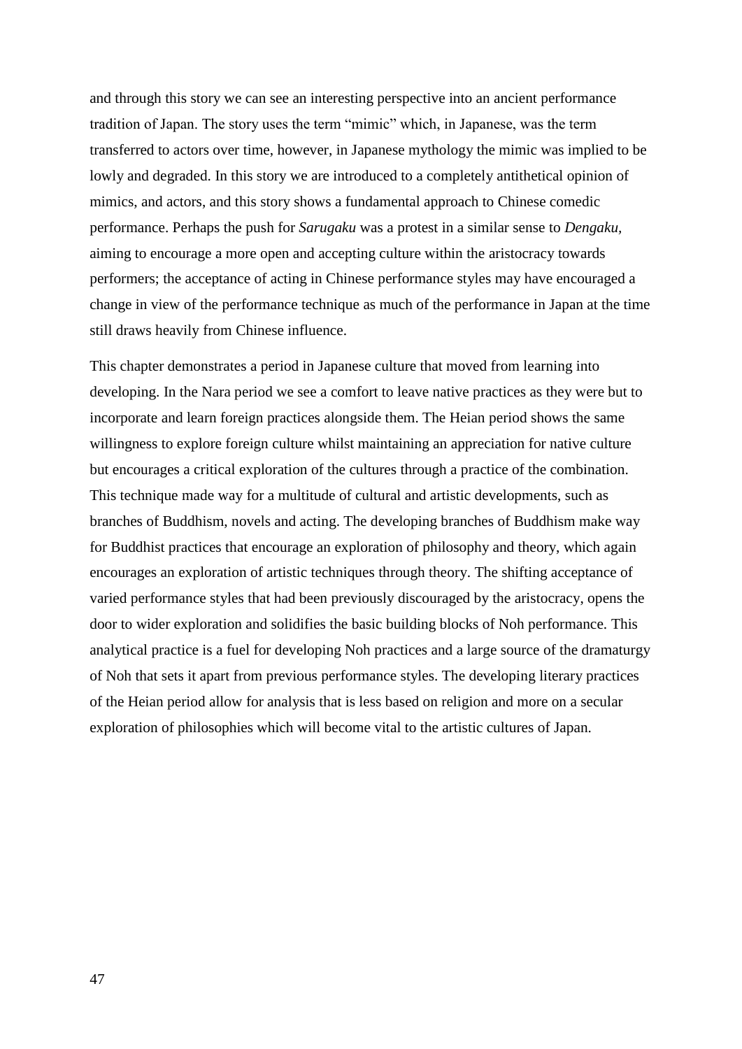and through this story we can see an interesting perspective into an ancient performance tradition of Japan. The story uses the term "mimic" which, in Japanese, was the term transferred to actors over time, however, in Japanese mythology the mimic was implied to be lowly and degraded. In this story we are introduced to a completely antithetical opinion of mimics, and actors, and this story shows a fundamental approach to Chinese comedic performance. Perhaps the push for *Sarugaku* was a protest in a similar sense to *Dengaku*, aiming to encourage a more open and accepting culture within the aristocracy towards performers; the acceptance of acting in Chinese performance styles may have encouraged a change in view of the performance technique as much of the performance in Japan at the time still draws heavily from Chinese influence.

This chapter demonstrates a period in Japanese culture that moved from learning into developing. In the Nara period we see a comfort to leave native practices as they were but to incorporate and learn foreign practices alongside them. The Heian period shows the same willingness to explore foreign culture whilst maintaining an appreciation for native culture but encourages a critical exploration of the cultures through a practice of the combination. This technique made way for a multitude of cultural and artistic developments, such as branches of Buddhism, novels and acting. The developing branches of Buddhism make way for Buddhist practices that encourage an exploration of philosophy and theory, which again encourages an exploration of artistic techniques through theory. The shifting acceptance of varied performance styles that had been previously discouraged by the aristocracy, opens the door to wider exploration and solidifies the basic building blocks of Noh performance. This analytical practice is a fuel for developing Noh practices and a large source of the dramaturgy of Noh that sets it apart from previous performance styles. The developing literary practices of the Heian period allow for analysis that is less based on religion and more on a secular exploration of philosophies which will become vital to the artistic cultures of Japan.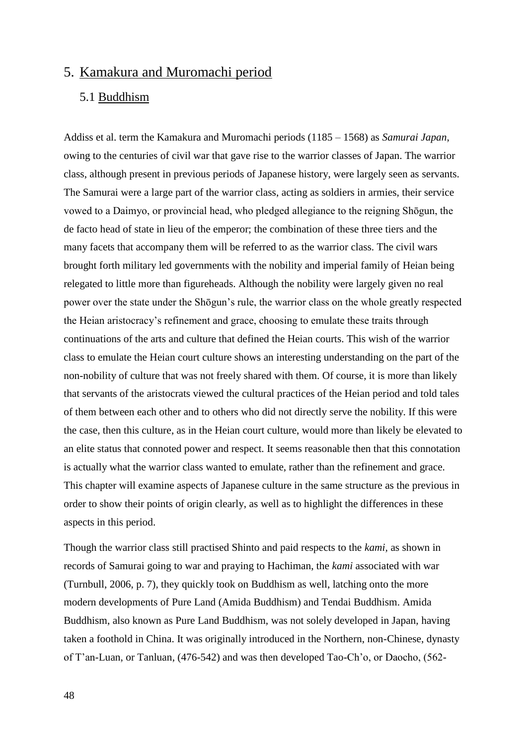# 5. Kamakura and Muromachi period

## 5.1 Buddhism

Addiss et al. term the Kamakura and Muromachi periods (1185 – 1568) as *Samurai Japan*, owing to the centuries of civil war that gave rise to the warrior classes of Japan. The warrior class, although present in previous periods of Japanese history, were largely seen as servants. The Samurai were a large part of the warrior class, acting as soldiers in armies, their service vowed to a Daimyo, or provincial head, who pledged allegiance to the reigning Shōgun, the de facto head of state in lieu of the emperor; the combination of these three tiers and the many facets that accompany them will be referred to as the warrior class. The civil wars brought forth military led governments with the nobility and imperial family of Heian being relegated to little more than figureheads. Although the nobility were largely given no real power over the state under the Shōgun's rule, the warrior class on the whole greatly respected the Heian aristocracy's refinement and grace, choosing to emulate these traits through continuations of the arts and culture that defined the Heian courts. This wish of the warrior class to emulate the Heian court culture shows an interesting understanding on the part of the non-nobility of culture that was not freely shared with them. Of course, it is more than likely that servants of the aristocrats viewed the cultural practices of the Heian period and told tales of them between each other and to others who did not directly serve the nobility. If this were the case, then this culture, as in the Heian court culture, would more than likely be elevated to an elite status that connoted power and respect. It seems reasonable then that this connotation is actually what the warrior class wanted to emulate, rather than the refinement and grace. This chapter will examine aspects of Japanese culture in the same structure as the previous in order to show their points of origin clearly, as well as to highlight the differences in these aspects in this period.

Though the warrior class still practised Shinto and paid respects to the *kami*, as shown in records of Samurai going to war and praying to Hachiman, the *kami* associated with war (Turnbull, 2006, p. 7), they quickly took on Buddhism as well, latching onto the more modern developments of Pure Land (Amida Buddhism) and Tendai Buddhism. Amida Buddhism, also known as Pure Land Buddhism, was not solely developed in Japan, having taken a foothold in China. It was originally introduced in the Northern, non-Chinese, dynasty of T'an-Luan, or Tanluan, (476-542) and was then developed Tao-Ch'o, or Daocho, (562-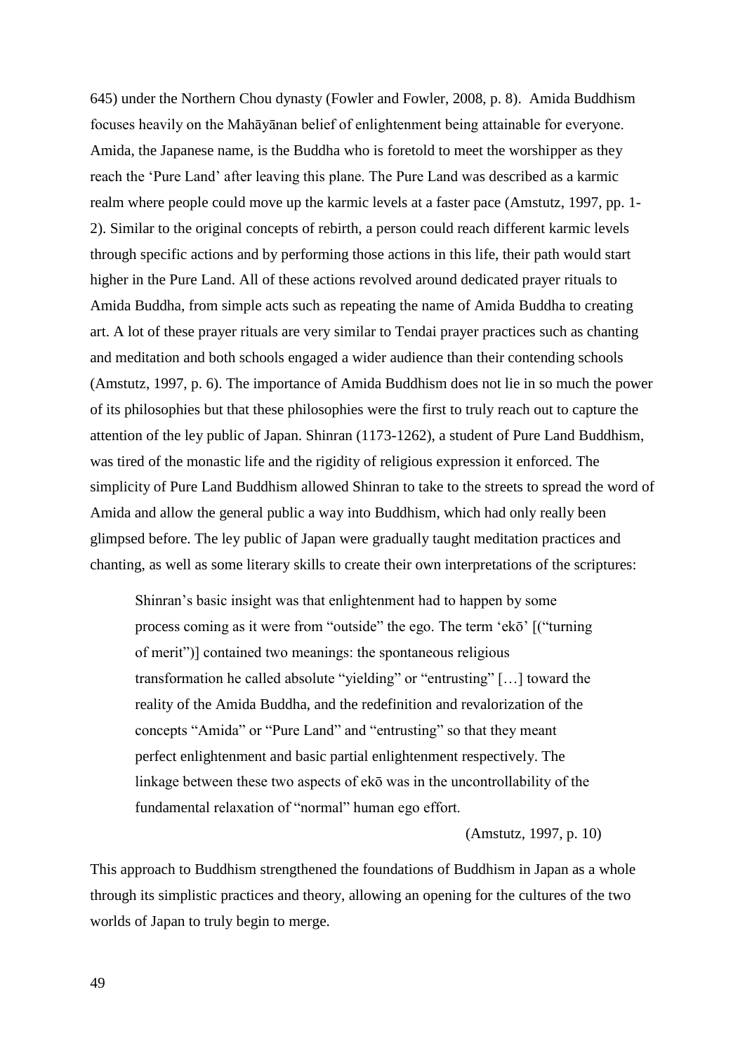645) under the Northern Chou dynasty (Fowler and Fowler, 2008, p. 8). Amida Buddhism focuses heavily on the Mahāyānan belief of enlightenment being attainable for everyone. Amida, the Japanese name, is the Buddha who is foretold to meet the worshipper as they reach the 'Pure Land' after leaving this plane. The Pure Land was described as a karmic realm where people could move up the karmic levels at a faster pace (Amstutz, 1997, pp. 1-2). Similar to the original concepts of rebirth, a person could reach different karmic levels through specific actions and by performing those actions in this life, their path would start higher in the Pure Land. All of these actions revolved around dedicated prayer rituals to Amida Buddha, from simple acts such as repeating the name of Amida Buddha to creating art. A lot of these prayer rituals are very similar to Tendai prayer practices such as chanting and meditation and both schools engaged a wider audience than their contending schools (Amstutz, 1997, p. 6). The importance of Amida Buddhism does not lie in so much the power of its philosophies but that these philosophies were the first to truly reach out to capture the attention of the ley public of Japan. Shinran (1173-1262), a student of Pure Land Buddhism, was tired of the monastic life and the rigidity of religious expression it enforced. The simplicity of Pure Land Buddhism allowed Shinran to take to the streets to spread the word of Amida and allow the general public a way into Buddhism, which had only really been glimpsed before. The ley public of Japan were gradually taught meditation practices and chanting, as well as some literary skills to create their own interpretations of the scriptures:

> Shinran's basic insight was that enlightenment had to happen by some process coming as it were from "outside" the ego. The term 'ekō' [("turning of merit")] contained two meanings: the spontaneous religious transformation he called absolute "yielding" or "entrusting" […] toward the reality of the Amida Buddha, and the redefinition and revalorization of the concepts "Amida" or "Pure Land" and "entrusting" so that they meant perfect enlightenment and basic partial enlightenment respectively. The linkage between these two aspects of ekō was in the uncontrollability of the fundamental relaxation of "normal" human ego effort.
>
> (Amstutz, 1997, p. 10)

This approach to Buddhism strengthened the foundations of Buddhism in Japan as a whole through its simplistic practices and theory, allowing an opening for the cultures of the two worlds of Japan to truly begin to merge.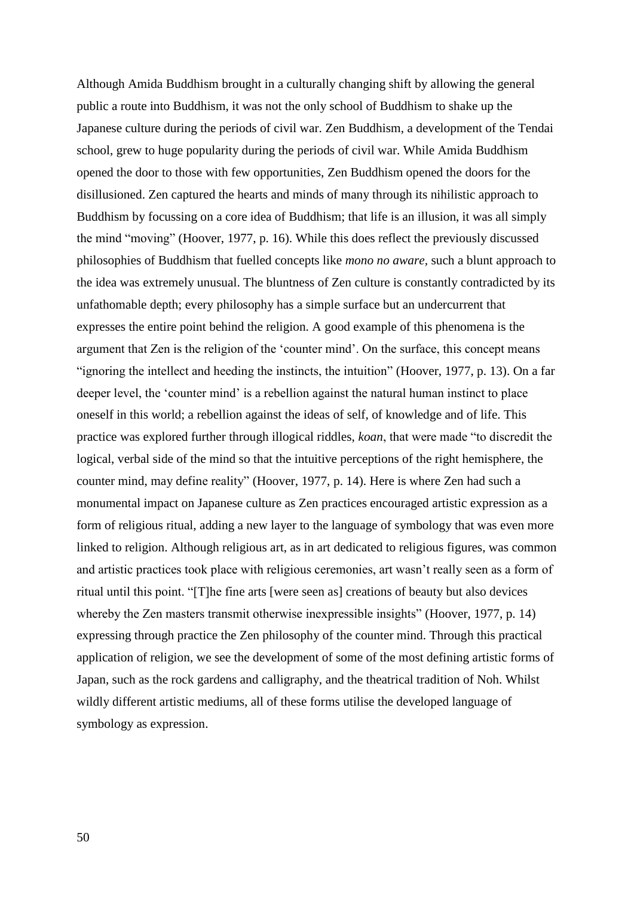Although Amida Buddhism brought in a culturally changing shift by allowing the general public a route into Buddhism, it was not the only school of Buddhism to shake up the Japanese culture during the periods of civil war. Zen Buddhism, a development of the Tendai school, grew to huge popularity during the periods of civil war. While Amida Buddhism opened the door to those with few opportunities, Zen Buddhism opened the doors for the disillusioned. Zen captured the hearts and minds of many through its nihilistic approach to Buddhism by focussing on a core idea of Buddhism; that life is an illusion, it was all simply the mind "moving" (Hoover, 1977, p. 16). While this does reflect the previously discussed philosophies of Buddhism that fuelled concepts like *mono no aware,* such a blunt approach to the idea was extremely unusual. The bluntness of Zen culture is constantly contradicted by its unfathomable depth; every philosophy has a simple surface but an undercurrent that expresses the entire point behind the religion. A good example of this phenomena is the argument that Zen is the religion of the 'counter mind'. On the surface, this concept means "ignoring the intellect and heeding the instincts, the intuition" (Hoover, 1977, p. 13). On a far deeper level, the 'counter mind' is a rebellion against the natural human instinct to place oneself in this world; a rebellion against the ideas of self, of knowledge and of life. This practice was explored further through illogical riddles, *koan*, that were made "to discredit the logical, verbal side of the mind so that the intuitive perceptions of the right hemisphere, the counter mind, may define reality" (Hoover, 1977, p. 14). Here is where Zen had such a monumental impact on Japanese culture as Zen practices encouraged artistic expression as a form of religious ritual, adding a new layer to the language of symbology that was even more linked to religion. Although religious art, as in art dedicated to religious figures, was common and artistic practices took place with religious ceremonies, art wasn't really seen as a form of ritual until this point. "[T]he fine arts [were seen as] creations of beauty but also devices whereby the Zen masters transmit otherwise inexpressible insights" (Hoover, 1977, p. 14) expressing through practice the Zen philosophy of the counter mind. Through this practical application of religion, we see the development of some of the most defining artistic forms of Japan, such as the rock gardens and calligraphy, and the theatrical tradition of Noh. Whilst wildly different artistic mediums, all of these forms utilise the developed language of symbology as expression.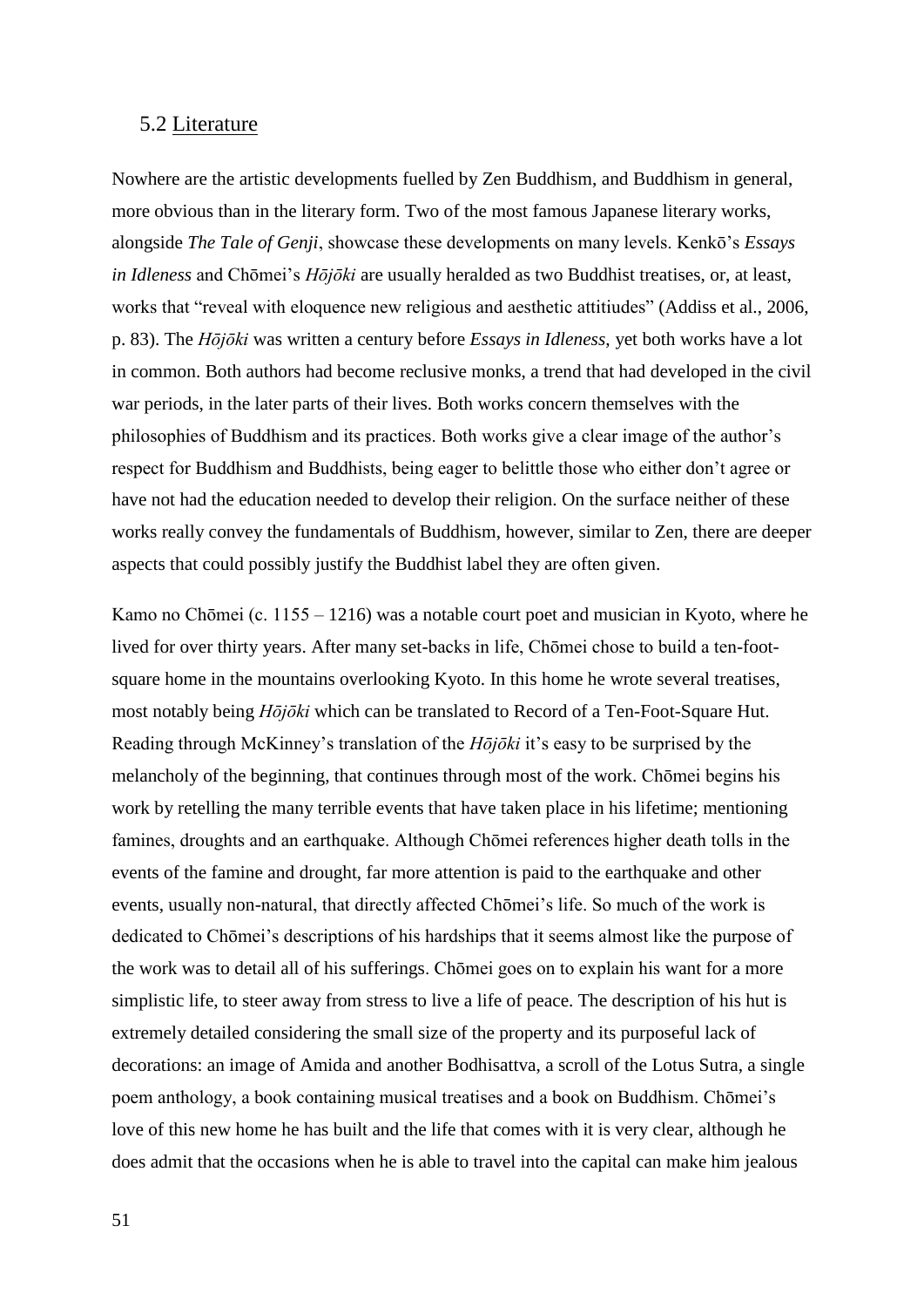### 5.2 Literature

Nowhere are the artistic developments fuelled by Zen Buddhism, and Buddhism in general, more obvious than in the literary form. Two of the most famous Japanese literary works, alongside *The Tale of Genji*, showcase these developments on many levels. Kenkō's *Essays in Idleness* and Chōmei's *Hōjōki* are usually heralded as two Buddhist treatises, or, at least, works that "reveal with eloquence new religious and aesthetic attitiudes" (Addiss et al., 2006, p. 83). The *Hōjōki* was written a century before *Essays in Idleness*, yet both works have a lot in common. Both authors had become reclusive monks, a trend that had developed in the civil war periods, in the later parts of their lives. Both works concern themselves with the philosophies of Buddhism and its practices. Both works give a clear image of the author's respect for Buddhism and Buddhists, being eager to belittle those who either don't agree or have not had the education needed to develop their religion. On the surface neither of these works really convey the fundamentals of Buddhism, however, similar to Zen, there are deeper aspects that could possibly justify the Buddhist label they are often given.

Kamo no Chōmei (c. 1155 – 1216) was a notable court poet and musician in Kyoto, where he lived for over thirty years. After many set-backs in life, Chōmei chose to build a ten-foot-square home in the mountains overlooking Kyoto. In this home he wrote several treatises, most notably being *Hōjōki* which can be translated to Record of a Ten-Foot-Square Hut. Reading through McKinney's translation of the *Hōjōki* it's easy to be surprised by the melancholy of the beginning, that continues through most of the work. Chōmei begins his work by retelling the many terrible events that have taken place in his lifetime; mentioning famines, droughts and an earthquake. Although Chōmei references higher death tolls in the events of the famine and drought, far more attention is paid to the earthquake and other events, usually non-natural, that directly affected Chōmei's life. So much of the work is dedicated to Chōmei's descriptions of his hardships that it seems almost like the purpose of the work was to detail all of his sufferings. Chōmei goes on to explain his want for a more simplistic life, to steer away from stress to live a life of peace. The description of his hut is extremely detailed considering the small size of the property and its purposeful lack of decorations: an image of Amida and another Bodhisattva, a scroll of the Lotus Sutra, a single poem anthology, a book containing musical treatises and a book on Buddhism. Chōmei's love of this new home he has built and the life that comes with it is very clear, although he does admit that the occasions when he is able to travel into the capital can make him jealous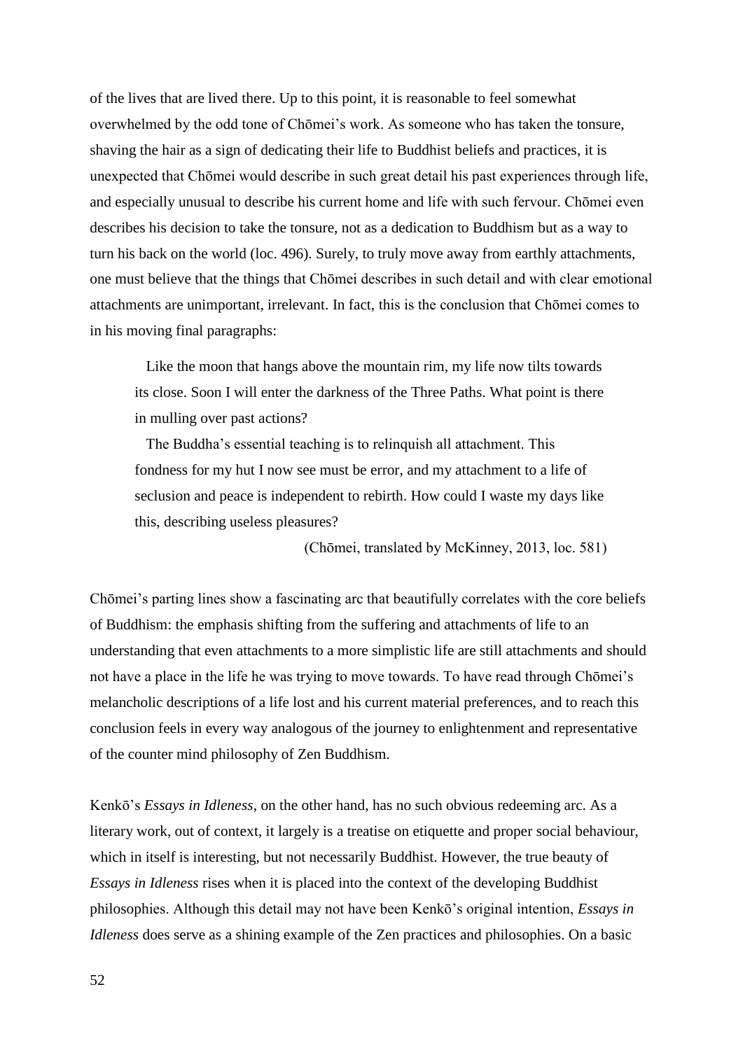of the lives that are lived there. Up to this point, it is reasonable to feel somewhat overwhelmed by the odd tone of Chōmei's work. As someone who has taken the tonsure, shaving the hair as a sign of dedicating their life to Buddhist beliefs and practices, it is unexpected that Chōmei would describe in such great detail his past experiences through life, and especially unusual to describe his current home and life with such fervour. Chōmei even describes his decision to take the tonsure, not as a dedication to Buddhism but as a way to turn his back on the world (loc. 496). Surely, to truly move away from earthly attachments, one must believe that the things that Chōmei describes in such detail and with clear emotional attachments are unimportant, irrelevant. In fact, this is the conclusion that Chōmei comes to in his moving final paragraphs:

> Like the moon that hangs above the mountain rim, my life now tilts towards its close. Soon I will enter the darkness of the Three Paths. What point is there in mulling over past actions?
>
> The Buddha's essential teaching is to relinquish all attachment. This fondness for my hut I now see must be error, and my attachment to a life of seclusion and peace is independent to rebirth. How could I waste my days like this, describing useless pleasures?
>
> (Chōmei, translated by McKinney, 2013, loc. 581)

Chōmei's parting lines show a fascinating arc that beautifully correlates with the core beliefs of Buddhism: the emphasis shifting from the suffering and attachments of life to an understanding that even attachments to a more simplistic life are still attachments and should not have a place in the life he was trying to move towards. To have read through Chōmei's melancholic descriptions of a life lost and his current material preferences, and to reach this conclusion feels in every way analogous of the journey to enlightenment and representative of the counter mind philosophy of Zen Buddhism.

Kenkō's *Essays in Idleness*, on the other hand, has no such obvious redeeming arc. As a literary work, out of context, it largely is a treatise on etiquette and proper social behaviour, which in itself is interesting, but not necessarily Buddhist. However, the true beauty of *Essays in Idleness* rises when it is placed into the context of the developing Buddhist philosophies. Although this detail may not have been Kenkō's original intention, *Essays in Idleness* does serve as a shining example of the Zen practices and philosophies. On a basic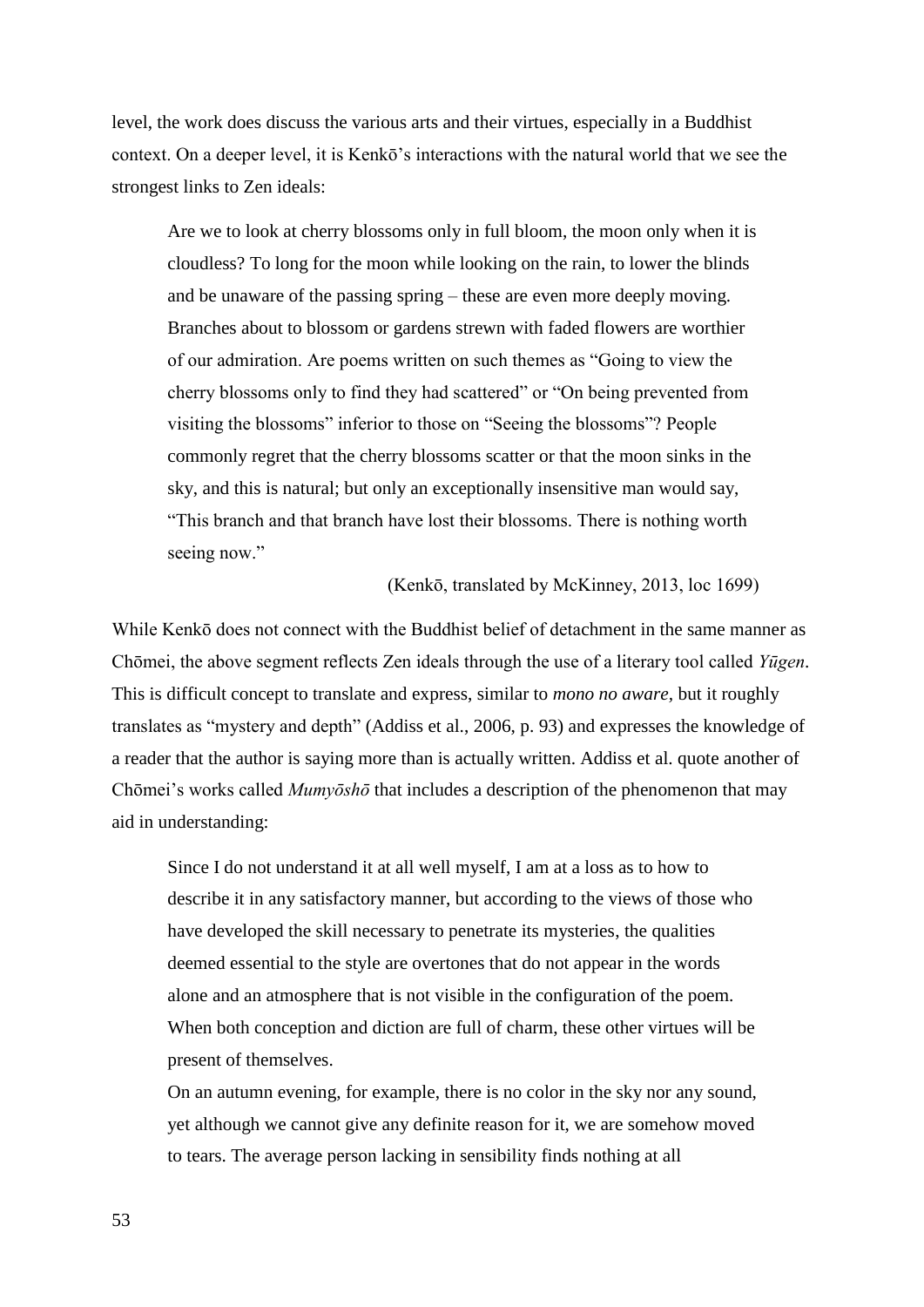level, the work does discuss the various arts and their virtues, especially in a Buddhist context. On a deeper level, it is Kenkō's interactions with the natural world that we see the strongest links to Zen ideals:

> Are we to look at cherry blossoms only in full bloom, the moon only when it is cloudless? To long for the moon while looking on the rain, to lower the blinds and be unaware of the passing spring – these are even more deeply moving. Branches about to blossom or gardens strewn with faded flowers are worthier of our admiration. Are poems written on such themes as "Going to view the cherry blossoms only to find they had scattered" or "On being prevented from visiting the blossoms" inferior to those on "Seeing the blossoms"? People commonly regret that the cherry blossoms scatter or that the moon sinks in the sky, and this is natural; but only an exceptionally insensitive man would say, "This branch and that branch have lost their blossoms. There is nothing worth seeing now."
>
> (Kenkō, translated by McKinney, 2013, loc 1699)

While Kenkō does not connect with the Buddhist belief of detachment in the same manner as Chōmei, the above segment reflects Zen ideals through the use of a literary tool called *Yūgen*. This is difficult concept to translate and express, similar to *mono no aware,* but it roughly translates as "mystery and depth" (Addiss et al., 2006, p. 93) and expresses the knowledge of a reader that the author is saying more than is actually written. Addiss et al. quote another of Chōmei's works called *Mumyōshō* that includes a description of the phenomenon that may aid in understanding:

> Since I do not understand it at all well myself, I am at a loss as to how to describe it in any satisfactory manner, but according to the views of those who have developed the skill necessary to penetrate its mysteries, the qualities deemed essential to the style are overtones that do not appear in the words alone and an atmosphere that is not visible in the configuration of the poem. When both conception and diction are full of charm, these other virtues will be present of themselves.
>
> On an autumn evening, for example, there is no color in the sky nor any sound, yet although we cannot give any definite reason for it, we are somehow moved to tears. The average person lacking in sensibility finds nothing at all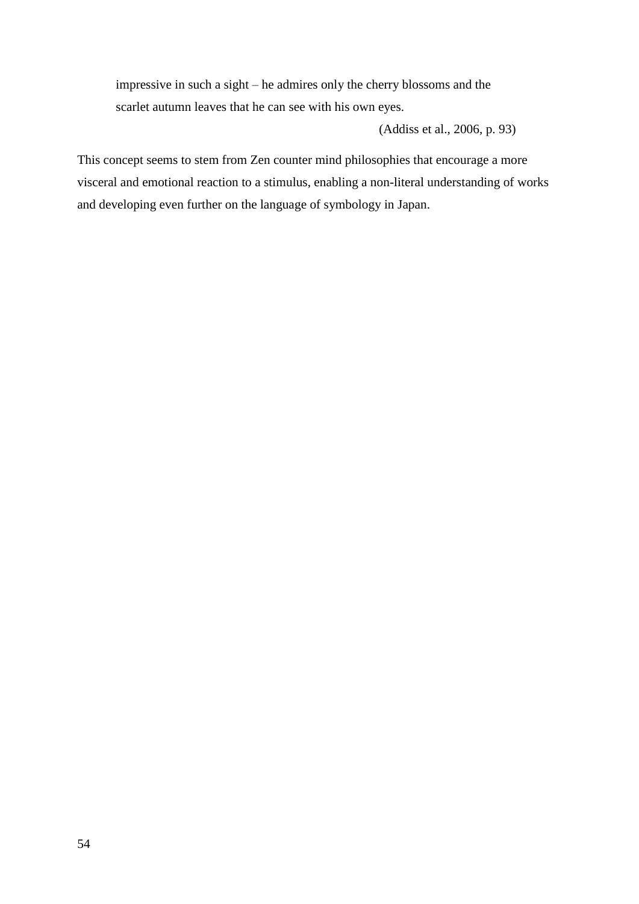> impressive in such a sight – he admires only the cherry blossoms and the scarlet autumn leaves that he can see with his own eyes.
>
> (Addiss et al., 2006, p. 93)

This concept seems to stem from Zen counter mind philosophies that encourage a more visceral and emotional reaction to a stimulus, enabling a non-literal understanding of works and developing even further on the language of symbology in Japan.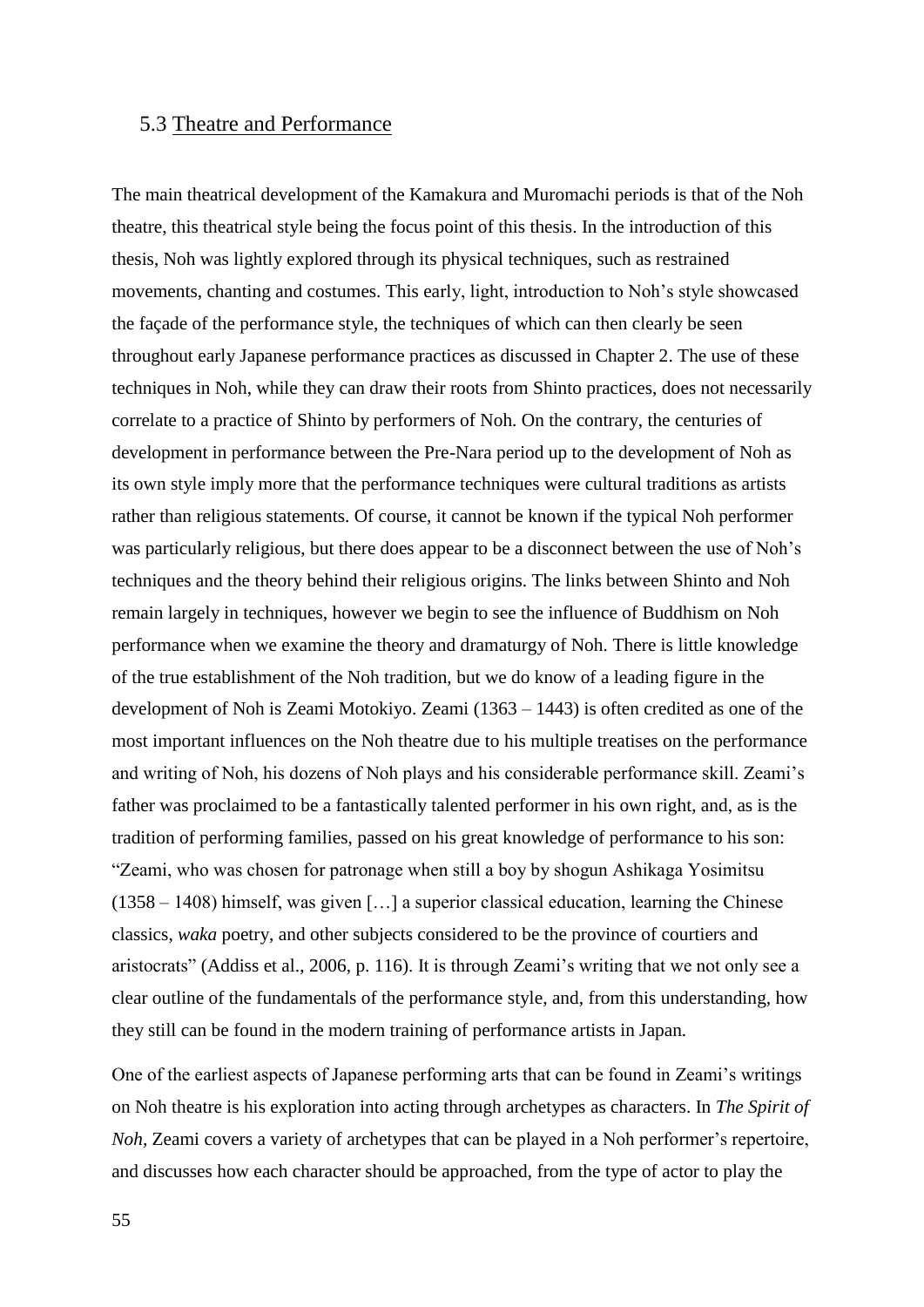## 5.3 Theatre and Performance

The main theatrical development of the Kamakura and Muromachi periods is that of the Noh theatre, this theatrical style being the focus point of this thesis. In the introduction of this thesis, Noh was lightly explored through its physical techniques, such as restrained movements, chanting and costumes. This early, light, introduction to Noh's style showcased the façade of the performance style, the techniques of which can then clearly be seen throughout early Japanese performance practices as discussed in Chapter 2. The use of these techniques in Noh, while they can draw their roots from Shinto practices, does not necessarily correlate to a practice of Shinto by performers of Noh. On the contrary, the centuries of development in performance between the Pre-Nara period up to the development of Noh as its own style imply more that the performance techniques were cultural traditions as artists rather than religious statements. Of course, it cannot be known if the typical Noh performer was particularly religious, but there does appear to be a disconnect between the use of Noh's techniques and the theory behind their religious origins. The links between Shinto and Noh remain largely in techniques, however we begin to see the influence of Buddhism on Noh performance when we examine the theory and dramaturgy of Noh. There is little knowledge of the true establishment of the Noh tradition, but we do know of a leading figure in the development of Noh is Zeami Motokiyo. Zeami (1363 – 1443) is often credited as one of the most important influences on the Noh theatre due to his multiple treatises on the performance and writing of Noh, his dozens of Noh plays and his considerable performance skill. Zeami's father was proclaimed to be a fantastically talented performer in his own right, and, as is the tradition of performing families, passed on his great knowledge of performance to his son: "Zeami, who was chosen for patronage when still a boy by shogun Ashikaga Yosimitsu (1358 – 1408) himself, was given […] a superior classical education, learning the Chinese classics, *waka* poetry, and other subjects considered to be the province of courtiers and aristocrats" (Addiss et al., 2006, p. 116). It is through Zeami's writing that we not only see a clear outline of the fundamentals of the performance style, and, from this understanding, how they still can be found in the modern training of performance artists in Japan.

One of the earliest aspects of Japanese performing arts that can be found in Zeami's writings on Noh theatre is his exploration into acting through archetypes as characters. In *The Spirit of Noh*, Zeami covers a variety of archetypes that can be played in a Noh performer's repertoire, and discusses how each character should be approached, from the type of actor to play the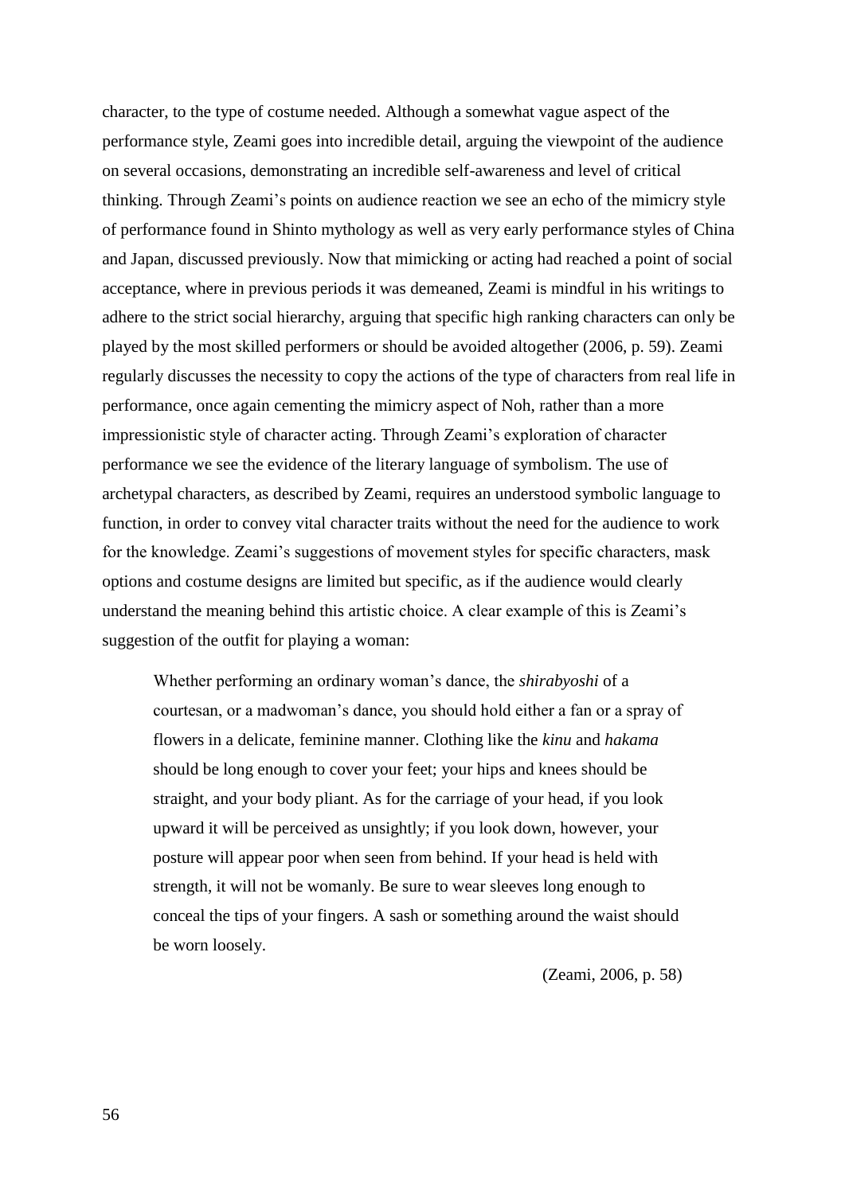character, to the type of costume needed. Although a somewhat vague aspect of the performance style, Zeami goes into incredible detail, arguing the viewpoint of the audience on several occasions, demonstrating an incredible self-awareness and level of critical thinking. Through Zeami's points on audience reaction we see an echo of the mimicry style of performance found in Shinto mythology as well as very early performance styles of China and Japan, discussed previously. Now that mimicking or acting had reached a point of social acceptance, where in previous periods it was demeaned, Zeami is mindful in his writings to adhere to the strict social hierarchy, arguing that specific high ranking characters can only be played by the most skilled performers or should be avoided altogether (2006, p. 59). Zeami regularly discusses the necessity to copy the actions of the type of characters from real life in performance, once again cementing the mimicry aspect of Noh, rather than a more impressionistic style of character acting. Through Zeami's exploration of character performance we see the evidence of the literary language of symbolism. The use of archetypal characters, as described by Zeami, requires an understood symbolic language to function, in order to convey vital character traits without the need for the audience to work for the knowledge. Zeami's suggestions of movement styles for specific characters, mask options and costume designs are limited but specific, as if the audience would clearly understand the meaning behind this artistic choice. A clear example of this is Zeami's suggestion of the outfit for playing a woman:

> Whether performing an ordinary woman's dance, the *shirabyoshi* of a courtesan, or a madwoman's dance, you should hold either a fan or a spray of flowers in a delicate, feminine manner. Clothing like the *kinu* and *hakama* should be long enough to cover your feet; your hips and knees should be straight, and your body pliant. As for the carriage of your head, if you look upward it will be perceived as unsightly; if you look down, however, your posture will appear poor when seen from behind. If your head is held with strength, it will not be womanly. Be sure to wear sleeves long enough to conceal the tips of your fingers. A sash or something around the waist should be worn loosely.
>
> (Zeami, 2006, p. 58)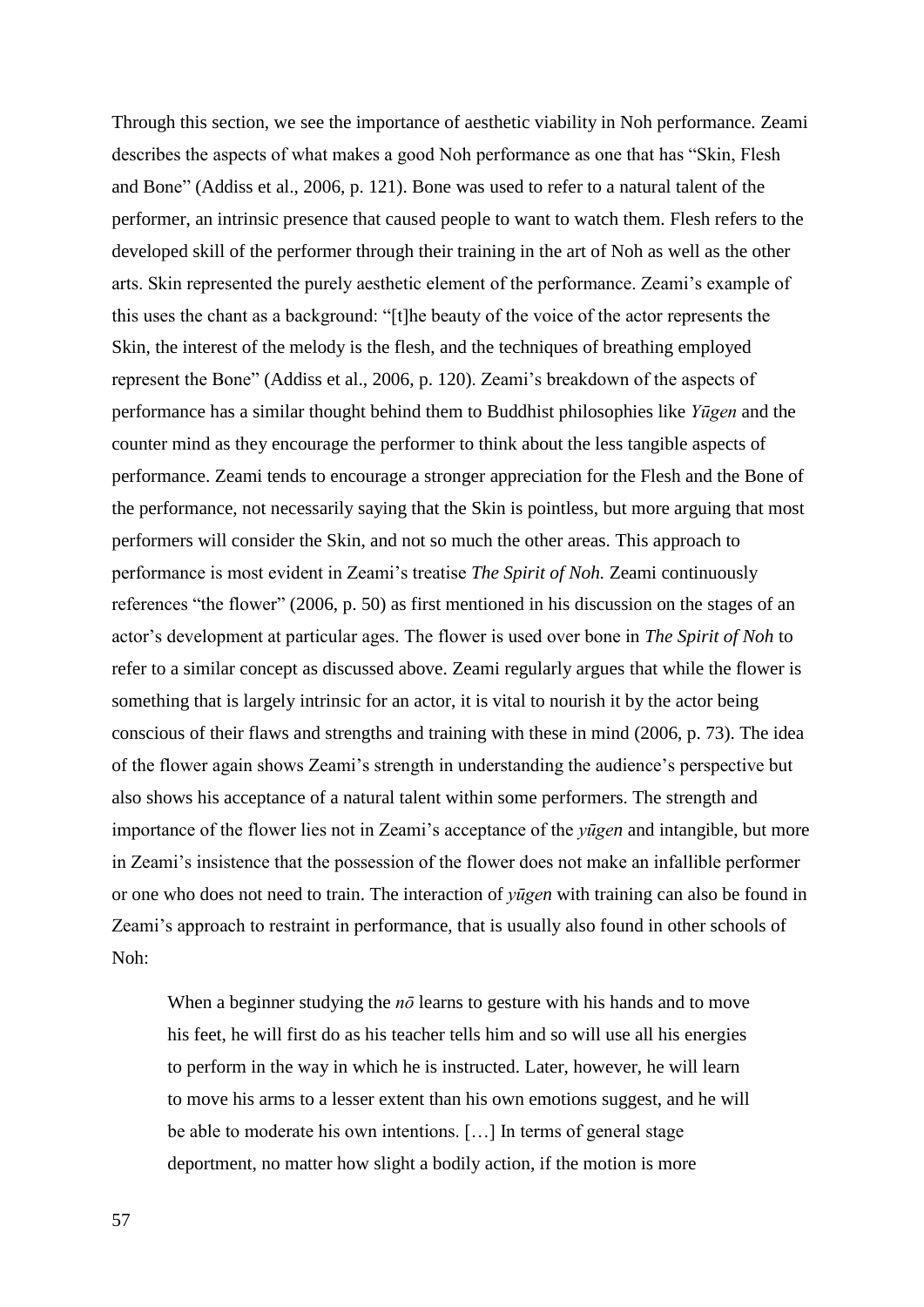Through this section, we see the importance of aesthetic viability in Noh performance. Zeami describes the aspects of what makes a good Noh performance as one that has "Skin, Flesh and Bone" (Addiss et al., 2006, p. 121). Bone was used to refer to a natural talent of the performer, an intrinsic presence that caused people to want to watch them. Flesh refers to the developed skill of the performer through their training in the art of Noh as well as the other arts. Skin represented the purely aesthetic element of the performance. Zeami's example of this uses the chant as a background: "[t]he beauty of the voice of the actor represents the Skin, the interest of the melody is the flesh, and the techniques of breathing employed represent the Bone" (Addiss et al., 2006, p. 120). Zeami's breakdown of the aspects of performance has a similar thought behind them to Buddhist philosophies like *Yūgen* and the counter mind as they encourage the performer to think about the less tangible aspects of performance. Zeami tends to encourage a stronger appreciation for the Flesh and the Bone of the performance, not necessarily saying that the Skin is pointless, but more arguing that most performers will consider the Skin, and not so much the other areas. This approach to performance is most evident in Zeami's treatise *The Spirit of Noh.* Zeami continuously references "the flower" (2006, p. 50) as first mentioned in his discussion on the stages of an actor's development at particular ages. The flower is used over bone in *The Spirit of Noh* to refer to a similar concept as discussed above. Zeami regularly argues that while the flower is something that is largely intrinsic for an actor, it is vital to nourish it by the actor being conscious of their flaws and strengths and training with these in mind (2006, p. 73). The idea of the flower again shows Zeami's strength in understanding the audience's perspective but also shows his acceptance of a natural talent within some performers. The strength and importance of the flower lies not in Zeami's acceptance of the *yūgen* and intangible, but more in Zeami's insistence that the possession of the flower does not make an infallible performer or one who does not need to train. The interaction of *yūgen* with training can also be found in Zeami's approach to restraint in performance, that is usually also found in other schools of Noh:

> When a beginner studying the *nō* learns to gesture with his hands and to move his feet, he will first do as his teacher tells him and so will use all his energies to perform in the way in which he is instructed. Later, however, he will learn to move his arms to a lesser extent than his own emotions suggest, and he will be able to moderate his own intentions. […] In terms of general stage deportment, no matter how slight a bodily action, if the motion is more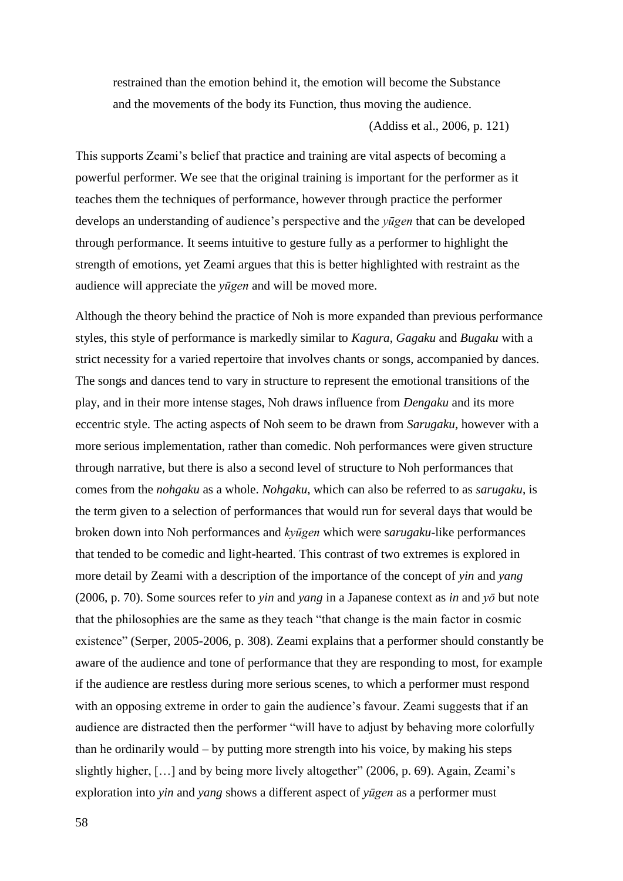> restrained than the emotion behind it, the emotion will become the Substance and the movements of the body its Function, thus moving the audience.
>
> (Addiss et al., 2006, p. 121)

This supports Zeami's belief that practice and training are vital aspects of becoming a powerful performer. We see that the original training is important for the performer as it teaches them the techniques of performance, however through practice the performer develops an understanding of audience's perspective and the *yūgen* that can be developed through performance. It seems intuitive to gesture fully as a performer to highlight the strength of emotions, yet Zeami argues that this is better highlighted with restraint as the audience will appreciate the *yūgen* and will be moved more.

Although the theory behind the practice of Noh is more expanded than previous performance styles, this style of performance is markedly similar to *Kagura*, *Gagaku* and *Bugaku* with a strict necessity for a varied repertoire that involves chants or songs, accompanied by dances. The songs and dances tend to vary in structure to represent the emotional transitions of the play, and in their more intense stages, Noh draws influence from *Dengaku* and its more eccentric style. The acting aspects of Noh seem to be drawn from *Sarugaku*, however with a more serious implementation, rather than comedic. Noh performances were given structure through narrative, but there is also a second level of structure to Noh performances that comes from the *nohgaku* as a whole. *Nohgaku*, which can also be referred to as *sarugaku*, is the term given to a selection of performances that would run for several days that would be broken down into Noh performances and *kyūgen* which were s*arugaku*-like performances that tended to be comedic and light-hearted. This contrast of two extremes is explored in more detail by Zeami with a description of the importance of the concept of *yin* and *yang* (2006, p. 70). Some sources refer to *yin* and *yang* in a Japanese context as *in* and *yō* but note that the philosophies are the same as they teach "that change is the main factor in cosmic existence" (Serper, 2005-2006, p. 308). Zeami explains that a performer should constantly be aware of the audience and tone of performance that they are responding to most, for example if the audience are restless during more serious scenes, to which a performer must respond with an opposing extreme in order to gain the audience's favour. Zeami suggests that if an audience are distracted then the performer "will have to adjust by behaving more colorfully than he ordinarily would – by putting more strength into his voice, by making his steps slightly higher, […] and by being more lively altogether" (2006, p. 69). Again, Zeami's exploration into *yin* and *yang* shows a different aspect of *yūgen* as a performer must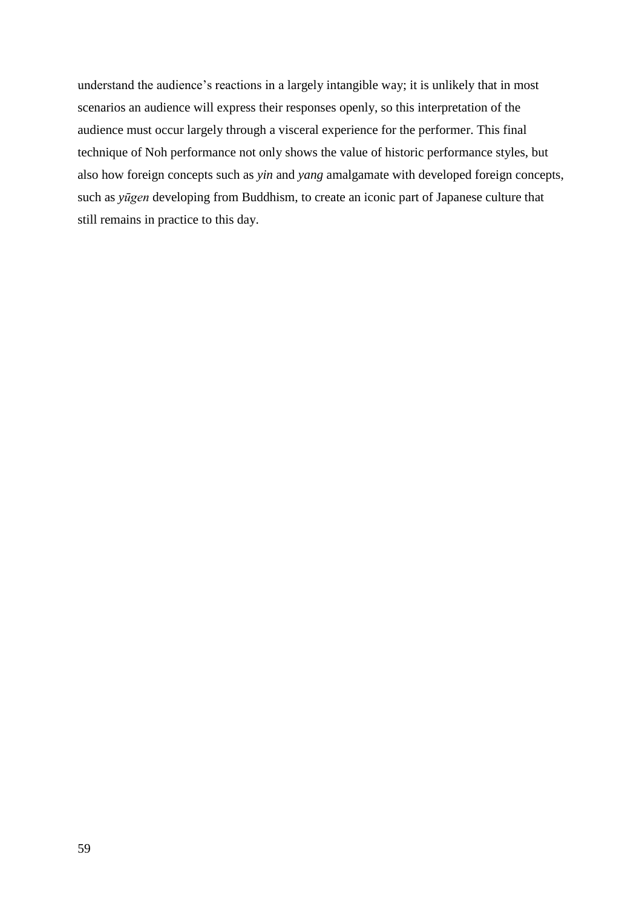understand the audience's reactions in a largely intangible way; it is unlikely that in most scenarios an audience will express their responses openly, so this interpretation of the audience must occur largely through a visceral experience for the performer. This final technique of Noh performance not only shows the value of historic performance styles, but also how foreign concepts such as *yin* and *yang* amalgamate with developed foreign concepts, such as *yūgen* developing from Buddhism, to create an iconic part of Japanese culture that still remains in practice to this day.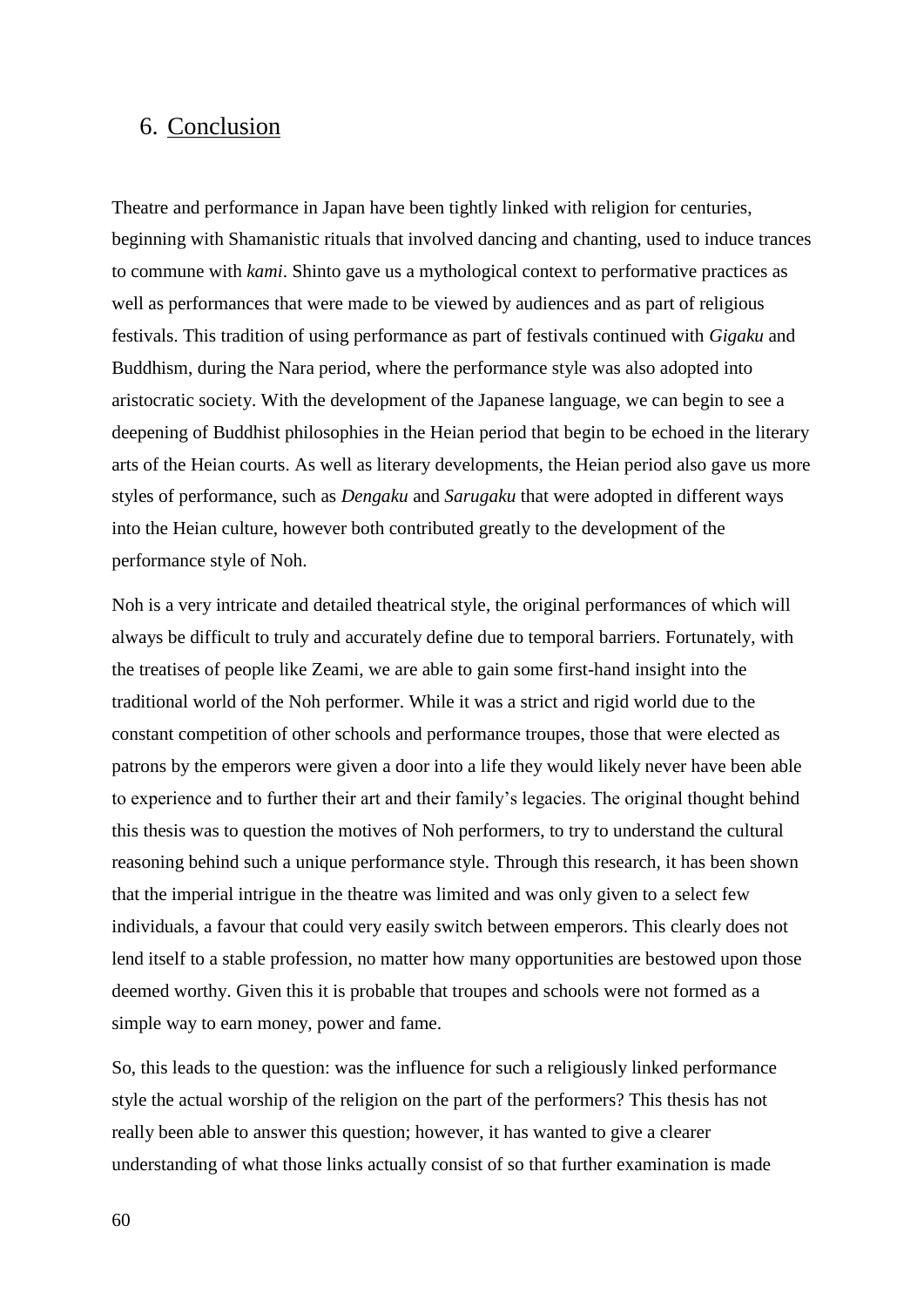## 6. Conclusion

Theatre and performance in Japan have been tightly linked with religion for centuries, beginning with Shamanistic rituals that involved dancing and chanting, used to induce trances to commune with *kami*. Shinto gave us a mythological context to performative practices as well as performances that were made to be viewed by audiences and as part of religious festivals. This tradition of using performance as part of festivals continued with *Gigaku* and Buddhism, during the Nara period, where the performance style was also adopted into aristocratic society. With the development of the Japanese language, we can begin to see a deepening of Buddhist philosophies in the Heian period that begin to be echoed in the literary arts of the Heian courts. As well as literary developments, the Heian period also gave us more styles of performance, such as *Dengaku* and *Sarugaku* that were adopted in different ways into the Heian culture, however both contributed greatly to the development of the performance style of Noh.

Noh is a very intricate and detailed theatrical style, the original performances of which will always be difficult to truly and accurately define due to temporal barriers. Fortunately, with the treatises of people like Zeami, we are able to gain some first-hand insight into the traditional world of the Noh performer. While it was a strict and rigid world due to the constant competition of other schools and performance troupes, those that were elected as patrons by the emperors were given a door into a life they would likely never have been able to experience and to further their art and their family's legacies. The original thought behind this thesis was to question the motives of Noh performers, to try to understand the cultural reasoning behind such a unique performance style. Through this research, it has been shown that the imperial intrigue in the theatre was limited and was only given to a select few individuals, a favour that could very easily switch between emperors. This clearly does not lend itself to a stable profession, no matter how many opportunities are bestowed upon those deemed worthy. Given this it is probable that troupes and schools were not formed as a simple way to earn money, power and fame.

So, this leads to the question: was the influence for such a religiously linked performance style the actual worship of the religion on the part of the performers? This thesis has not really been able to answer this question; however, it has wanted to give a clearer understanding of what those links actually consist of so that further examination is made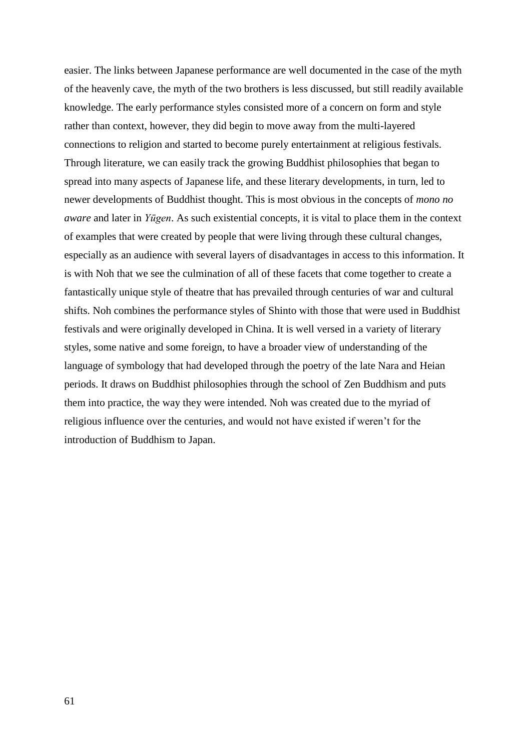easier. The links between Japanese performance are well documented in the case of the myth of the heavenly cave, the myth of the two brothers is less discussed, but still readily available knowledge. The early performance styles consisted more of a concern on form and style rather than context, however, they did begin to move away from the multi-layered connections to religion and started to become purely entertainment at religious festivals. Through literature, we can easily track the growing Buddhist philosophies that began to spread into many aspects of Japanese life, and these literary developments, in turn, led to newer developments of Buddhist thought. This is most obvious in the concepts of *mono no aware* and later in *Yūgen*. As such existential concepts, it is vital to place them in the context of examples that were created by people that were living through these cultural changes, especially as an audience with several layers of disadvantages in access to this information. It is with Noh that we see the culmination of all of these facets that come together to create a fantastically unique style of theatre that has prevailed through centuries of war and cultural shifts. Noh combines the performance styles of Shinto with those that were used in Buddhist festivals and were originally developed in China. It is well versed in a variety of literary styles, some native and some foreign, to have a broader view of understanding of the language of symbology that had developed through the poetry of the late Nara and Heian periods. It draws on Buddhist philosophies through the school of Zen Buddhism and puts them into practice, the way they were intended. Noh was created due to the myriad of religious influence over the centuries, and would not have existed if weren't for the introduction of Buddhism to Japan.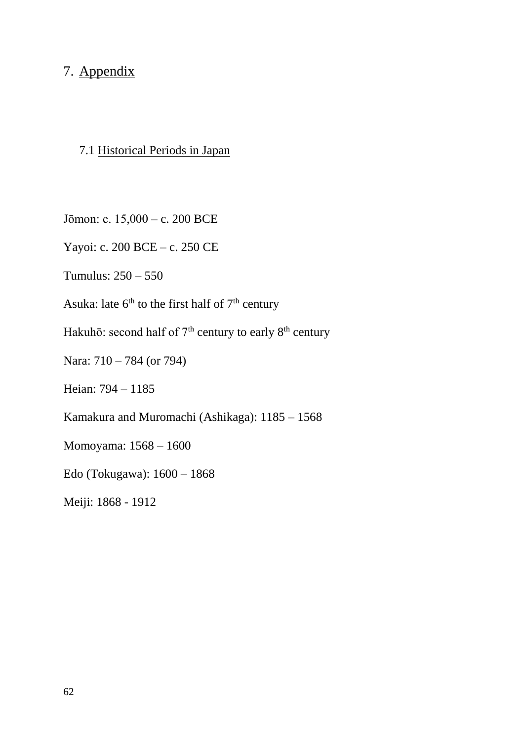# 7. Appendix

## 7.1 Historical Periods in Japan

Jōmon: c. 15,000 – c. 200 BCE

Yayoi: c. 200 BCE – c. 250 CE

Tumulus: 250 – 550

Asuka: late 6th to the first half of 7th century

Hakuhō: second half of 7th century to early 8th century

Nara: 710 – 784 (or 794)

Heian: 794 – 1185

Kamakura and Muromachi (Ashikaga): 1185 – 1568

Momoyama: 1568 – 1600

Edo (Tokugawa): 1600 – 1868

Meiji: 1868 - 1912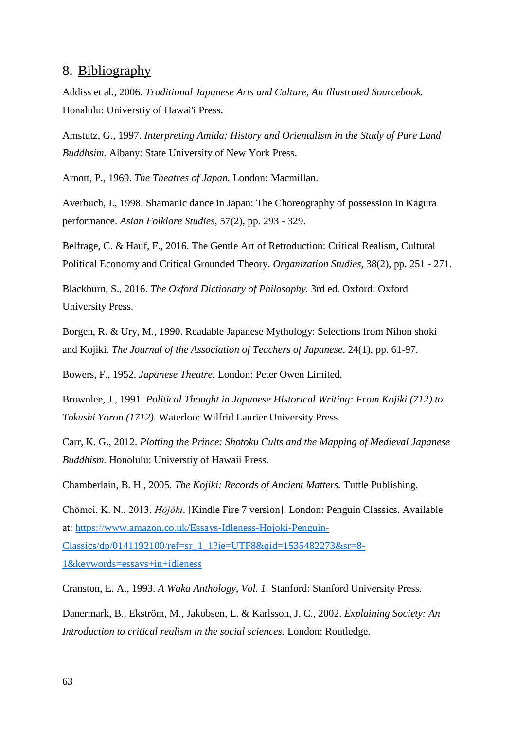# 8. Bibliography

Addiss et al., 2006. *Traditional Japanese Arts and Culture, An Illustrated Sourcebook.* Honalulu: Universtiy of Hawai'i Press.

Amstutz, G., 1997. *Interpreting Amida: History and Orientalism in the Study of Pure Land Buddhsim.* Albany: State University of New York Press.

Arnott, P., 1969. *The Theatres of Japan.* London: Macmillan.

Averbuch, I., 1998. Shamanic dance in Japan: The Choreography of possession in Kagura performance. *Asian Folklore Studies,* 57(2), pp. 293 - 329.

Belfrage, C. & Hauf, F., 2016. The Gentle Art of Retroduction: Critical Realism, Cultural Political Economy and Critical Grounded Theory. *Organization Studies,* 38(2), pp. 251 - 271.

Blackburn, S., 2016. *The Oxford Dictionary of Philosophy.* 3rd ed. Oxford: Oxford University Press.

Borgen, R. & Ury, M., 1990. Readable Japanese Mythology: Selections from Nihon shoki and Kojiki. *The Journal of the Association of Teachers of Japanese,* 24(1), pp. 61-97.

Bowers, F., 1952. *Japanese Theatre.* London: Peter Owen Limited.

Brownlee, J., 1991. *Political Thought in Japanese Historical Writing: From Kojiki (712) to Tokushi Yoron (1712).* Waterloo: Wilfrid Laurier University Press.

Carr, K. G., 2012. *Plotting the Prince: Shotoku Cults and the Mapping of Medieval Japanese Buddhism.* Honolulu: Universtiy of Hawaii Press.

Chamberlain, B. H., 2005. *The Kojiki: Records of Ancient Matters.* Tuttle Publishing.

Chōmei, K. N., 2013. *Hōjōki*. [Kindle Fire 7 version]. London: Penguin Classics. Available at: https://www.amazon.co.uk/Essays-Idleness-Hojoki-Penguin-Classics/dp/0141192100/ref=sr_1_1?ie=UTF8&qid=1535482273&sr=8-1&keywords=essays+in+idleness

Cranston, E. A., 1993. *A Waka Anthology, Vol. 1.* Stanford: Stanford University Press.

Danermark, B., Ekström, M., Jakobsen, L. & Karlsson, J. C., 2002. *Explaining Society: An Introduction to critical realism in the social sciences.* London: Routledge.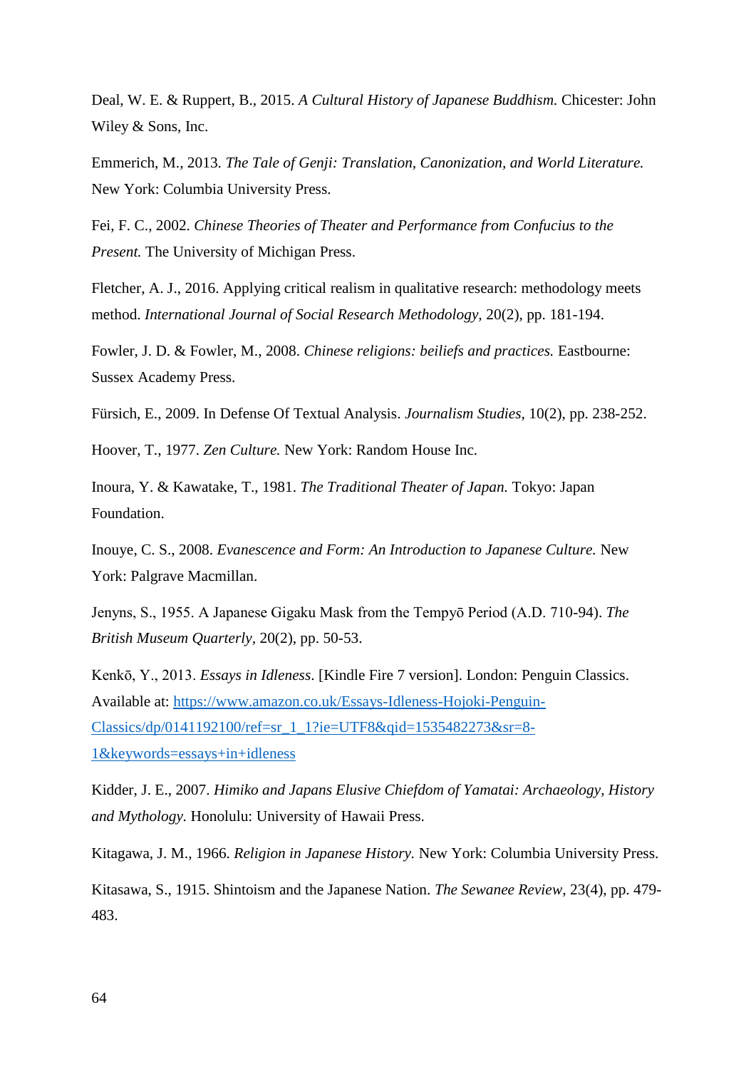Deal, W. E. & Ruppert, B., 2015. *A Cultural History of Japanese Buddhism.* Chicester: John Wiley & Sons, Inc.

Emmerich, M., 2013. *The Tale of Genji: Translation, Canonization, and World Literature.* New York: Columbia University Press.

Fei, F. C., 2002. *Chinese Theories of Theater and Performance from Confucius to the Present.* The University of Michigan Press.

Fletcher, A. J., 2016. Applying critical realism in qualitative research: methodology meets method. *International Journal of Social Research Methodology,* 20(2), pp. 181-194.

Fowler, J. D. & Fowler, M., 2008. *Chinese religions: beiliefs and practices.* Eastbourne: Sussex Academy Press.

Fürsich, E., 2009. In Defense Of Textual Analysis. *Journalism Studies,* 10(2), pp. 238-252.

Hoover, T., 1977. *Zen Culture.* New York: Random House Inc.

Inoura, Y. & Kawatake, T., 1981. *The Traditional Theater of Japan.* Tokyo: Japan Foundation.

Inouye, C. S., 2008. *Evanescence and Form: An Introduction to Japanese Culture.* New York: Palgrave Macmillan.

Jenyns, S., 1955. A Japanese Gigaku Mask from the Tempyō Period (A.D. 710-94). *The British Museum Quarterly,* 20(2), pp. 50-53.

Kenkō, Y., 2013. *Essays in Idleness*. [Kindle Fire 7 version]. London: Penguin Classics. Available at: [https://www.amazon.co.uk/Essays-Idleness-Hojoki-Penguin-Classics/dp/0141192100/ref=sr_1_1?ie=UTF8&qid=1535482273&sr=8-1&keywords=essays+in+idleness](https://www.amazon.co.uk/Essays-Idleness-Hojoki-Penguin-Classics/dp/0141192100/ref=sr_1_1?ie=UTF8&qid=1535482273&sr=8-1&keywords=essays+in+idleness)

Kidder, J. E., 2007. *Himiko and Japans Elusive Chiefdom of Yamatai: Archaeology, History and Mythology.* Honolulu: University of Hawaii Press.

Kitagawa, J. M., 1966. *Religion in Japanese History.* New York: Columbia University Press.

Kitasawa, S., 1915. Shintoism and the Japanese Nation. *The Sewanee Review,* 23(4), pp. 479-483.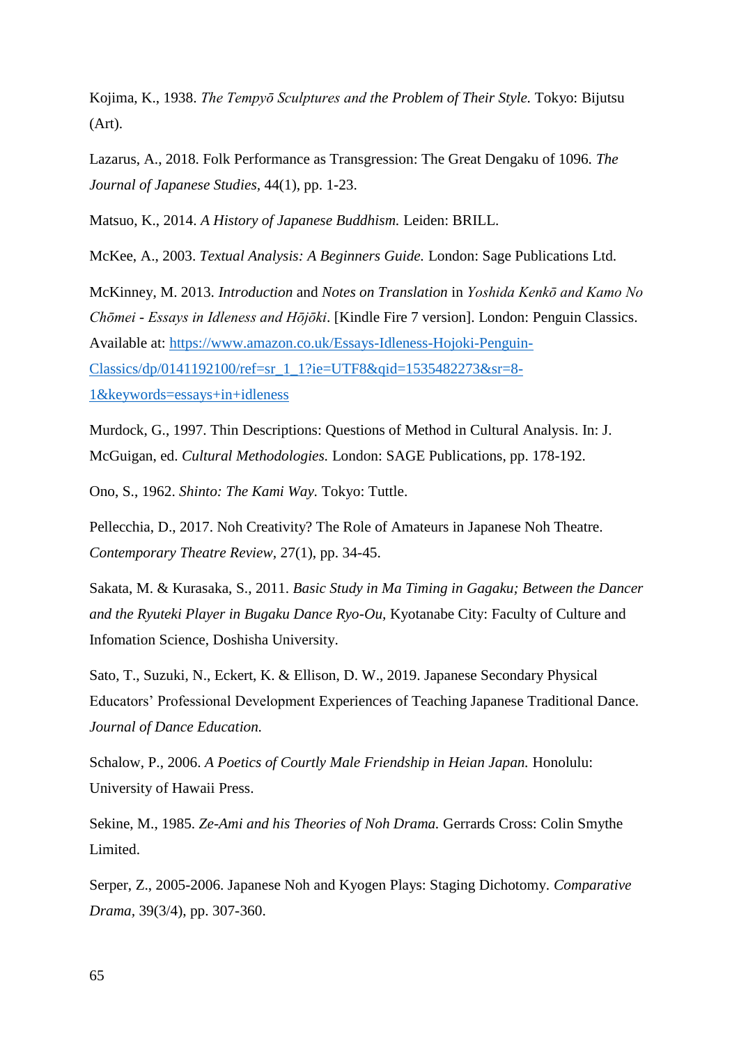Kojima, K., 1938. *The Tempyō Sculptures and the Problem of Their Style.* Tokyo: Bijutsu (Art).

Lazarus, A., 2018. Folk Performance as Transgression: The Great Dengaku of 1096. *The Journal of Japanese Studies,* 44(1), pp. 1-23.

Matsuo, K., 2014. *A History of Japanese Buddhism.* Leiden: BRILL.

McKee, A., 2003. *Textual Analysis: A Beginners Guide.* London: Sage Publications Ltd.

McKinney, M. 2013. *Introduction* and *Notes on Translation* in *Yoshida Kenkō and Kamo No Chōmei - Essays in Idleness and Hōjōki*. [Kindle Fire 7 version]. London: Penguin Classics. Available at: https://www.amazon.co.uk/Essays-Idleness-Hojoki-Penguin-Classics/dp/0141192100/ref=sr_1_1?ie=UTF8&qid=1535482273&sr=8-1&keywords=essays+in+idleness

Murdock, G., 1997. Thin Descriptions: Questions of Method in Cultural Analysis. In: J. McGuigan, ed. *Cultural Methodologies.* London: SAGE Publications, pp. 178-192.

Ono, S., 1962. *Shinto: The Kami Way.* Tokyo: Tuttle.

Pellecchia, D., 2017. Noh Creativity? The Role of Amateurs in Japanese Noh Theatre. *Contemporary Theatre Review*, 27(1), pp. 34-45.

Sakata, M. & Kurasaka, S., 2011. *Basic Study in Ma Timing in Gagaku; Between the Dancer and the Ryuteki Player in Bugaku Dance Ryo-Ou,* Kyotanabe City: Faculty of Culture and Infomation Science, Doshisha University.

Sato, T., Suzuki, N., Eckert, K. & Ellison, D. W., 2019. Japanese Secondary Physical Educators' Professional Development Experiences of Teaching Japanese Traditional Dance. *Journal of Dance Education.*

Schalow, P., 2006. *A Poetics of Courtly Male Friendship in Heian Japan.* Honolulu: University of Hawaii Press.

Sekine, M., 1985. *Ze-Ami and his Theories of Noh Drama.* Gerrards Cross: Colin Smythe Limited.

Serper, Z., 2005-2006. Japanese Noh and Kyogen Plays: Staging Dichotomy. *Comparative Drama*, 39(3/4), pp. 307-360.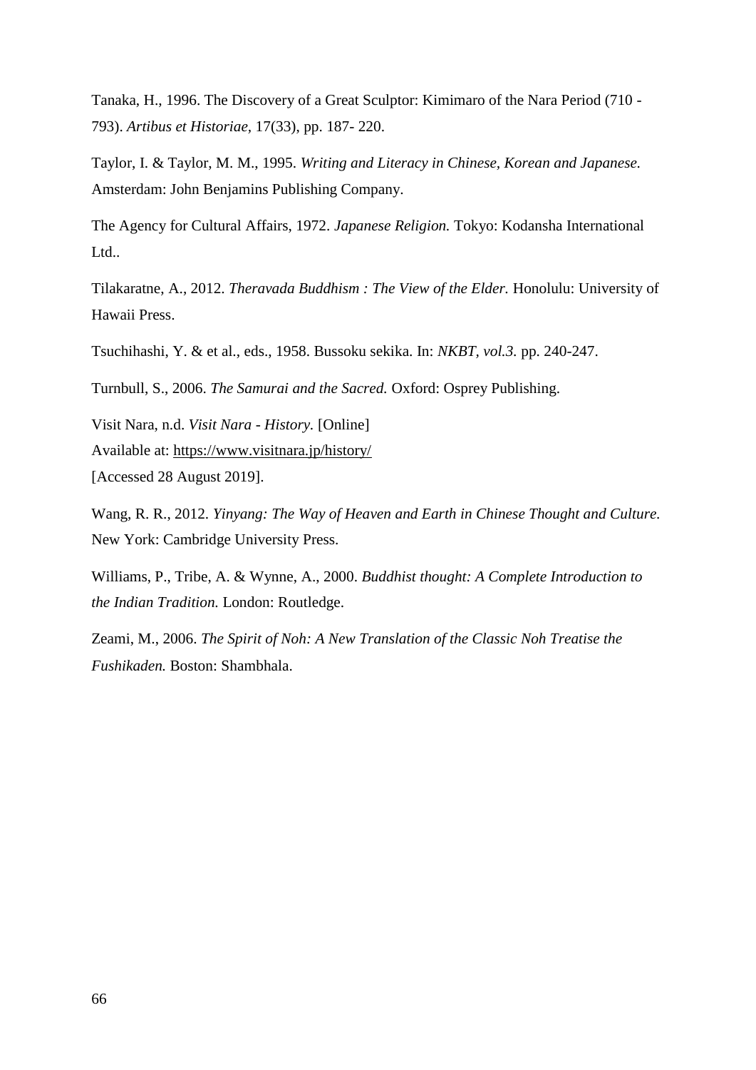Tanaka, H., 1996. The Discovery of a Great Sculptor: Kimimaro of the Nara Period (710 - 793). *Artibus et Historiae,* 17(33), pp. 187- 220.

Taylor, I. & Taylor, M. M., 1995. *Writing and Literacy in Chinese, Korean and Japanese.* Amsterdam: John Benjamins Publishing Company.

The Agency for Cultural Affairs, 1972. *Japanese Religion.* Tokyo: Kodansha International Ltd..

Tilakaratne, A., 2012. *Theravada Buddhism : The View of the Elder.* Honolulu: University of Hawaii Press.

Tsuchihashi, Y. & et al., eds., 1958. Bussoku sekika. In: *NKBT, vol.3.* pp. 240-247.

Turnbull, S., 2006. *The Samurai and the Sacred.* Oxford: Osprey Publishing.

Visit Nara, n.d. *Visit Nara - History.* [Online]
Available at: https://www.visitnara.jp/history/
[Accessed 28 August 2019].

Wang, R. R., 2012. *Yinyang: The Way of Heaven and Earth in Chinese Thought and Culture.* New York: Cambridge University Press.

Williams, P., Tribe, A. & Wynne, A., 2000. *Buddhist thought: A Complete Introduction to the Indian Tradition.* London: Routledge.

Zeami, M., 2006. *The Spirit of Noh: A New Translation of the Classic Noh Treatise the Fushikaden.* Boston: Shambhala.